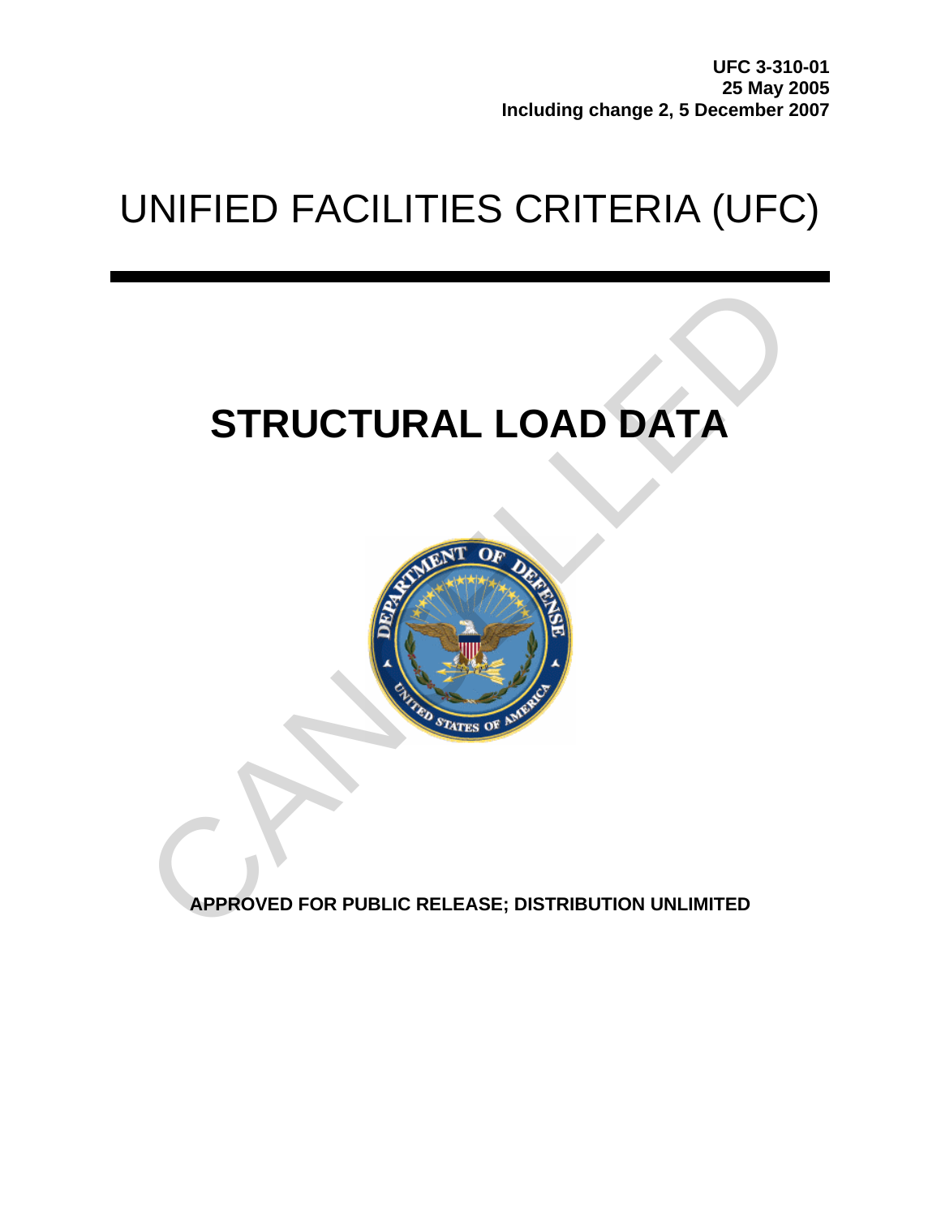**UFC 3-310-01**
**25 May 2005**
**Including change 2, 5 December 2007**

# UNIFIED FACILITIES CRITERIA (UFC)

# STRUCTURAL LOAD DATA

CANCELLED

**APPROVED FOR PUBLIC RELEASE; DISTRIBUTION UNLIMITED**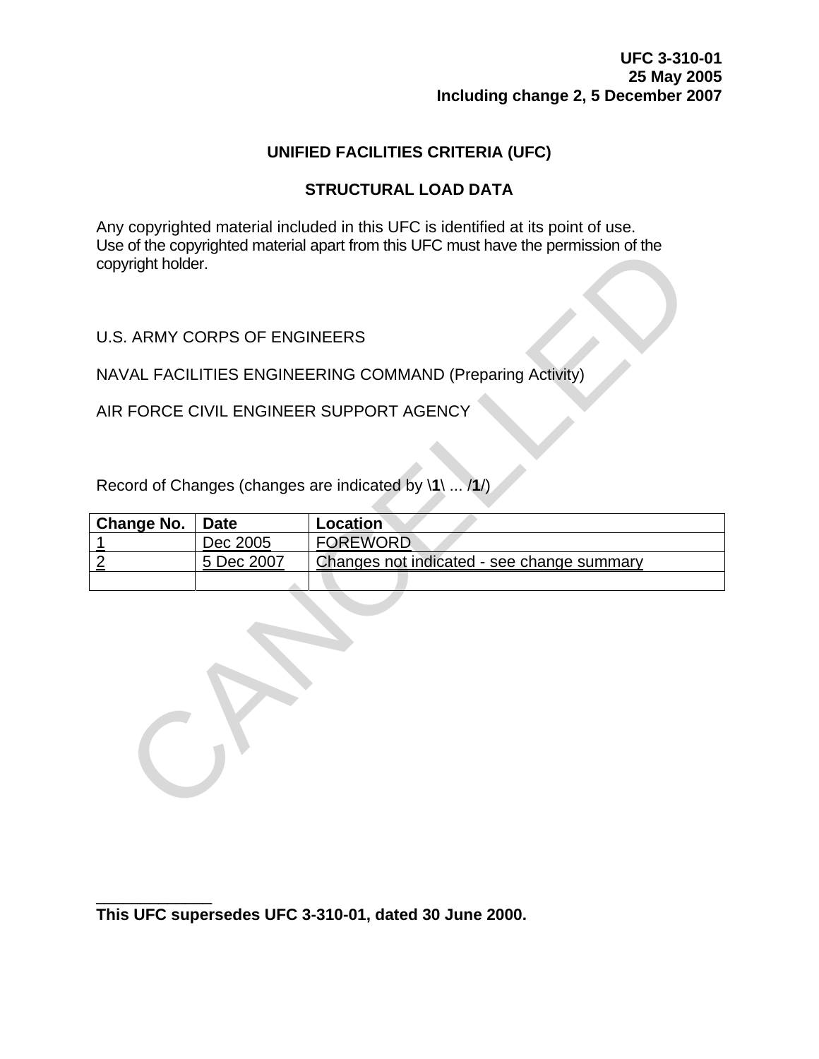**UFC 3-310-01**
**25 May 2005**
**Including change 2, 5 December 2007**

# UNIFIED FACILITIES CRITERIA (UFC)

# STRUCTURAL LOAD DATA

Any copyrighted material included in this UFC is identified at its point of use.
Use of the copyrighted material apart from this UFC must have the permission of the copyright holder.

U.S. ARMY CORPS OF ENGINEERS

NAVAL FACILITIES ENGINEERING COMMAND (Preparing Activity)

AIR FORCE CIVIL ENGINEER SUPPORT AGENCY

Record of Changes (changes are indicated by **\1\** ... **/1/**)

| Change No. | Date | Location |
|---|---|---|
| 1 | Dec 2005 | FOREWORD |
| 2 | 5 Dec 2007 | Changes not indicated - see change summary |
| | | |

CANCELLED

---

**This UFC supersedes UFC 3-310-01, dated 30 June 2000.**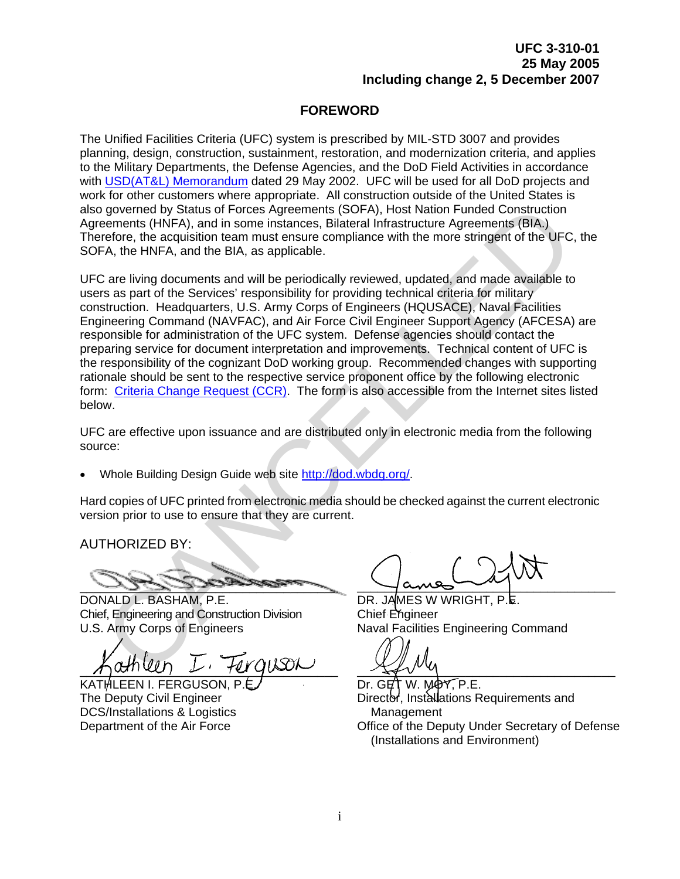UFC 3-310-01
25 May 2005
Including change 2, 5 December 2007

## FOREWORD

The Unified Facilities Criteria (UFC) system is prescribed by MIL-STD 3007 and provides planning, design, construction, sustainment, restoration, and modernization criteria, and applies to the Military Departments, the Defense Agencies, and the DoD Field Activities in accordance with USD(AT&L) Memorandum dated 29 May 2002. UFC will be used for all DoD projects and work for other customers where appropriate. All construction outside of the United States is also governed by Status of Forces Agreements (SOFA), Host Nation Funded Construction Agreements (HNFA), and in some instances, Bilateral Infrastructure Agreements (BIA.) Therefore, the acquisition team must ensure compliance with the more stringent of the UFC, the SOFA, the HNFA, and the BIA, as applicable.

UFC are living documents and will be periodically reviewed, updated, and made available to users as part of the Services' responsibility for providing technical criteria for military construction. Headquarters, U.S. Army Corps of Engineers (HQUSACE), Naval Facilities Engineering Command (NAVFAC), and Air Force Civil Engineer Support Agency (AFCESA) are responsible for administration of the UFC system. Defense agencies should contact the preparing service for document interpretation and improvements. Technical content of UFC is the responsibility of the cognizant DoD working group. Recommended changes with supporting rationale should be sent to the respective service proponent office by the following electronic form: Criteria Change Request (CCR). The form is also accessible from the Internet sites listed below.

UFC are effective upon issuance and are distributed only in electronic media from the following source:

- Whole Building Design Guide web site http://dod.wbdg.org/.

Hard copies of UFC printed from electronic media should be checked against the current electronic version prior to use to ensure that they are current.

AUTHORIZED BY:

DONALD L. BASHAM, P.E.
Chief, Engineering and Construction Division
U.S. Army Corps of Engineers

DR. JAMES W WRIGHT, P.E.
Chief Engineer
Naval Facilities Engineering Command

KATHLEEN I. FERGUSON, P.E.
The Deputy Civil Engineer
DCS/Installations & Logistics
Department of the Air Force

Dr. GET W. MOY, P.E.
Director, Installations Requirements and Management
Office of the Deputy Under Secretary of Defense (Installations and Environment)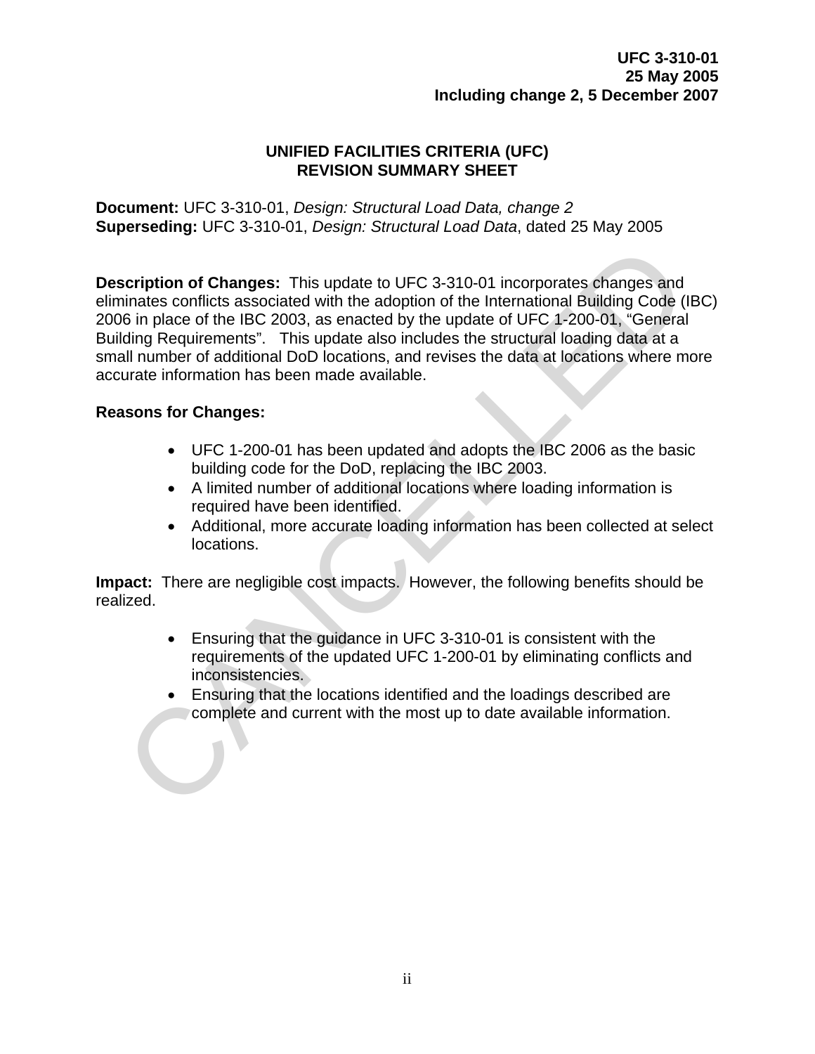UFC 3-310-01
25 May 2005
Including change 2, 5 December 2007

# UNIFIED FIELDS CRITERIA (UFC) REVISION SUMMARY SHEET

**Document:** UFC 3-310-01, *Design: Structural Load Data, change 2*
**Superseding:** UFC 3-310-01, *Design: Structural Load Data*, dated 25 May 2005

**Description of Changes:** This update to UFC 3-310-01 incorporates changes and eliminates conflicts associated with the adoption of the International Building Code (IBC) 2006 in place of the IBC 2003, as enacted by the update of UFC 1-200-01, "General Building Requirements". This update also includes the structural loading data at a small number of additional DoD locations, and revises the data at locations where more accurate information has been made available.

**Reasons for Changes:**

- UFC 1-200-01 has been updated and adopts the IBC 2006 as the basic building code for the DoD, replacing the IBC 2003.
- A limited number of additional locations where loading information is required have been identified.
- Additional, more accurate loading information has been collected at select locations.

**Impact:** There are negligible cost impacts. However, the following benefits should be realized.

- Ensuring that the guidance in UFC 3-310-01 is consistent with the requirements of the updated UFC 1-200-01 by eliminating conflicts and inconsistencies.
- Ensuring that the locations identified and the loadings described are complete and current with the most up to date available information.

UFC 3-310-01
25 May 2005
Including change 2, 5 December 2007

# UNIFIED FACILITIES CRITERIA (UFC) REVISION SUMMARY SHEET

**Document:** UFC 3-310-01, *Design: Structural Load Data, change 2*
**Superseding:** UFC 3-310-01, *Design: Structural Load Data*, dated 25 May 2005

**Description of Changes:** This update to UFC 3-310-01 incorporates changes and eliminates conflicts associated with the adoption of the International Building Code (IBC) 2006 in place of the IBC 2003, as enacted by the update of UFC 1-200-01, "General Building Requirements". This update also includes the structural loading data at a small number of additional DoD locations, and revises the data at locations where more accurate information has been made available.

**Reasons for Changes:**

- UFC 1-200-01 has been updated and adopts the IBC 2006 as the basic building code for the DoD, replacing the IBC 2003.
- A limited number of additional locations where loading information is required have been identified.
- Additional, more accurate loading information has been collected at select locations.

**Impact:** There are negligible cost impacts. However, the following benefits should be realized.

- Ensuring that the guidance in UFC 3-310-01 is consistent with the requirements of the updated UFC 1-200-01 by eliminating conflicts and inconsistencies.
- Ensuring that the locations identified and the loadings described are complete and current with the most up to date available information.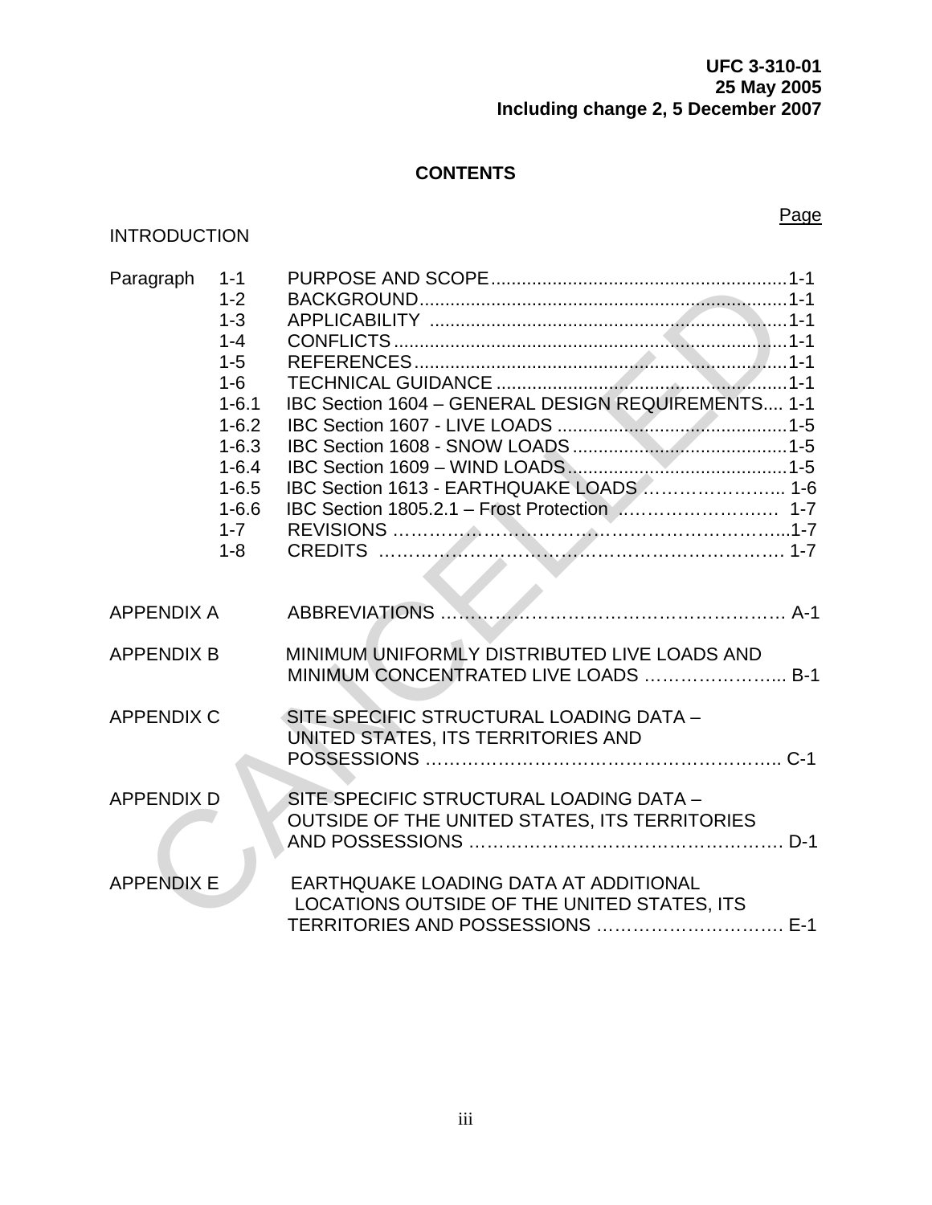UFC 3-310-01
25 May 2005
Including change 2, 5 December 2007

# CONTENTS

| | | | Page |
|---|---|---|---|
| INTRODUCTION | | | |
| Paragraph | 1-1 | PURPOSE AND SCOPE | 1-1 |
| | 1-2 | BACKGROUND | 1-1 |
| | 1-3 | APPLICABILITY | 1-1 |
| | 1-4 | CONFLICTS | 1-1 |
| | 1-5 | REFERENCES | 1-1 |
| | 1-6 | TECHNICAL GUIDANCE | 1-1 |
| | 1-6.1 | IBC Section 1604 – GENERAL DESIGN REQUIREMENTS | 1-1 |
| | 1-6.2 | IBC Section 1607 - LIVE LOADS | 1-5 |
| | 1-6.3 | IBC Section 1608 - SNOW LOADS | 1-5 |
| | 1-6.4 | IBC Section 1609 – WIND LOADS | 1-5 |
| | 1-6.5 | IBC Section 1613 - EARTHQUAKE LOADS | 1-6 |
| | 1-6.6 | IBC Section 1805.2.1 – Frost Protection | 1-7 |
| | 1-7 | REVISIONS | 1-7 |
| | 1-8 | CREDITS | 1-7 |
| APPENDIX A | | ABBREVIATIONS | A-1 |
| APPENDIX B | | MINIMUM UNIFORMLY DISTRIBUTED LIVE LOADS AND MINIMUM CONCENTRATED LIVE LOADS | B-1 |
| APPENDIX C | | SITE SPECIFIC STRUCTURAL LOADING DATA – UNITED STATES, ITS TERRITORIES AND POSSESSIONS | C-1 |
| APPENDIX D | | SITE SPECIFIC STRUCTURAL LOADING DATA – OUTSIDE OF THE UNITED STATES, ITS TERRITORIES AND POSSESSIONS | D-1 |
| APPENDIX E | | EARTHQUAKE LOADING DATA AT ADDITIONAL LOCATIONS OUTSIDE OF THE UNITED STATES, ITS TERRITORIES AND POSSESSIONS | E-1 |

CANCELLED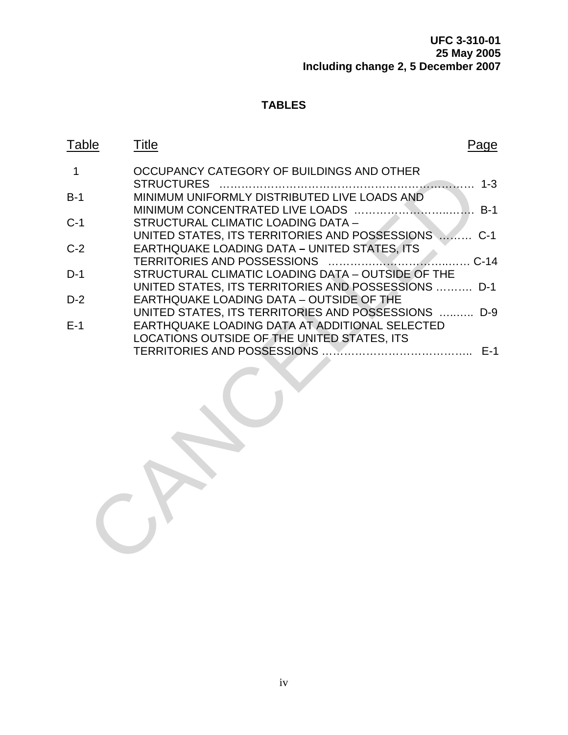# TABLES

| Table | Title | Page |
|---|---|---|
| 1 | OCCUPANCY CATEGORY OF BUILDINGS AND OTHER STRUCTURES | 1-3 |
| B-1 | MINIMUM UNIFORMLY DISTRIBUTED LIVE LOADS AND MINIMUM CONCENTRATED LIVE LOADS | B-1 |
| C-1 | STRUCTURAL CLIMATIC LOADING DATA – UNITED STATES, ITS TERRITORIES AND POSSESSIONS | C-1 |
| C-2 | EARTHQUAKE LOADING DATA – UNITED STATES, ITS TERRITORIES AND POSSESSIONS | C-14 |
| D-1 | STRUCTURAL CLIMATIC LOADING DATA – OUTSIDE OF THE UNITED STATES, ITS TERRITORIES AND POSSESSIONS | D-1 |
| D-2 | EARTHQUAKE LOADING DATA – OUTSIDE OF THE UNITED STATES, ITS TERRITORIES AND POSSESSIONS | D-9 |
| E-1 | EARTHQUAKE LOADING DATA AT ADDITIONAL SELECTED LOCATIONS OUTSIDE OF THE UNITED STATES, ITS TERRITORIES AND POSSESSIONS | E-1 |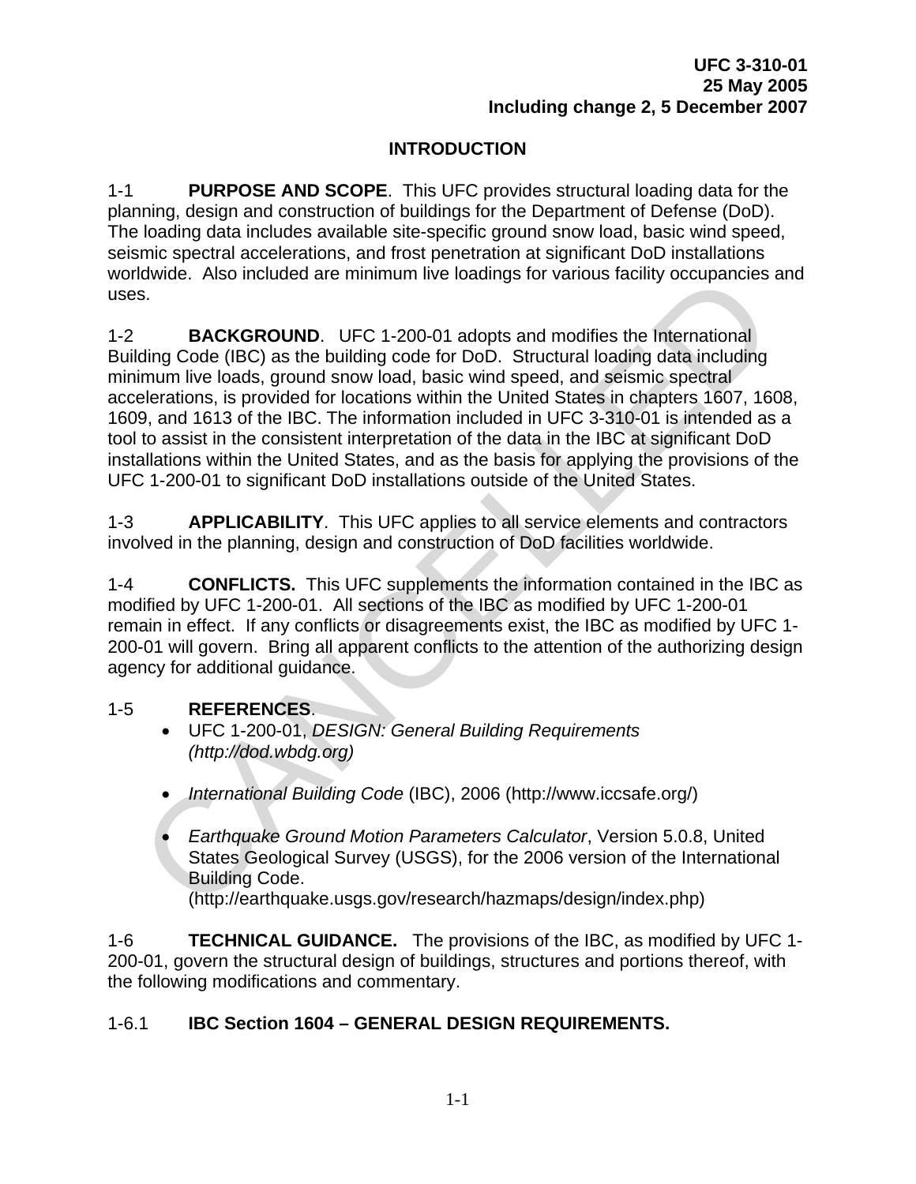# INTRODUCTION

1-1 **PURPOSE AND SCOPE**. This UFC provides structural loading data for the planning, design and construction of buildings for the Department of Defense (DoD). The loading data includes available site-specific ground snow load, basic wind speed, seismic spectral accelerations, and frost penetration at significant DoD installations worldwide. Also included are minimum live loadings for various facility occupancies and uses.

1-2 **BACKGROUND**. UFC 1-200-01 adopts and modifies the International Building Code (IBC) as the building code for DoD. Structural loading data including minimum live loads, ground snow load, basic wind speed, and seismic spectral accelerations, is provided for locations within the United States in chapters 1607, 1608, 1609, and 1613 of the IBC. The information included in UFC 3-310-01 is intended as a tool to assist in the consistent interpretation of the data in the IBC at significant DoD installations within the United States, and as the basis for applying the provisions of the UFC 1-200-01 to significant DoD installations outside of the United States.

1-3 **APPLICABILITY**. This UFC applies to all service elements and contractors involved in the planning, design and construction of DoD facilities worldwide.

1-4 **CONFLICTS.** This UFC supplements the information contained in the IBC as modified by UFC 1-200-01. All sections of the IBC as modified by UFC 1-200-01 remain in effect. If any conflicts or disagreements exist, the IBC as modified by UFC 1-200-01 will govern. Bring all apparent conflicts to the attention of the authorizing design agency for additional guidance.

1-5 **REFERENCES**.

- UFC 1-200-01, *DESIGN: General Building Requirements (http://dod.wbdg.org)*
- *International Building Code* (IBC), 2006 (http://www.iccsafe.org/)
- *Earthquake Ground Motion Parameters Calculator*, Version 5.0.8, United States Geological Survey (USGS), for the 2006 version of the International Building Code. (http://earthquake.usgs.gov/research/hazmaps/design/index.php)

1-6 **TECHNICAL GUIDANCE.** The provisions of the IBC, as modified by UFC 1-200-01, govern the structural design of buildings, structures and portions thereof, with the following modifications and commentary.

1-6.1 **IBC Section 1604 – GENERAL DESIGN REQUIREMENTS.**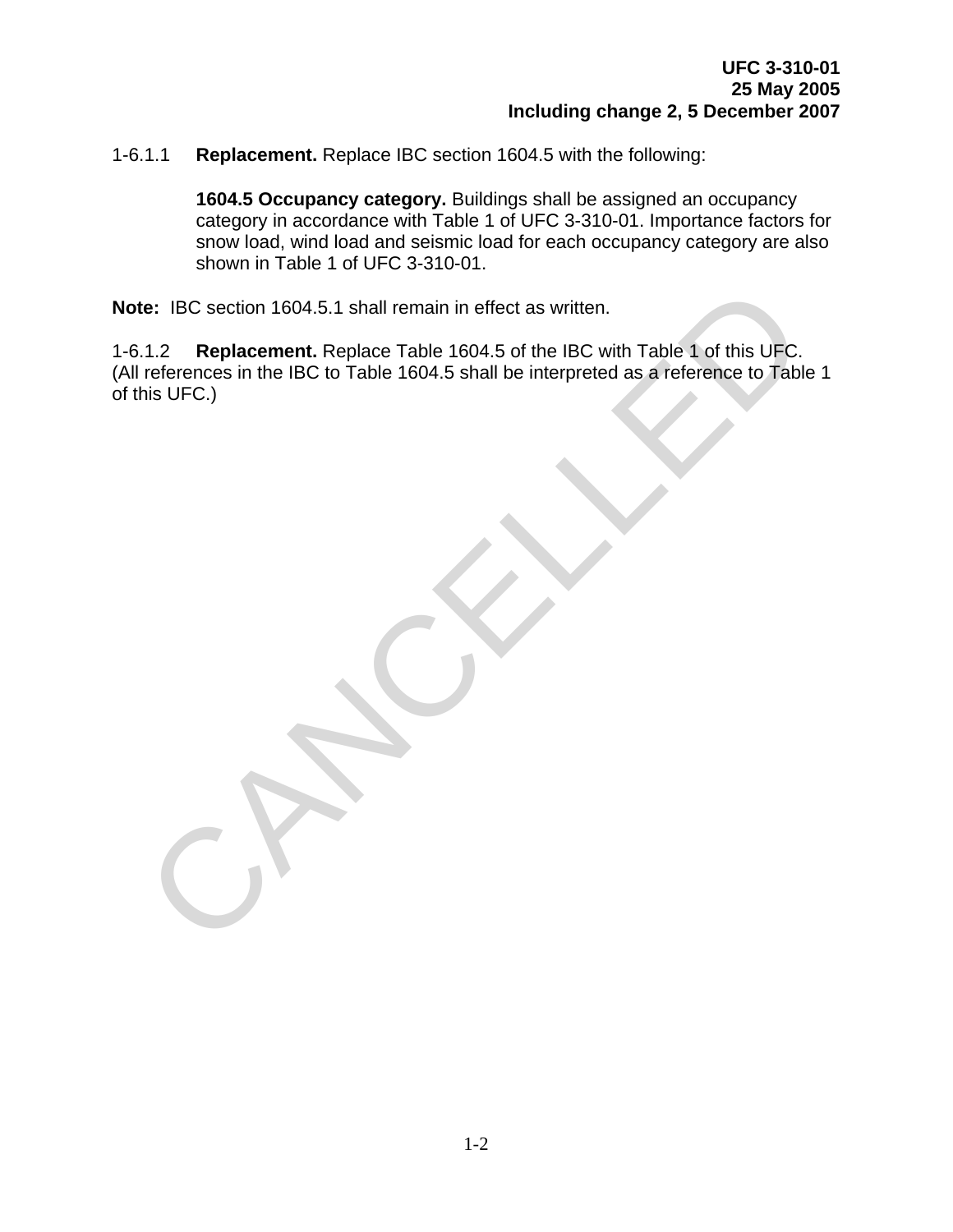1-6.1.1 **Replacement.** Replace IBC section 1604.5 with the following:

> **1604.5 Occupancy category.** Buildings shall be assigned an occupancy category in accordance with Table 1 of UFC 3-310-01. Importance factors for snow load, wind load and seismic load for each occupancy category are also shown in Table 1 of UFC 3-310-01.

**Note:** IBC section 1604.5.1 shall remain in effect as written.

1-6.1.2 **Replacement.** Replace Table 1604.5 of the IBC with Table 1 of this UFC. (All references in the IBC to Table 1604.5 shall be interpreted as a reference to Table 1 of this UFC.)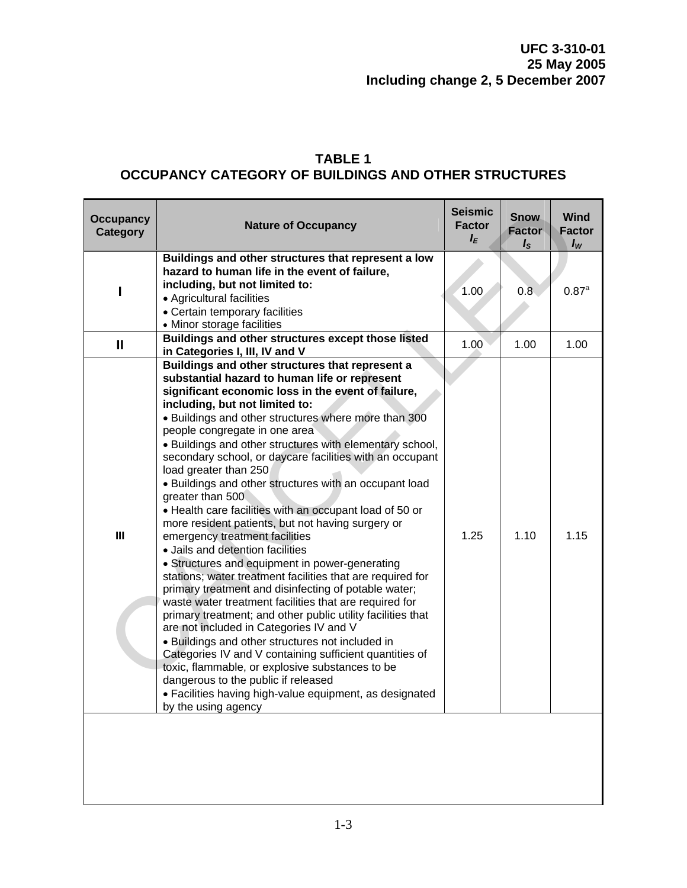**TABLE 1**
**OCCUPANCY CATEGORY OF BUILDINGS AND OTHER STRUCTURES**

| Occupancy Category | Nature of Occupancy | Seismic Factor $I_E$ | Snow Factor $I_S$ | Wind Factor $I_W$ |
|---|---|---|---|---|
| I | **Buildings and other structures that represent a low hazard to human life in the event of failure, including, but not limited to:** <br>• Agricultural facilities <br>• Certain temporary facilities <br>• Minor storage facilities | 1.00 | 0.8 | 0.87[a] |
| II | **Buildings and other structures except those listed in Categories I, III, IV and V** | 1.00 | 1.00 | 1.00 |
| III | **Buildings and other structures that represent a substantial hazard to human life or represent significant economic loss in the event of failure, including, but not limited to:** <br>• Buildings and other structures where more than 300 people congregate in one area <br>• Buildings and other structures with elementary school, secondary school, or daycare facilities with an occupant load greater than 250 <br>• Buildings and other structures with an occupant load greater than 500 <br>• Health care facilities with an occupant load of 50 or more resident patients, but not having surgery or emergency treatment facilities <br>• Jails and detention facilities <br>• Structures and equipment in power-generating stations; water treatment facilities that are required for primary treatment and disinfecting of potable water; waste water treatment facilities that are required for primary treatment; and other public utility facilities that are not included in Categories IV and V <br>• Buildings and other structures not included in Categories IV and V containing sufficient quantities of toxic, flammable, or explosive substances to be dangerous to the public if released <br>• Facilities having high-value equipment, as designated by the using agency | 1.25 | 1.10 | 1.15 |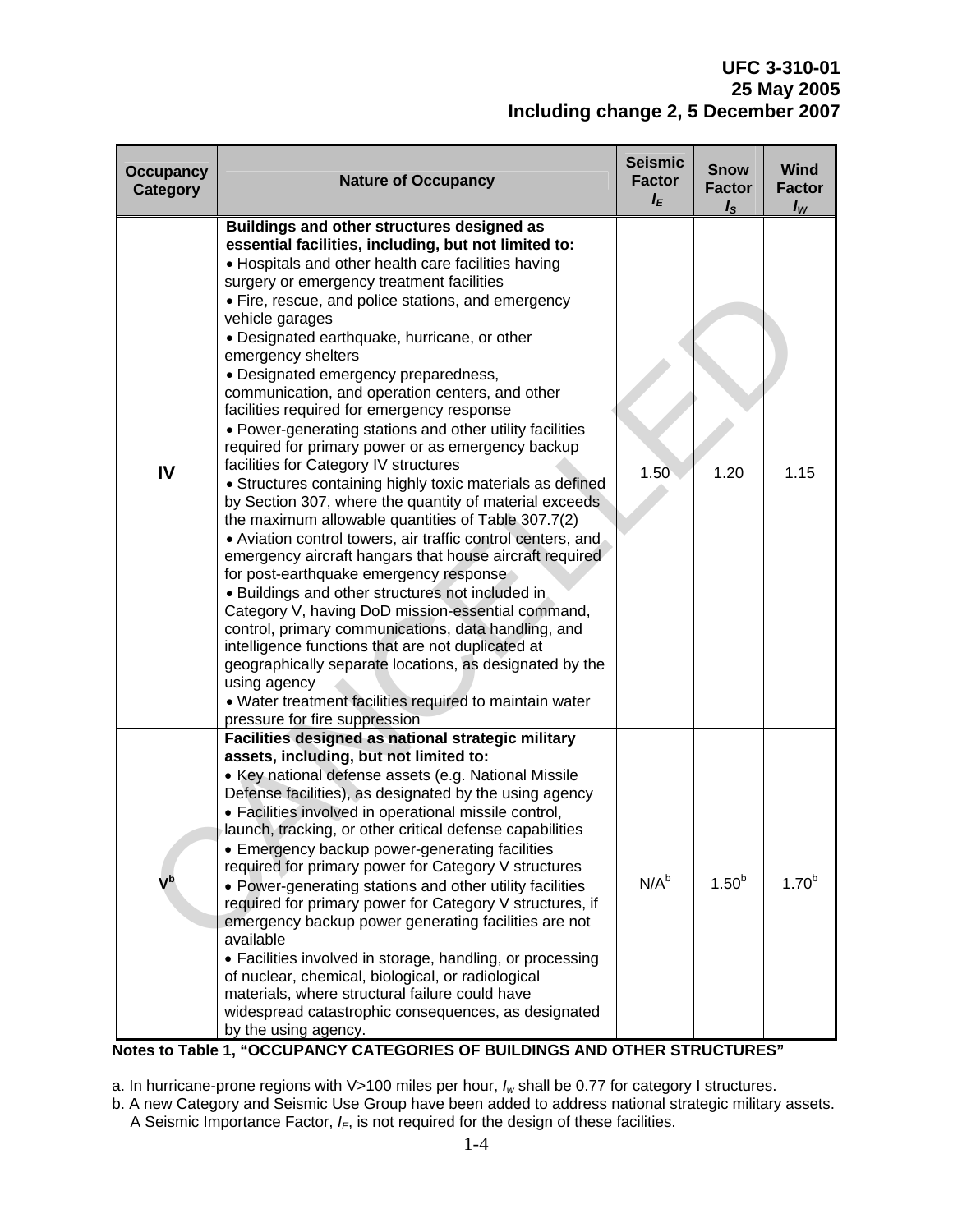| Occupancy Category | Nature of Occupancy | Seismic Factor $I_E$ | Snow Factor $I_S$ | Wind Factor $I_W$ |
|---|---|---|---|---|
| IV | **Buildings and other structures designed as essential facilities, including, but not limited to:** • Hospitals and other health care facilities having surgery or emergency treatment facilities • Fire, rescue, and police stations, and emergency vehicle garages • Designated earthquake, hurricane, or other emergency shelters • Designated emergency preparedness, communication, and operation centers, and other facilities required for emergency response • Power-generating stations and other utility facilities required for primary power or as emergency backup facilities for Category IV structures • Structures containing highly toxic materials as defined by Section 307, where the quantity of material exceeds the maximum allowable quantities of Table 307.7(2) • Aviation control towers, air traffic control centers, and emergency aircraft hangars that house aircraft required for post-earthquake emergency response • Buildings and other structures not included in Category V, having DoD mission-essential command, control, primary communications, data handling, and intelligence functions that are not duplicated at geographically separate locations, as designated by the using agency • Water treatment facilities required to maintain water pressure for fire suppression | 1.50 | 1.20 | 1.15 |
| V[b] | **Facilities designed as national strategic military assets, including, but not limited to:** • Key national defense assets (e.g. National Missile Defense facilities), as designated by the using agency • Facilities involved in operational missile control, launch, tracking, or other critical defense capabilities • Emergency backup power-generating facilities required for primary power for Category V structures • Power-generating stations and other utility facilities required for primary power for Category V structures, if emergency backup power generating facilities are not available • Facilities involved in storage, handling, or processing of nuclear, chemical, biological, or radiological materials, where structural failure could have widespread catastrophic consequences, as designated by the using agency. | N/A[b] | 1.50[b] | 1.70[b] |

**Notes to Table 1, "OCCUPANCY CATEGORIES OF BUILDINGS AND OTHER STRUCTURES"**

a. In hurricane-prone regions with V>100 miles per hour, $I_w$ shall be 0.77 for category I structures.

b. A new Category and Seismic Use Group have been added to address national strategic military assets. A Seismic Importance Factor, $I_E$, is not required for the design of these facilities.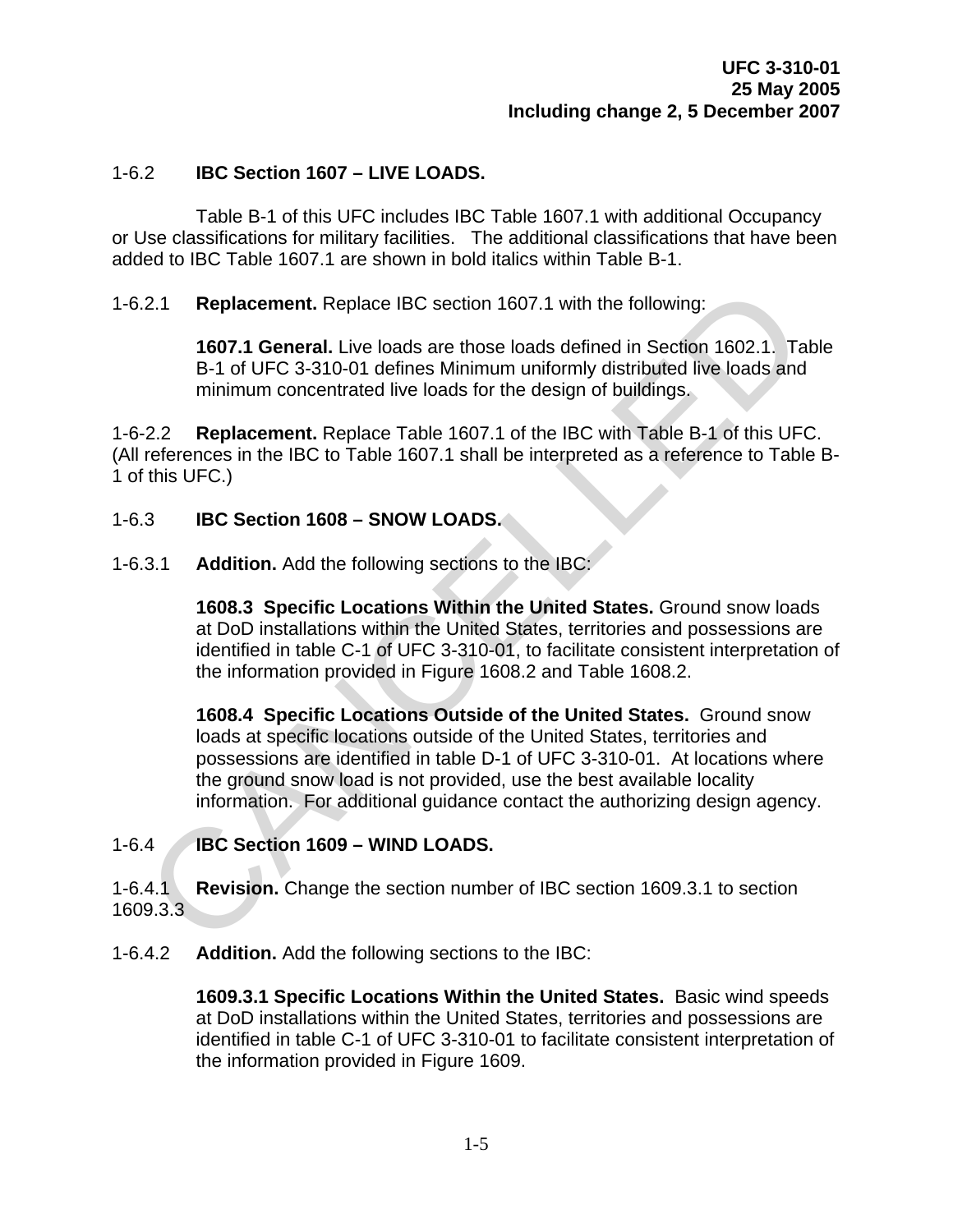1-6.2 **IBC Section 1607 – LIVE LOADS.**

Table B-1 of this UFC includes IBC Table 1607.1 with additional Occupancy or Use classifications for military facilities. The additional classifications that have been added to IBC Table 1607.1 are shown in bold italics within Table B-1.

1-6.2.1 **Replacement.** Replace IBC section 1607.1 with the following:

> **1607.1 General.** Live loads are those loads defined in Section 1602.1. Table B-1 of UFC 3-310-01 defines Minimum uniformly distributed live loads and minimum concentrated live loads for the design of buildings.

1-6-2.2 **Replacement.** Replace Table 1607.1 of the IBC with Table B-1 of this UFC. (All references in the IBC to Table 1607.1 shall be interpreted as a reference to Table B-1 of this UFC.)

1-6.3 **IBC Section 1608 – SNOW LOADS.**

1-6.3.1 **Addition.** Add the following sections to the IBC:

> **1608.3 Specific Locations Within the United States.** Ground snow loads at DoD installations within the United States, territories and possessions are identified in table C-1 of UFC 3-310-01, to facilitate consistent interpretation of the information provided in Figure 1608.2 and Table 1608.2.
>
> **1608.4 Specific Locations Outside of the United States.** Ground snow loads at specific locations outside of the United States, territories and possessions are identified in table D-1 of UFC 3-310-01. At locations where the ground snow load is not provided, use the best available locality information. For additional guidance contact the authorizing design agency.

1-6.4 **IBC Section 1609 – WIND LOADS.**

1-6.4.1 **Revision.** Change the section number of IBC section 1609.3.1 to section 1609.3.3

1-6.4.2 **Addition.** Add the following sections to the IBC:

> **1609.3.1 Specific Locations Within the United States.** Basic wind speeds at DoD installations within the United States, territories and possessions are identified in table C-1 of UFC 3-310-01 to facilitate consistent interpretation of the information provided in Figure 1609.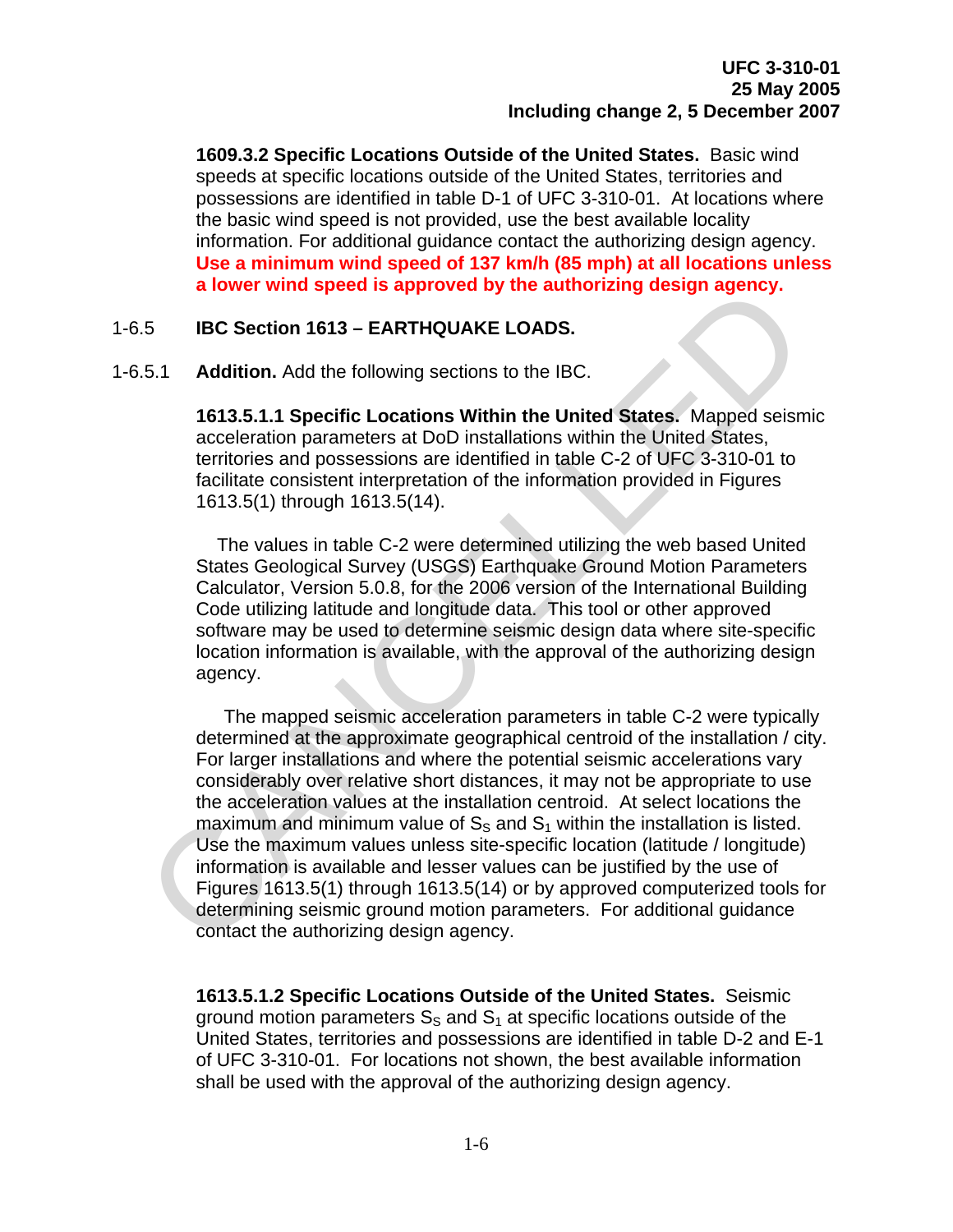**1609.3.2 Specific Locations Outside of the United States.** Basic wind speeds at specific locations outside of the United States, territories and possessions are identified in table D-1 of UFC 3-310-01. At locations where the basic wind speed is not provided, use the best available locality information. For additional guidance contact the authorizing design agency. **Use a minimum wind speed of 137 km/h (85 mph) at all locations unless a lower wind speed is approved by the authorizing design agency.**

1-6.5 **IBC Section 1613 – EARTHQUAKE LOADS.**

1-6.5.1 **Addition.** Add the following sections to the IBC.

**1613.5.1.1 Specific Locations Within the United States.** Mapped seismic acceleration parameters at DoD installations within the United States, territories and possessions are identified in table C-2 of UFC 3-310-01 to facilitate consistent interpretation of the information provided in Figures 1613.5(1) through 1613.5(14).

The values in table C-2 were determined utilizing the web based United States Geological Survey (USGS) Earthquake Ground Motion Parameters Calculator, Version 5.0.8, for the 2006 version of the International Building Code utilizing latitude and longitude data. This tool or other approved software may be used to determine seismic design data where site-specific location information is available, with the approval of the authorizing design agency.

The mapped seismic acceleration parameters in table C-2 were typically determined at the approximate geographical centroid of the installation / city. For larger installations and where the potential seismic accelerations vary considerably over relative short distances, it may not be appropriate to use the acceleration values at the installation centroid. At select locations the maximum and minimum value of $S_S$ and $S_1$ within the installation is listed. Use the maximum values unless site-specific location (latitude / longitude) information is available and lesser values can be justified by the use of Figures 1613.5(1) through 1613.5(14) or by approved computerized tools for determining seismic ground motion parameters. For additional guidance contact the authorizing design agency.

**1613.5.1.2 Specific Locations Outside of the United States.** Seismic ground motion parameters $S_S$ and $S_1$ at specific locations outside of the United States, territories and possessions are identified in table D-2 and E-1 of UFC 3-310-01. For locations not shown, the best available information shall be used with the approval of the authorizing design agency.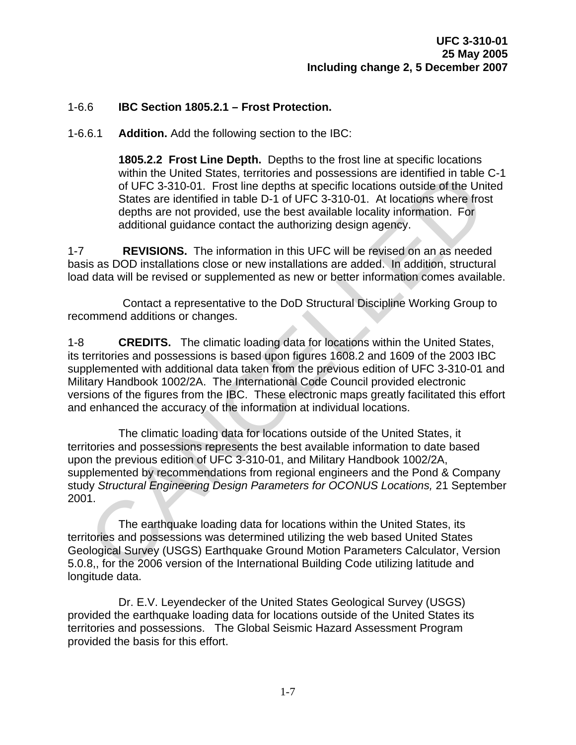1-6.6 **IBC Section 1805.2.1 – Frost Protection.**

1-6.6.1 **Addition.** Add the following section to the IBC:

> **1805.2.2 Frost Line Depth.** Depths to the frost line at specific locations within the United States, territories and possessions are identified in table C-1 of UFC 3-310-01. Frost line depths at specific locations outside of the United States are identified in table D-1 of UFC 3-310-01. At locations where frost depths are not provided, use the best available locality information. For additional guidance contact the authorizing design agency.

1-7 **REVISIONS.** The information in this UFC will be revised on an as needed basis as DOD installations close or new installations are added. In addition, structural load data will be revised or supplemented as new or better information comes available.

Contact a representative to the DoD Structural Discipline Working Group to recommend additions or changes.

1-8 **CREDITS.** The climatic loading data for locations within the United States, its territories and possessions is based upon figures 1608.2 and 1609 of the 2003 IBC supplemented with additional data taken from the previous edition of UFC 3-310-01 and Military Handbook 1002/2A. The International Code Council provided electronic versions of the figures from the IBC. These electronic maps greatly facilitated this effort and enhanced the accuracy of the information at individual locations.

The climatic loading data for locations outside of the United States, it territories and possessions represents the best available information to date based upon the previous edition of UFC 3-310-01, and Military Handbook 1002/2A, supplemented by recommendations from regional engineers and the Pond & Company study *Structural Engineering Design Parameters for OCONUS Locations,* 21 September 2001.

The earthquake loading data for locations within the United States, its territories and possessions was determined utilizing the web based United States Geological Survey (USGS) Earthquake Ground Motion Parameters Calculator, Version 5.0.8,, for the 2006 version of the International Building Code utilizing latitude and longitude data.

Dr. E.V. Leyendecker of the United States Geological Survey (USGS) provided the earthquake loading data for locations outside of the United States its territories and possessions. The Global Seismic Hazard Assessment Program provided the basis for this effort.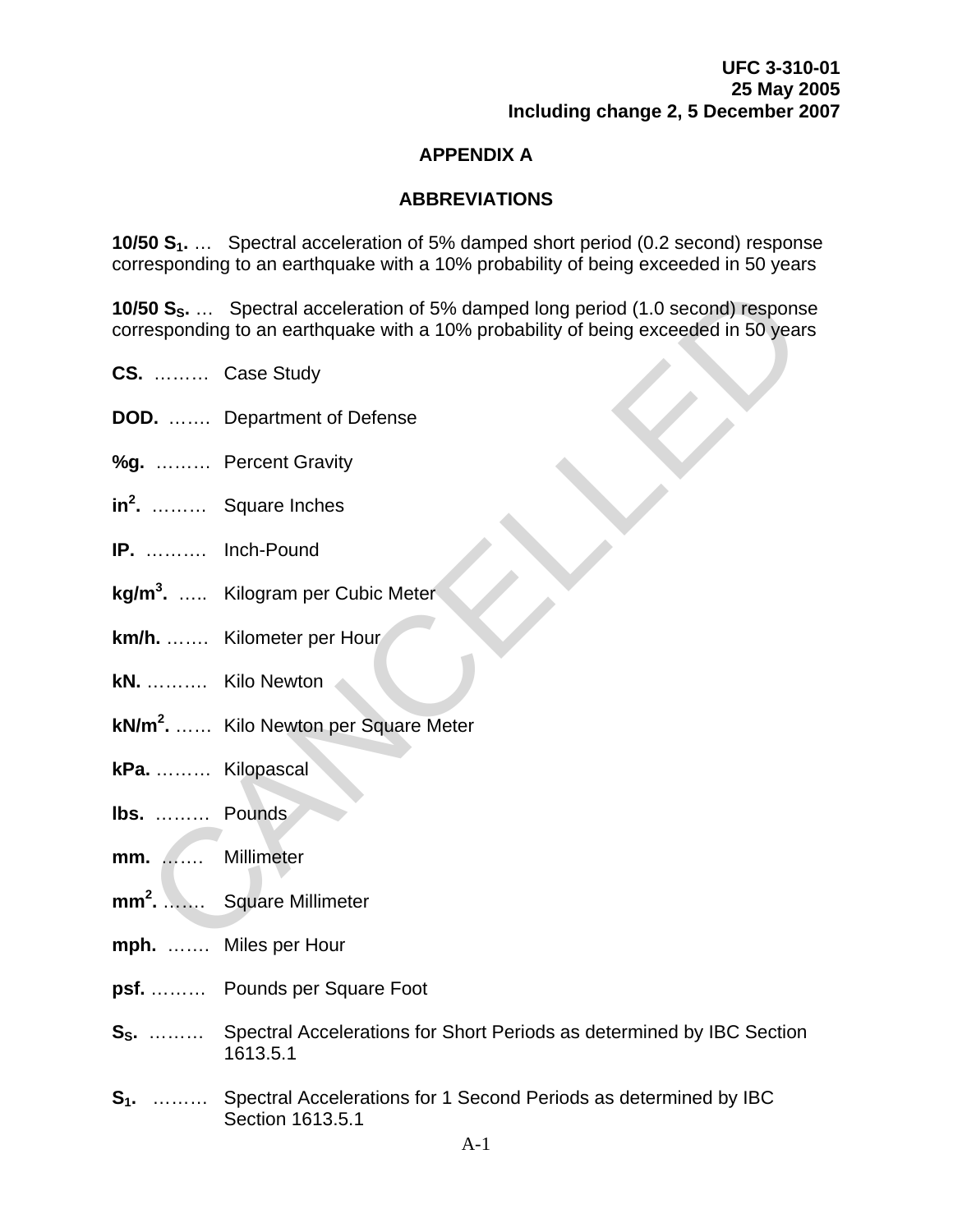# APPENDIX A

## ABBREVIATIONS

**10/50 $S_1$.** … Spectral acceleration of 5% damped short period (0.2 second) response corresponding to an earthquake with a 10% probability of being exceeded in 50 years

**10/50 $S_S$.** … Spectral acceleration of 5% damped long period (1.0 second) response corresponding to an earthquake with a 10% probability of being exceeded in 50 years

**CS.** ……… Case Study

**DOD.** ……. Department of Defense

**%g.** ……… Percent Gravity

**$in^2$.** ……… Square Inches

**IP.** ………. Inch-Pound

**$kg/m^3$.** ….. Kilogram per Cubic Meter

**km/h.** ……. Kilometer per Hour

**kN.** ………. Kilo Newton

**$kN/m^2$.** …… Kilo Newton per Square Meter

**kPa.** ……… Kilopascal

**lbs.** ……… Pounds

**mm.** ……. Millimeter

**$mm^2$.** ……. Square Millimeter

**mph.** ……. Miles per Hour

**psf.** ……… Pounds per Square Foot

**$S_S$.** ……… Spectral Accelerations for Short Periods as determined by IBC Section 1613.5.1

**$S_1$.** ……… Spectral Accelerations for 1 Second Periods as determined by IBC Section 1613.5.1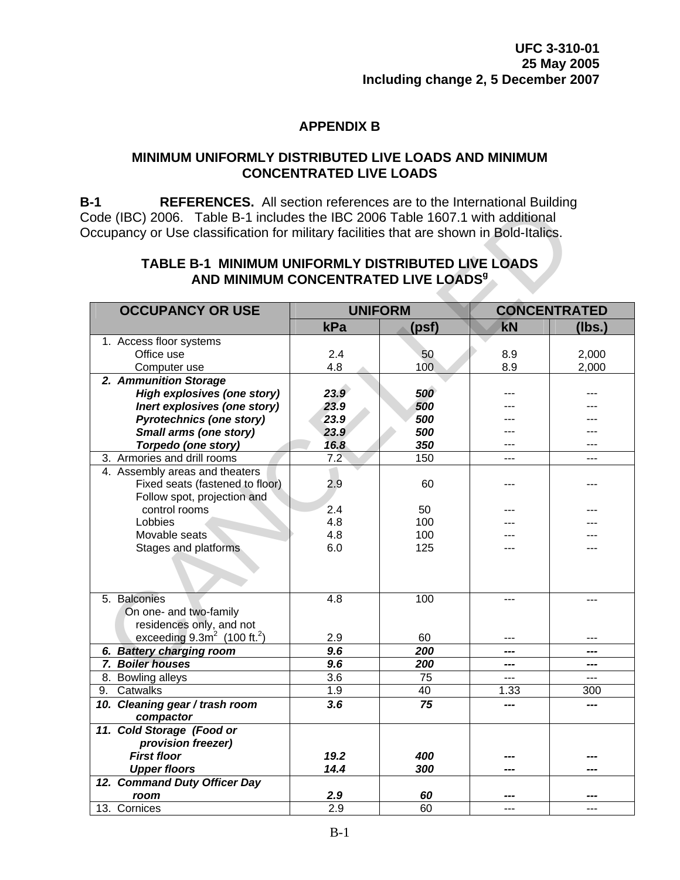# APPENDIX B

## MINIMUM UNIFORMLY DISTRIBUTED LIVE LOADS AND MINIMUM CONCENTRATED LIVE LOADS

**B-1 REFERENCES.** All section references are to the International Building Code (IBC) 2006. Table B-1 includes the IBC 2006 Table 1607.1 with additional Occupancy or Use classification for military facilities that are shown in Bold-Italics.

### TABLE B-1 MINIMUM UNIFORMLY DISTRIBUTED LIVE LOADS AND MINIMUM CONCENTRATED LIVE LOADS[g]

| OCCUPANCY OR USE | UNIFORM | | CONCENTRATED | |
|---|---|---|---|---|
| | kPa | (psf) | kN | (lbs.) |
| 1. Access floor systems | | | | |
| Office use | 2.4 | 50 | 8.9 | 2,000 |
| Computer use | 4.8 | 100 | 8.9 | 2,000 |
| ***2. Ammunition Storage*** | | | | |
| ***High explosives (one story)*** | ***23.9*** | ***500*** | --- | --- |
| ***Inert explosives (one story)*** | ***23.9*** | ***500*** | --- | --- |
| ***Pyrotechnics (one story)*** | ***23.9*** | ***500*** | --- | --- |
| ***Small arms (one story)*** | ***23.9*** | ***500*** | --- | --- |
| ***Torpedo (one story)*** | ***16.8*** | ***350*** | --- | --- |
| 3. Armories and drill rooms | 7.2 | 150 | --- | --- |
| 4. Assembly areas and theaters | | | | |
| Fixed seats (fastened to floor) | 2.9 | 60 | --- | --- |
| Follow spot, projection and control rooms | 2.4 | 50 | --- | --- |
| Lobbies | 4.8 | 100 | --- | --- |
| Movable seats | 4.8 | 100 | --- | --- |
| Stages and platforms | 6.0 | 125 | --- | --- |
| 5. Balconies | 4.8 | 100 | --- | --- |
| On one- and two-family residences only, and not exceeding 9.3m$^2$ (100 ft.$^2$) | 2.9 | 60 | --- | --- |
| ***6. Battery charging room*** | ***9.6*** | ***200*** | --- | --- |
| ***7. Boiler houses*** | ***9.6*** | ***200*** | --- | --- |
| 8. Bowling alleys | 3.6 | 75 | --- | --- |
| 9. Catwalks | 1.9 | 40 | 1.33 | 300 |
| ***10. Cleaning gear / trash room compactor*** | ***3.6*** | ***75*** | --- | --- |
| ***11. Cold Storage (Food or provision freezer)*** | | | | |
| ***First floor*** | ***19.2*** | ***400*** | --- | --- |
| ***Upper floors*** | ***14.4*** | ***300*** | --- | --- |
| ***12. Command Duty Officer Day room*** | ***2.9*** | ***60*** | --- | --- |
| 13. Cornices | 2.9 | 60 | --- | --- |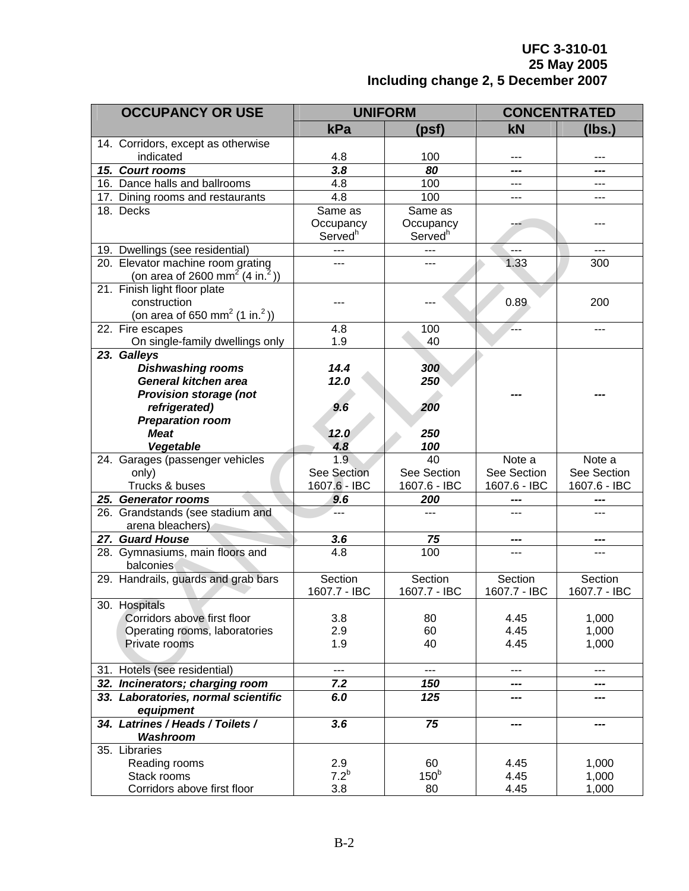| OCCUPANCY OR USE | UNIFORM | | CONCENTRATED | |
|---|---|---|---|---|
| | kPa | (psf) | kN | (lbs.) |
| 14. Corridors, except as otherwise indicated | 4.8 | 100 | --- | --- |
| ***15. Court rooms*** | ***3.8*** | ***80*** | ***---*** | ***---*** |
| 16. Dance halls and ballrooms | 4.8 | 100 | --- | --- |
| 17. Dining rooms and restaurants | 4.8 | 100 | --- | --- |
| 18. Decks | Same as Occupancy Served[h] | Same as Occupancy Served[h] | --- | --- |
| 19. Dwellings (see residential) | --- | --- | --- | --- |
| 20. Elevator machine room grating (on area of 2600 mm$^2$ (4 in.$^2$)) | --- | --- | 1.33 | 300 |
| 21. Finish light floor plate construction (on area of 650 mm$^2$ (1 in.$^2$)) | --- | --- | 0.89 | 200 |
| 22. Fire escapes<br>On single-family dwellings only | 4.8<br>1.9 | 100<br>40 | --- | --- |
| ***23. Galleys***<br>***Dishwashing rooms***<br>***General kitchen area***<br>***Provision storage (not refrigerated)***<br>***Preparation room***<br>***Meat***<br>***Vegetable*** | <br>***14.4***<br>***12.0***<br>***9.6***<br><br>***12.0***<br>***4.8*** | <br>***300***<br>***250***<br>***200***<br><br>***250***<br>***100*** | ***---*** | ***---*** |
| 24. Garages (passenger vehicles only)<br>Trucks & buses | 1.9<br>See Section 1607.6 - IBC | 40<br>See Section 1607.6 - IBC | Note a<br>See Section 1607.6 - IBC | Note a<br>See Section 1607.6 - IBC |
| ***25. Generator rooms*** | ***9.6*** | ***200*** | ***---*** | ***---*** |
| 26. Grandstands (see stadium and arena bleachers) | --- | --- | --- | --- |
| ***27. Guard House*** | ***3.6*** | ***75*** | ***---*** | ***---*** |
| 28. Gymnasiums, main floors and balconies | 4.8 | 100 | --- | --- |
| 29. Handrails, guards and grab bars | Section 1607.7 - IBC | Section 1607.7 - IBC | Section 1607.7 - IBC | Section 1607.7 - IBC |
| 30. Hospitals<br>Corridors above first floor<br>Operating rooms, laboratories<br>Private rooms | <br>3.8<br>2.9<br>1.9 | <br>80<br>60<br>40 | <br>4.45<br>4.45<br>4.45 | <br>1,000<br>1,000<br>1,000 |
| 31. Hotels (see residential) | --- | --- | --- | --- |
| ***32. Incinerators; charging room*** | ***7.2*** | ***150*** | ***---*** | ***---*** |
| ***33. Laboratories, normal scientific equipment*** | ***6.0*** | ***125*** | ***---*** | ***---*** |
| ***34. Latrines / Heads / Toilets / Washroom*** | ***3.6*** | ***75*** | ***---*** | ***---*** |
| 35. Libraries<br>Reading rooms<br>Stack rooms<br>Corridors above first floor | <br>2.9<br>7.2[b]<br>3.8 | <br>60<br>150[b]<br>80 | <br>4.45<br>4.45<br>4.45 | <br>1,000<br>1,000<br>1,000 |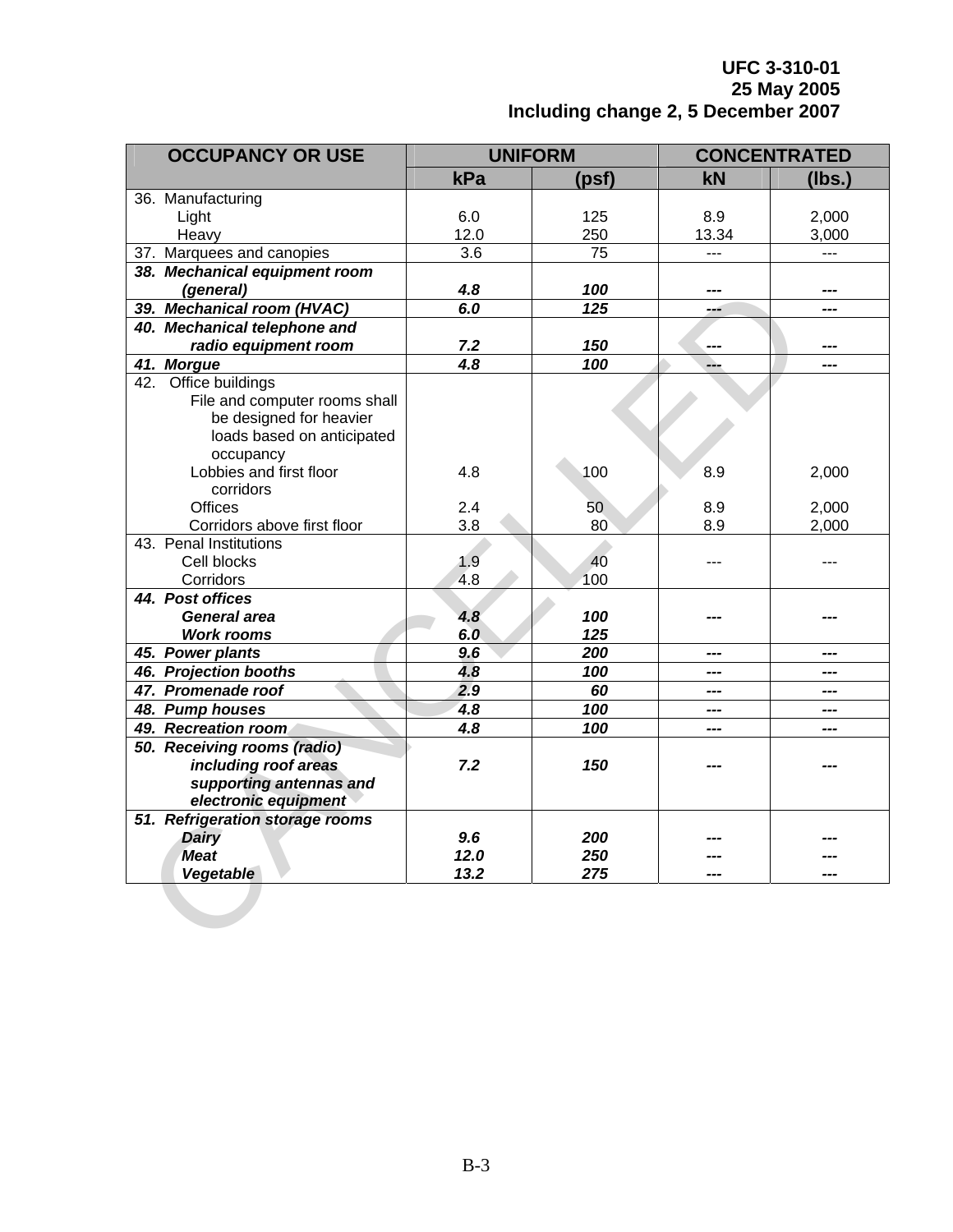| OCCUPANCY OR USE | UNIFORM | | CONCENTRATED | |
|---|---|---|---|---|
| | kPa | (psf) | kN | (lbs.) |
| 36. Manufacturing | | | | |
| Light | 6.0 | 125 | 8.9 | 2,000 |
| Heavy | 12.0 | 250 | 13.34 | 3,000 |
| 37. Marquees and canopies | 3.6 | 75 | --- | --- |
| ***38. Mechanical equipment room (general)*** | ***4.8*** | ***100*** | ***---*** | ***---*** |
| ***39. Mechanical room (HVAC)*** | ***6.0*** | ***125*** | ***---*** | ***---*** |
| ***40. Mechanical telephone and radio equipment room*** | ***7.2*** | ***150*** | ***---*** | ***---*** |
| ***41. Morgue*** | ***4.8*** | ***100*** | ***---*** | ***---*** |
| 42. Office buildings | | | | |
| File and computer rooms shall be designed for heavier loads based on anticipated occupancy | | | | |
| Lobbies and first floor corridors | 4.8 | 100 | 8.9 | 2,000 |
| Offices | 2.4 | 50 | 8.9 | 2,000 |
| Corridors above first floor | 3.8 | 80 | 8.9 | 2,000 |
| 43. Penal Institutions | | | | |
| Cell blocks | 1.9 | 40 | --- | --- |
| Corridors | 4.8 | 100 | | |
| ***44. Post offices*** | | | | |
| ***General area*** | ***4.8*** | ***100*** | ***---*** | ***---*** |
| ***Work rooms*** | ***6.0*** | ***125*** | | |
| ***45. Power plants*** | ***9.6*** | ***200*** | ***---*** | ***---*** |
| ***46. Projection booths*** | ***4.8*** | ***100*** | ***---*** | ***---*** |
| ***47. Promenade roof*** | ***2.9*** | ***60*** | ***---*** | ***---*** |
| ***48. Pump houses*** | ***4.8*** | ***100*** | ***---*** | ***---*** |
| ***49. Recreation room*** | ***4.8*** | ***100*** | ***---*** | ***---*** |
| ***50. Receiving rooms (radio) including roof areas supporting antennas and electronic equipment*** | ***7.2*** | ***150*** | ***---*** | ***---*** |
| ***51. Refrigeration storage rooms*** | | | | |
| ***Dairy*** | ***9.6*** | ***200*** | ***---*** | ***---*** |
| ***Meat*** | ***12.0*** | ***250*** | ***---*** | ***---*** |
| ***Vegetable*** | ***13.2*** | ***275*** | ***---*** | ***---*** |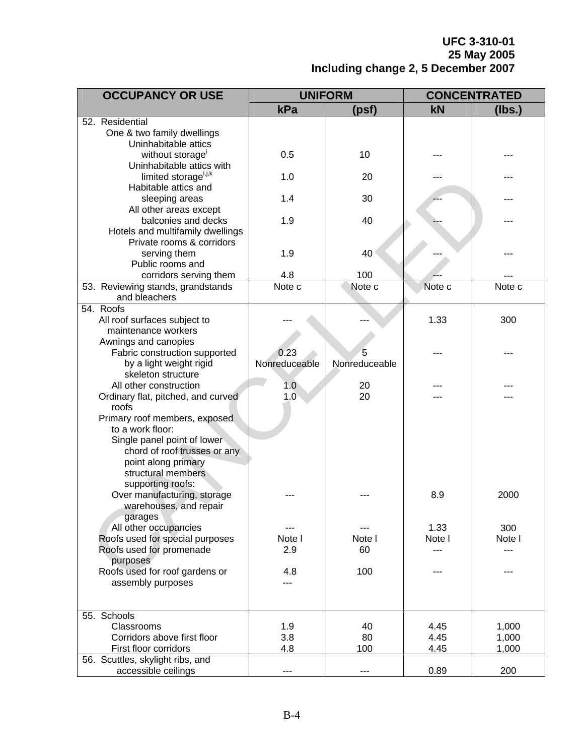| OCCUPANCY OR USE | UNIFORM | | CONCENTRATED | |
|---|---|---|---|---|
| | kPa | (psf) | kN | (lbs.) |
| 52. Residential | | | | |
| One & two family dwellings | | | | |
| Uninhabitable attics without storage[i] | 0.5 | 10 | --- | --- |
| Uninhabitable attics with limited storage[i,j,k] | 1.0 | 20 | --- | --- |
| Habitable attics and sleeping areas | 1.4 | 30 | --- | --- |
| All other areas except balconies and decks | 1.9 | 40 | --- | --- |
| Hotels and multifamily dwellings | | | | |
| Private rooms & corridors serving them | 1.9 | 40 | --- | --- |
| Public rooms and corridors serving them | 4.8 | 100 | --- | --- |
| 53. Reviewing stands, grandstands and bleachers | Note c | Note c | Note c | Note c |
| 54. Roofs | | | | |
| All roof surfaces subject to maintenance workers | --- | --- | 1.33 | 300 |
| Awnings and canopies | | | | |
| Fabric construction supported by a light weight rigid skeleton structure | 0.23 Nonreduceable | 5 Nonreduceable | --- | --- |
| All other construction | 1.0 | 20 | --- | --- |
| Ordinary flat, pitched, and curved roofs | 1.0 | 20 | --- | --- |
| Primary roof members, exposed to a work floor: | | | | |
| Single panel point of lower chord of roof trusses or any point along primary structural members supporting roofs: | | | | |
| Over manufacturing, storage warehouses, and repair garages | --- | --- | 8.9 | 2000 |
| All other occupancies | --- | --- | 1.33 | 300 |
| Roofs used for special purposes | Note l | Note l | Note l | Note l |
| Roofs used for promenade purposes | 2.9 | 60 | --- | --- |
| Roofs used for roof gardens or assembly purposes | 4.8 --- | 100 | --- | --- |
| 55. Schools | | | | |
| Classrooms | 1.9 | 40 | 4.45 | 1,000 |
| Corridors above first floor | 3.8 | 80 | 4.45 | 1,000 |
| First floor corridors | 4.8 | 100 | 4.45 | 1,000 |
| 56. Scuttles, skylight ribs, and accessible ceilings | --- | --- | 0.89 | 200 |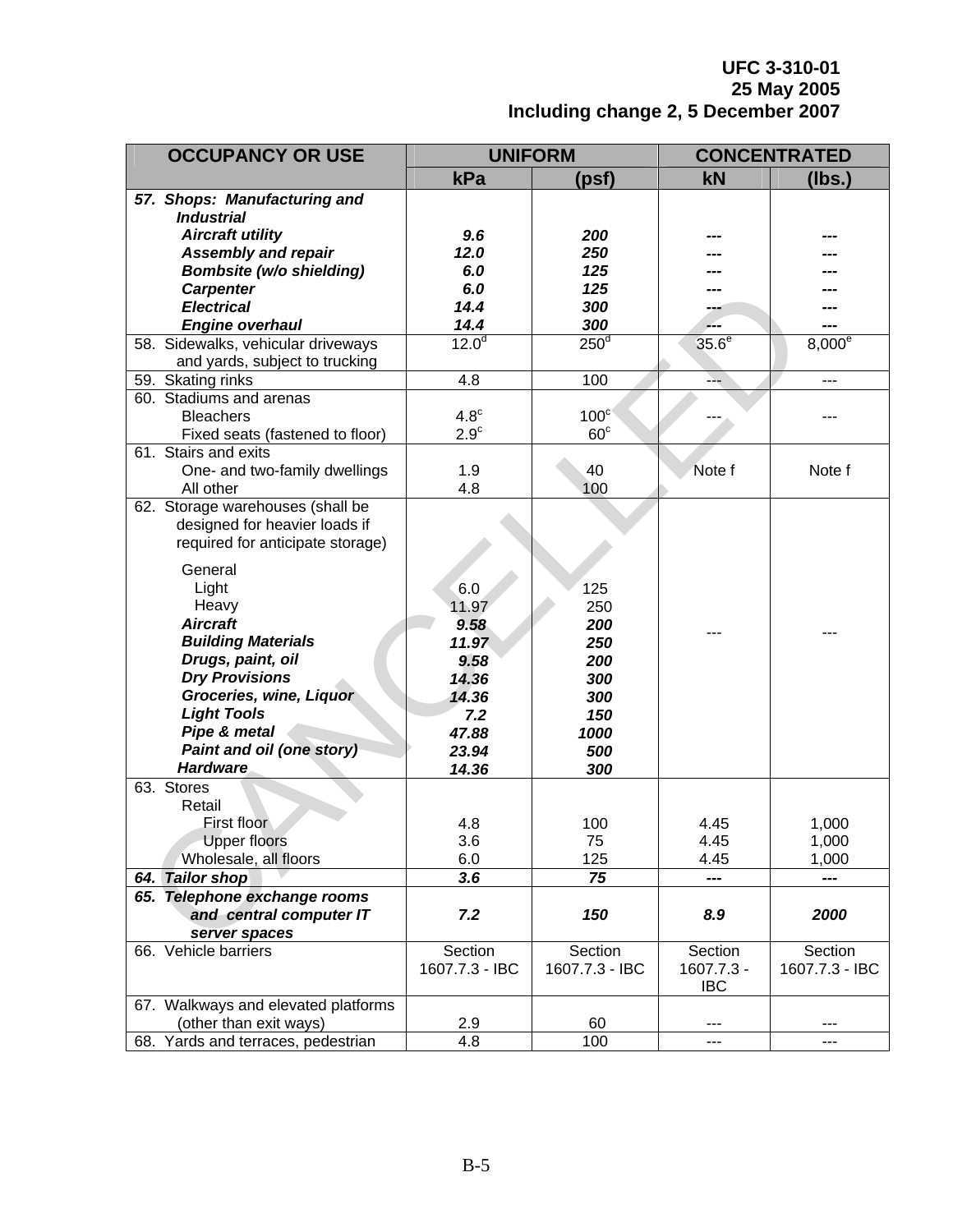| OCCUPANCY OR USE | UNIFORM | | CONCENTRATED | |
|---|---|---|---|---|
| | kPa | (psf) | kN | (lbs.) |
| ***57. Shops: Manufacturing and Industrial*** | | | | |
| ***Aircraft utility*** | ***9.6*** | ***200*** | ***---*** | ***---*** |
| ***Assembly and repair*** | ***12.0*** | ***250*** | ***---*** | ***---*** |
| ***Bombsite (w/o shielding)*** | ***6.0*** | ***125*** | ***---*** | ***---*** |
| ***Carpenter*** | ***6.0*** | ***125*** | ***---*** | ***---*** |
| ***Electrical*** | ***14.4*** | ***300*** | ***---*** | ***---*** |
| ***Engine overhaul*** | ***14.4*** | ***300*** | ***---*** | ***---*** |
| 58. Sidewalks, vehicular driveways and yards, subject to trucking | 12.0[d] | 250[d] | 35.6[e] | 8,000[e] |
| 59. Skating rinks | 4.8 | 100 | --- | --- |
| 60. Stadiums and arenas | | | | |
| Bleachers | 4.8[c] | 100[c] | --- | --- |
| Fixed seats (fastened to floor) | 2.9[c] | 60[c] | | |
| 61. Stairs and exits | | | | |
| One- and two-family dwellings | 1.9 | 40 | Note f | Note f |
| All other | 4.8 | 100 | | |
| 62. Storage warehouses (shall be designed for heavier loads if required for anticipate storage) | | | | |
| General | | | | |
| Light | 6.0 | 125 | | |
| Heavy | 11.97 | 250 | | |
| ***Aircraft*** | ***9.58*** | ***200*** | --- | --- |
| ***Building Materials*** | ***11.97*** | ***250*** | | |
| ***Drugs, paint, oil*** | ***9.58*** | ***200*** | | |
| ***Dry Provisions*** | ***14.36*** | ***300*** | | |
| ***Groceries, wine, Liquor*** | ***14.36*** | ***300*** | | |
| ***Light Tools*** | ***7.2*** | ***150*** | | |
| ***Pipe & metal*** | ***47.88*** | ***1000*** | | |
| ***Paint and oil (one story)*** | ***23.94*** | ***500*** | | |
| ***Hardware*** | ***14.36*** | ***300*** | | |
| 63. Stores | | | | |
| Retail | | | | |
| First floor | 4.8 | 100 | 4.45 | 1,000 |
| Upper floors | 3.6 | 75 | 4.45 | 1,000 |
| Wholesale, all floors | 6.0 | 125 | 4.45 | 1,000 |
| ***64. Tailor shop*** | ***3.6*** | ***75*** | ***---*** | ***---*** |
| ***65. Telephone exchange rooms and central computer IT server spaces*** | ***7.2*** | ***150*** | ***8.9*** | ***2000*** |
| 66. Vehicle barriers | Section 1607.7.3 - IBC | Section 1607.7.3 - IBC | Section 1607.7.3 - IBC | Section 1607.7.3 - IBC |
| 67. Walkways and elevated platforms (other than exit ways) | 2.9 | 60 | --- | --- |
| 68. Yards and terraces, pedestrian | 4.8 | 100 | --- | --- |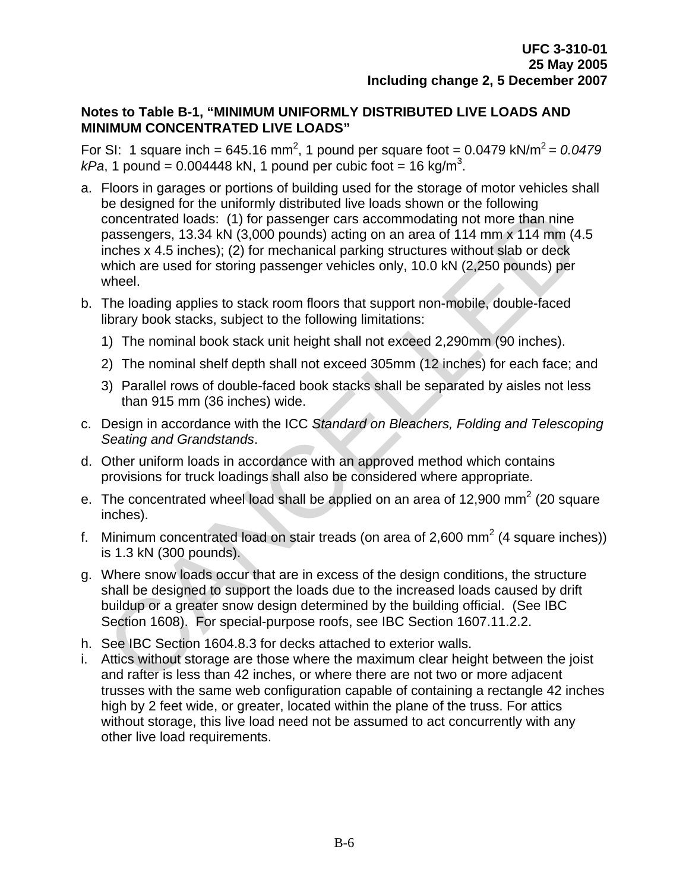**Notes to Table B-1, "MINIMUM UNIFORMLY DISTRIBUTED LIVE LOADS AND MINIMUM CONCENTRATED LIVE LOADS"**

For SI: 1 square inch = 645.16 $mm^2$, 1 pound per square foot = 0.0479 $kN/m^2$ = *0.0479 kPa*, 1 pound = 0.004448 kN, 1 pound per cubic foot = 16 $kg/m^3$.

a. Floors in garages or portions of building used for the storage of motor vehicles shall be designed for the uniformly distributed live loads shown or the following concentrated loads: (1) for passenger cars accommodating not more than nine passengers, 13.34 kN (3,000 pounds) acting on an area of 114 mm x 114 mm (4.5 inches x 4.5 inches); (2) for mechanical parking structures without slab or deck which are used for storing passenger vehicles only, 10.0 kN (2,250 pounds) per wheel.

b. The loading applies to stack room floors that support non-mobile, double-faced library book stacks, subject to the following limitations:

   1) The nominal book stack unit height shall not exceed 2,290mm (90 inches).

   2) The nominal shelf depth shall not exceed 305mm (12 inches) for each face; and

   3) Parallel rows of double-faced book stacks shall be separated by aisles not less than 915 mm (36 inches) wide.

c. Design in accordance with the ICC *Standard on Bleachers, Folding and Telescoping Seating and Grandstands*.

d. Other uniform loads in accordance with an approved method which contains provisions for truck loadings shall also be considered where appropriate.

e. The concentrated wheel load shall be applied on an area of 12,900 $mm^2$ (20 square inches).

f. Minimum concentrated load on stair treads (on area of 2,600 $mm^2$ (4 square inches)) is 1.3 kN (300 pounds).

g. Where snow loads occur that are in excess of the design conditions, the structure shall be designed to support the loads due to the increased loads caused by drift buildup or a greater snow design determined by the building official. (See IBC Section 1608). For special-purpose roofs, see IBC Section 1607.11.2.2.

h. See IBC Section 1604.8.3 for decks attached to exterior walls.

i. Attics without storage are those where the maximum clear height between the joist and rafter is less than 42 inches, or where there are not two or more adjacent trusses with the same web configuration capable of containing a rectangle 42 inches high by 2 feet wide, or greater, located within the plane of the truss. For attics without storage, this live load need not be assumed to act concurrently with any other live load requirements.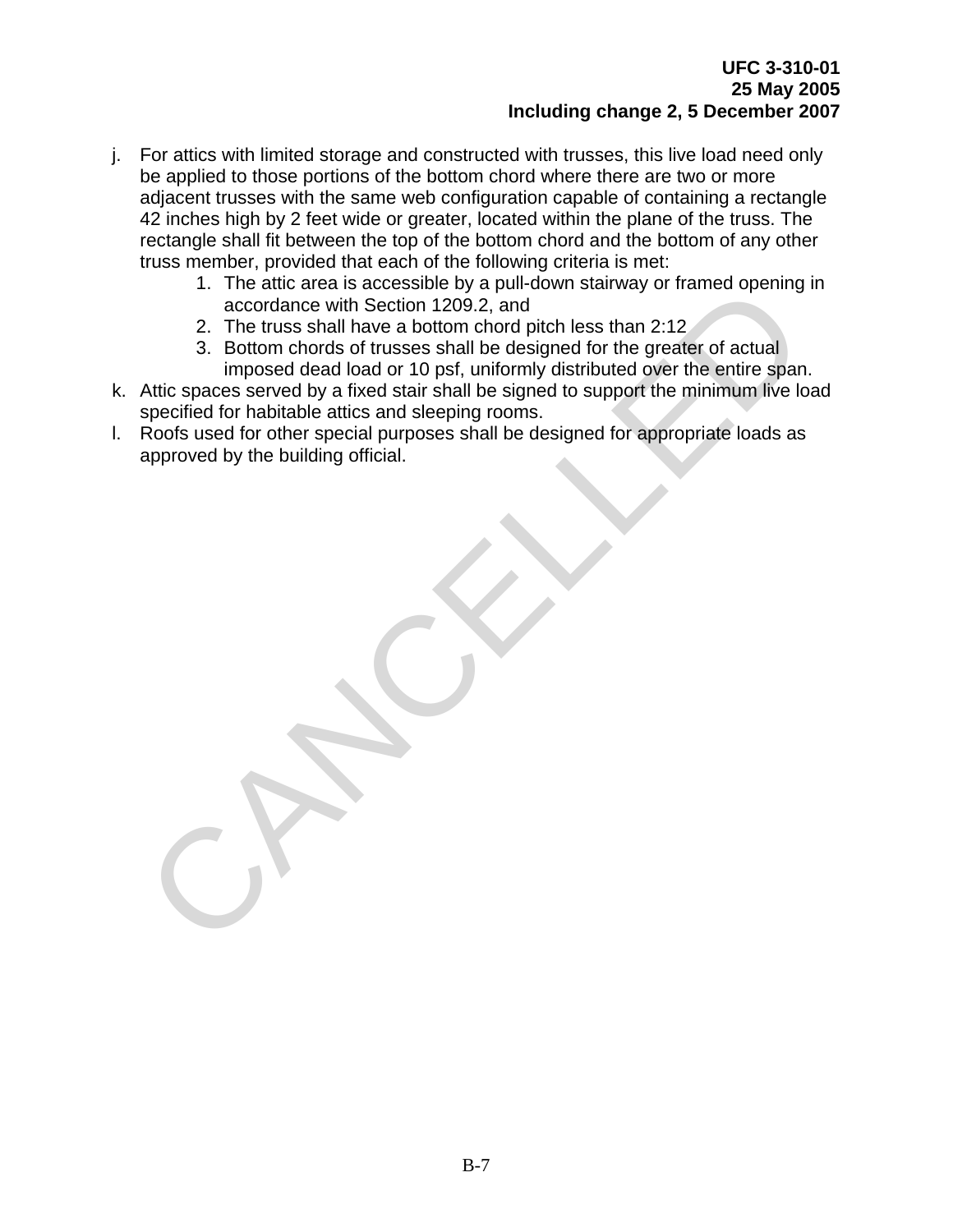j. For attics with limited storage and constructed with trusses, this live load need only be applied to those portions of the bottom chord where there are two or more adjacent trusses with the same web configuration capable of containing a rectangle 42 inches high by 2 feet wide or greater, located within the plane of the truss. The rectangle shall fit between the top of the bottom chord and the bottom of any other truss member, provided that each of the following criteria is met:
    1. The attic area is accessible by a pull-down stairway or framed opening in accordance with Section 1209.2, and
    2. The truss shall have a bottom chord pitch less than 2:12
    3. Bottom chords of trusses shall be designed for the greater of actual imposed dead load or 10 psf, uniformly distributed over the entire span.

k. Attic spaces served by a fixed stair shall be signed to support the minimum live load specified for habitable attics and sleeping rooms.

l. Roofs used for other special purposes shall be designed for appropriate loads as approved by the building official.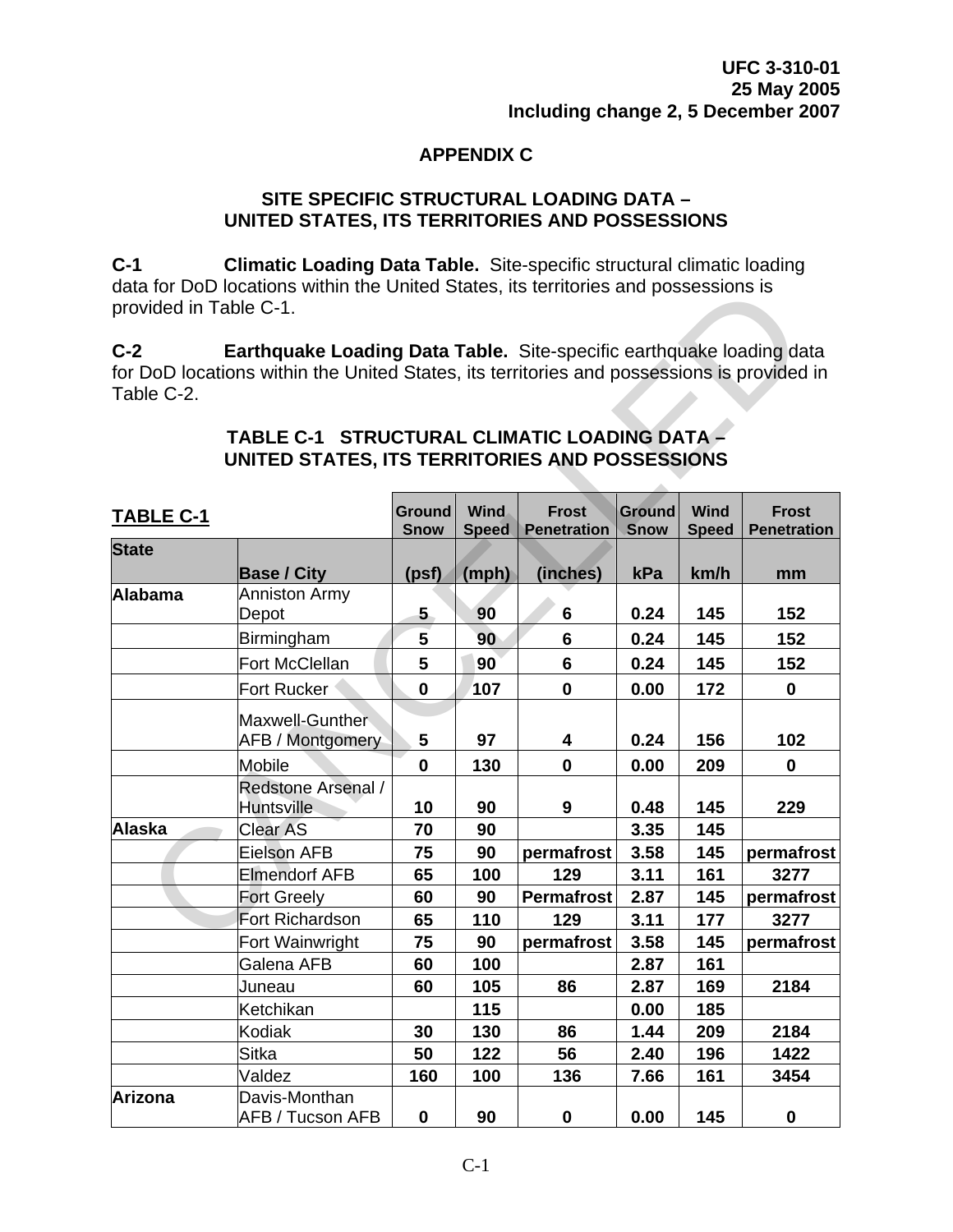# APPENDIX C

## SITE SPECIFIC STRUCTURAL LOADING DATA – UNITED STATES, ITS TERRITORIES AND POSSESSIONS

**C-1 Climatic Loading Data Table.** Site-specific structural climatic loading data for DoD locations within the United States, its territories and possessions is provided in Table C-1.

**C-2 Earthquake Loading Data Table.** Site-specific earthquake loading data for DoD locations within the United States, its territories and possessions is provided in Table C-2.

### TABLE C-1 STRUCTURAL CLIMATIC LOADING DATA – UNITED STATES, ITS TERRITORIES AND POSSESSIONS

| TABLE C-1 | | Ground Snow | Wind Speed | Frost Penetration | Ground Snow | Wind Speed | Frost Penetration |
|---|---|---|---|---|---|---|---|
| **State** | **Base / City** | **(psf)** | **(mph)** | **(inches)** | **kPa** | **km/h** | **mm** |
| **Alabama** | Anniston Army Depot | 5 | 90 | 6 | 0.24 | 145 | 152 |
| | Birmingham | 5 | 90 | 6 | 0.24 | 145 | 152 |
| | Fort McClellan | 5 | 90 | 6 | 0.24 | 145 | 152 |
| | Fort Rucker | 0 | 107 | 0 | 0.00 | 172 | 0 |
| | Maxwell-Gunther AFB / Montgomery | 5 | 97 | 4 | 0.24 | 156 | 102 |
| | Mobile | 0 | 130 | 0 | 0.00 | 209 | 0 |
| | Redstone Arsenal / Huntsville | 10 | 90 | 9 | 0.48 | 145 | 229 |
| **Alaska** | Clear AS | 70 | 90 | | 3.35 | 145 | |
| | Eielson AFB | 75 | 90 | permafrost | 3.58 | 145 | permafrost |
| | Elmendorf AFB | 65 | 100 | 129 | 3.11 | 161 | 3277 |
| | Fort Greely | 60 | 90 | Permafrost | 2.87 | 145 | permafrost |
| | Fort Richardson | 65 | 110 | 129 | 3.11 | 177 | 3277 |
| | Fort Wainwright | 75 | 90 | permafrost | 3.58 | 145 | permafrost |
| | Galena AFB | 60 | 100 | | 2.87 | 161 | |
| | Juneau | 60 | 105 | 86 | 2.87 | 169 | 2184 |
| | Ketchikan | | 115 | | 0.00 | 185 | |
| | Kodiak | 30 | 130 | 86 | 1.44 | 209 | 2184 |
| | Sitka | 50 | 122 | 56 | 2.40 | 196 | 1422 |
| | Valdez | 160 | 100 | 136 | 7.66 | 161 | 3454 |
| **Arizona** | Davis-Monthan AFB / Tucson AFB | 0 | 90 | 0 | 0.00 | 145 | 0 |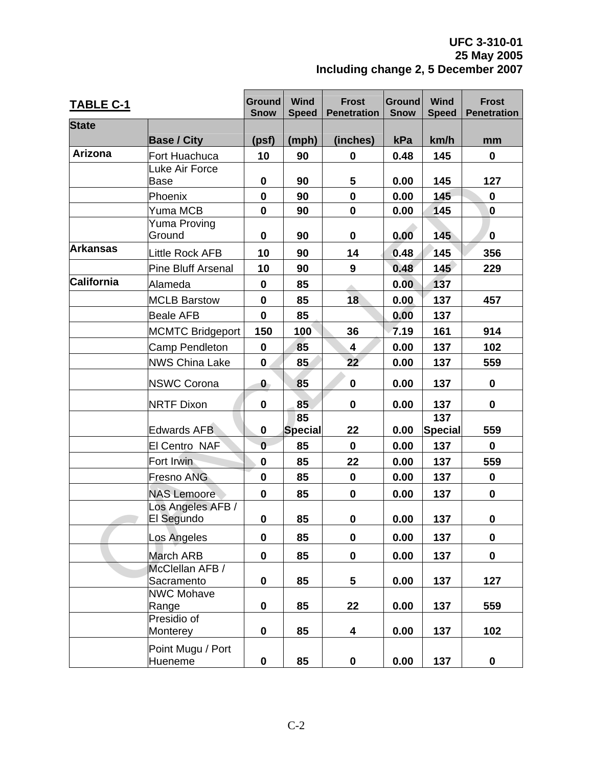| TABLE C-1 | | Ground Snow | Wind Speed | Frost Penetration | Ground Snow | Wind Speed | Frost Penetration |
|---|---|---|---|---|---|---|---|
| **State** | **Base / City** | **(psf)** | **(mph)** | **(inches)** | **kPa** | **km/h** | **mm** |
| **Arizona** | Fort Huachuca | 10 | 90 | 0 | 0.48 | 145 | 0 |
| | Luke Air Force Base | 0 | 90 | 5 | 0.00 | 145 | 127 |
| | Phoenix | 0 | 90 | 0 | 0.00 | 145 | 0 |
| | Yuma MCB | 0 | 90 | 0 | 0.00 | 145 | 0 |
| | Yuma Proving Ground | 0 | 90 | 0 | 0.00 | 145 | 0 |
| **Arkansas** | Little Rock AFB | 10 | 90 | 14 | 0.48 | 145 | 356 |
| | Pine Bluff Arsenal | 10 | 90 | 9 | 0.48 | 145 | 229 |
| **California** | Alameda | 0 | 85 | | 0.00 | 137 | |
| | MCLB Barstow | 0 | 85 | 18 | 0.00 | 137 | 457 |
| | Beale AFB | 0 | 85 | | 0.00 | 137 | |
| | MCMTC Bridgeport | 150 | 100 | 36 | 7.19 | 161 | 914 |
| | Camp Pendleton | 0 | 85 | 4 | 0.00 | 137 | 102 |
| | NWS China Lake | 0 | 85 | 22 | 0.00 | 137 | 559 |
| | NSWC Corona | 0 | 85 | 0 | 0.00 | 137 | 0 |
| | NRTF Dixon | 0 | 85 | 0 | 0.00 | 137 | 0 |
| | Edwards AFB | 0 | 85 Special | 22 | 0.00 | 137 Special | 559 |
| | El Centro NAF | 0 | 85 | 0 | 0.00 | 137 | 0 |
| | Fort Irwin | 0 | 85 | 22 | 0.00 | 137 | 559 |
| | Fresno ANG | 0 | 85 | 0 | 0.00 | 137 | 0 |
| | NAS Lemoore | 0 | 85 | 0 | 0.00 | 137 | 0 |
| | Los Angeles AFB / El Segundo | 0 | 85 | 0 | 0.00 | 137 | 0 |
| | Los Angeles | 0 | 85 | 0 | 0.00 | 137 | 0 |
| | March ARB | 0 | 85 | 0 | 0.00 | 137 | 0 |
| | McClellan AFB / Sacramento | 0 | 85 | 5 | 0.00 | 137 | 127 |
| | NWC Mohave Range | 0 | 85 | 22 | 0.00 | 137 | 559 |
| | Presidio of Monterey | 0 | 85 | 4 | 0.00 | 137 | 102 |
| | Point Mugu / Port Hueneme | 0 | 85 | 0 | 0.00 | 137 | 0 |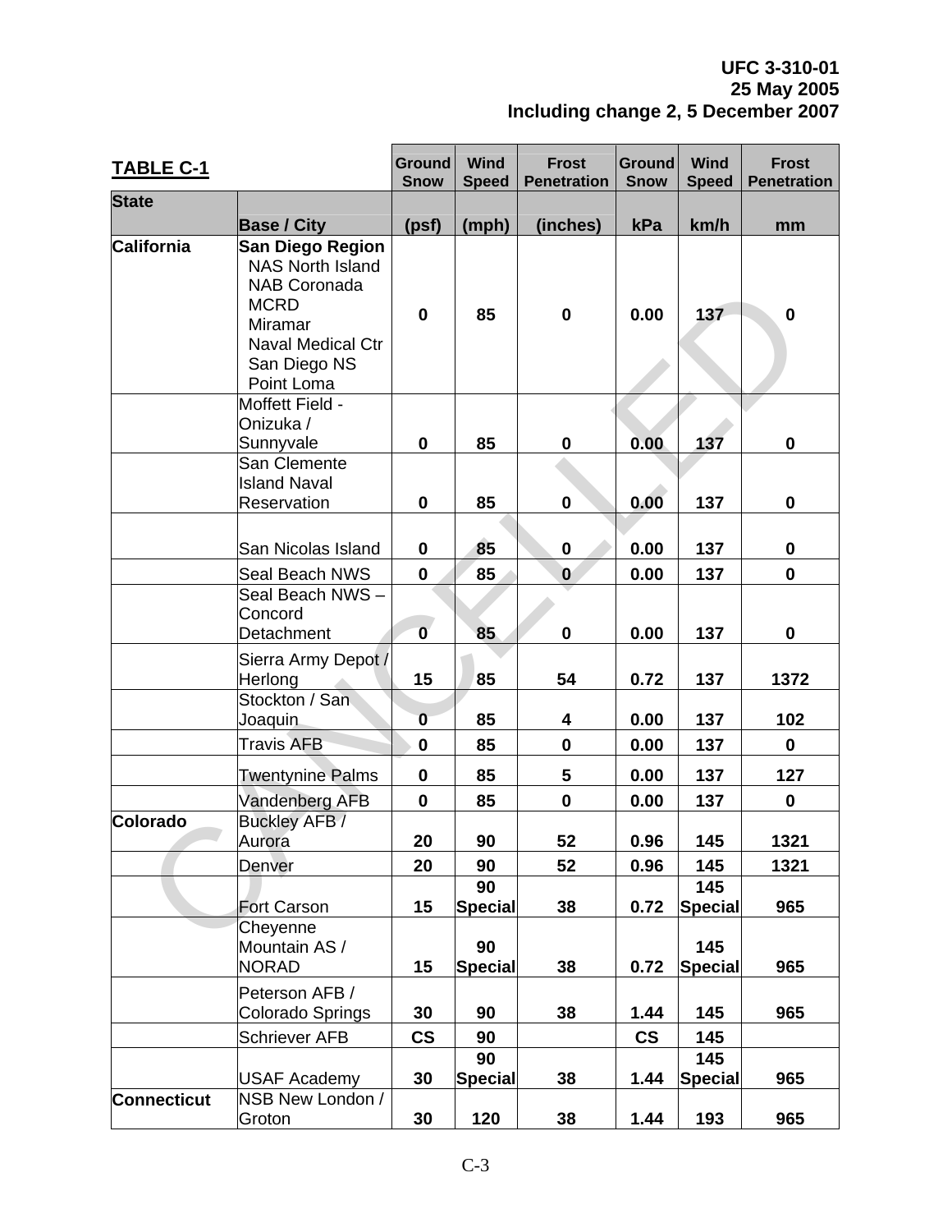| TABLE C-1 | | Ground Snow | Wind Speed | Frost Penetration | Ground Snow | Wind Speed | Frost Penetration |
|---|---|---|---|---|---|---|---|
| **State** | **Base / City** | **(psf)** | **(mph)** | **(inches)** | **kPa** | **km/h** | **mm** |
| **California** | **San Diego Region** NAS North Island NAB Coronada MCRD Miramar Naval Medical Ctr San Diego NS Point Loma | **0** | **85** | **0** | **0.00** | **137** | **0** |
| | Moffett Field - Onizuka / Sunnyvale | **0** | **85** | **0** | **0.00** | **137** | **0** |
| | San Clemente Island Naval Reservation | **0** | **85** | **0** | **0.00** | **137** | **0** |
| | San Nicolas Island | **0** | **85** | **0** | **0.00** | **137** | **0** |
| | Seal Beach NWS | **0** | **85** | **0** | **0.00** | **137** | **0** |
| | Seal Beach NWS – Concord Detachment | **0** | **85** | **0** | **0.00** | **137** | **0** |
| | Sierra Army Depot / Herlong | **15** | **85** | **54** | **0.72** | **137** | **1372** |
| | Stockton / San Joaquin | **0** | **85** | **4** | **0.00** | **137** | **102** |
| | Travis AFB | **0** | **85** | **0** | **0.00** | **137** | **0** |
| | Twentynine Palms | **0** | **85** | **5** | **0.00** | **137** | **127** |
| | Vandenberg AFB | **0** | **85** | **0** | **0.00** | **137** | **0** |
| **Colorado** | Buckley AFB / Aurora | **20** | **90** | **52** | **0.96** | **145** | **1321** |
| | Denver | **20** | **90** | **52** | **0.96** | **145** | **1321** |
| | Fort Carson | **15** | **90 Special** | **38** | **0.72** | **145 Special** | **965** |
| | Cheyenne Mountain AS / NORAD | **15** | **90 Special** | **38** | **0.72** | **145 Special** | **965** |
| | Peterson AFB / Colorado Springs | **30** | **90** | **38** | **1.44** | **145** | **965** |
| | Schriever AFB | **CS** | **90** | | **CS** | **145** | |
| | USAF Academy | **30** | **90 Special** | **38** | **1.44** | **145 Special** | **965** |
| **Connecticut** | NSB New London / Groton | **30** | **120** | **38** | **1.44** | **193** | **965** |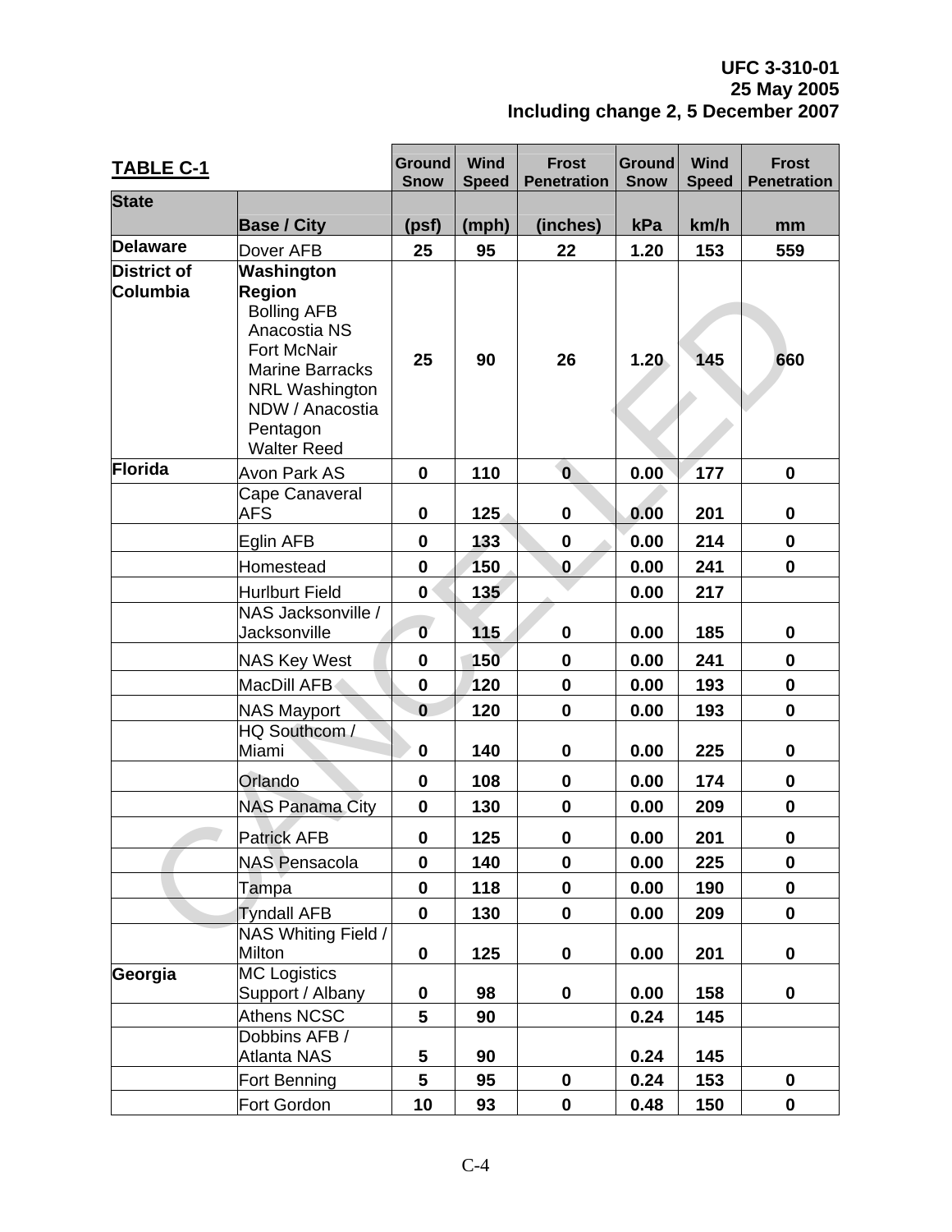| TABLE C-1 | | Ground Snow | Wind Speed | Frost Penetration | Ground Snow | Wind Speed | Frost Penetration |
|---|---|---|---|---|---|---|---|
| **State** | **Base / City** | **(psf)** | **(mph)** | **(inches)** | **kPa** | **km/h** | **mm** |
| **Delaware** | Dover AFB | **25** | **95** | **22** | **1.20** | **153** | **559** |
| **District of Columbia** | **Washington Region** Bolling AFB Anacostia NS Fort McNair Marine Barracks NRL Washington NDW / Anacostia Pentagon Walter Reed | **25** | **90** | **26** | **1.20** | **145** | **660** |
| **Florida** | Avon Park AS | **0** | **110** | **0** | **0.00** | **177** | **0** |
| | Cape Canaveral AFS | **0** | **125** | **0** | **0.00** | **201** | **0** |
| | Eglin AFB | **0** | **133** | **0** | **0.00** | **214** | **0** |
| | Homestead | **0** | **150** | **0** | **0.00** | **241** | **0** |
| | Hurlburt Field | **0** | **135** | | **0.00** | **217** | |
| | NAS Jacksonville / Jacksonville | **0** | **115** | **0** | **0.00** | **185** | **0** |
| | NAS Key West | **0** | **150** | **0** | **0.00** | **241** | **0** |
| | MacDill AFB | **0** | **120** | **0** | **0.00** | **193** | **0** |
| | NAS Mayport | **0** | **120** | **0** | **0.00** | **193** | **0** |
| | HQ Southcom / Miami | **0** | **140** | **0** | **0.00** | **225** | **0** |
| | Orlando | **0** | **108** | **0** | **0.00** | **174** | **0** |
| | NAS Panama City | **0** | **130** | **0** | **0.00** | **209** | **0** |
| | Patrick AFB | **0** | **125** | **0** | **0.00** | **201** | **0** |
| | NAS Pensacola | **0** | **140** | **0** | **0.00** | **225** | **0** |
| | Tampa | **0** | **118** | **0** | **0.00** | **190** | **0** |
| | Tyndall AFB | **0** | **130** | **0** | **0.00** | **209** | **0** |
| | NAS Whiting Field / Milton | **0** | **125** | **0** | **0.00** | **201** | **0** |
| **Georgia** | MC Logistics Support / Albany | **0** | **98** | **0** | **0.00** | **158** | **0** |
| | Athens NCSC | **5** | **90** | | **0.24** | **145** | |
| | Dobbins AFB / Atlanta NAS | **5** | **90** | | **0.24** | **145** | |
| | Fort Benning | **5** | **95** | **0** | **0.24** | **153** | **0** |
| | Fort Gordon | **10** | **93** | **0** | **0.48** | **150** | **0** |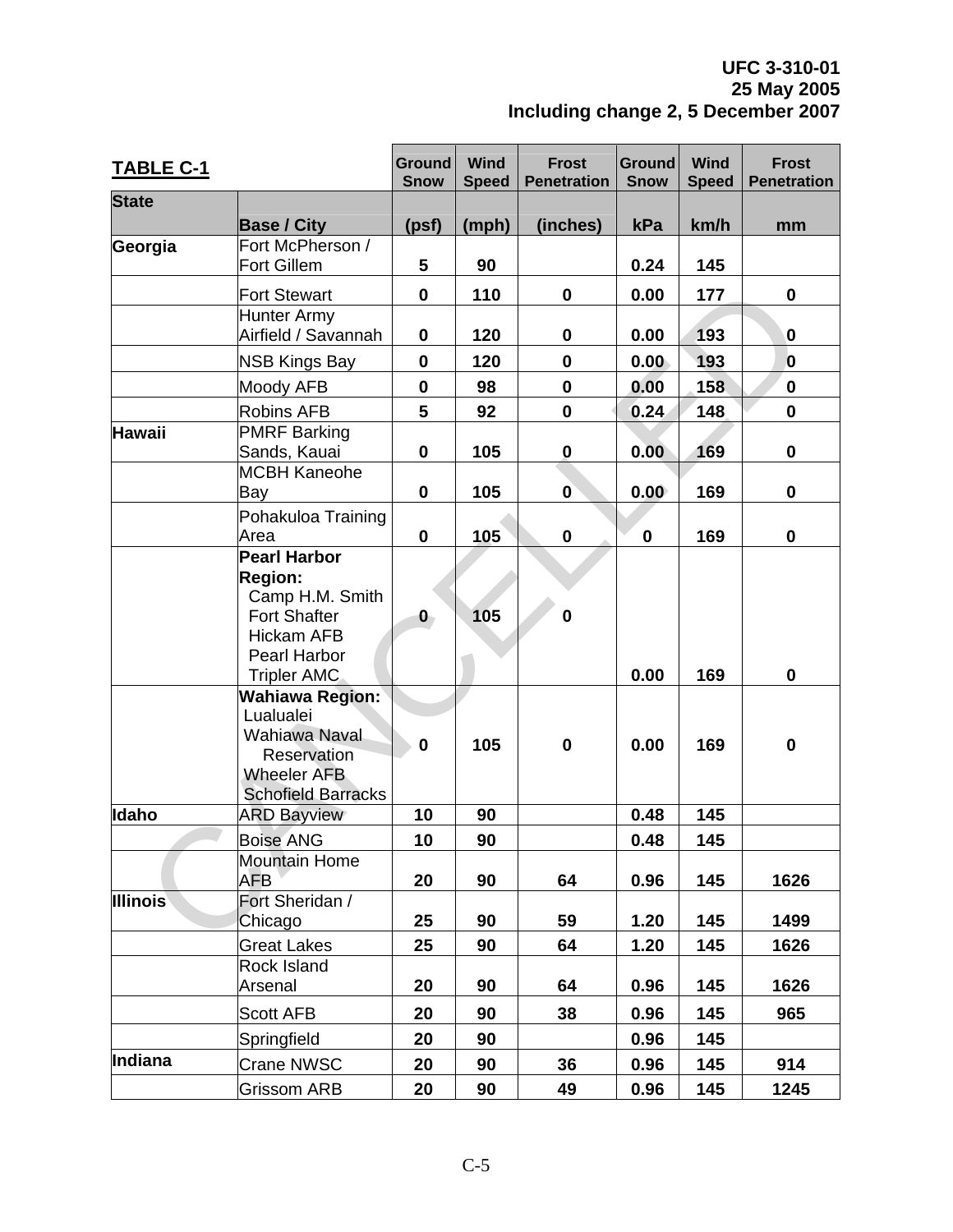**TABLE C-1**

| State | Base / City | Ground Snow (psf) | Wind Speed (mph) | Frost Penetration (inches) | Ground Snow kPa | Wind Speed km/h | Frost Penetration mm |
|---|---|---|---|---|---|---|---|
| Georgia | Fort McPherson / Fort Gillem | 5 | 90 | | 0.24 | 145 | |
| | Fort Stewart | 0 | 110 | 0 | 0.00 | 177 | 0 |
| | Hunter Army Airfield / Savannah | 0 | 120 | 0 | 0.00 | 193 | 0 |
| | NSB Kings Bay | 0 | 120 | 0 | 0.00 | 193 | 0 |
| | Moody AFB | 0 | 98 | 0 | 0.00 | 158 | 0 |
| | Robins AFB | 5 | 92 | 0 | 0.24 | 148 | 0 |
| Hawaii | PMRF Barking Sands, Kauai | 0 | 105 | 0 | 0.00 | 169 | 0 |
| | MCBH Kaneohe Bay | 0 | 105 | 0 | 0.00 | 169 | 0 |
| | Pohakuloa Training Area | 0 | 105 | 0 | 0 | 169 | 0 |
| | **Pearl Harbor Region:** Camp H.M. Smith, Fort Shafter, Hickam AFB, Pearl Harbor, Tripler AMC | 0 | 105 | 0 | 0.00 | 169 | 0 |
| | **Wahiawa Region:** Lualualei, Wahiawa Naval Reservation, Wheeler AFB, Schofield Barracks | 0 | 105 | 0 | 0.00 | 169 | 0 |
| Idaho | ARD Bayview | 10 | 90 | | 0.48 | 145 | |
| | Boise ANG | 10 | 90 | | 0.48 | 145 | |
| | Mountain Home AFB | 20 | 90 | 64 | 0.96 | 145 | 1626 |
| Illinois | Fort Sheridan / Chicago | 25 | 90 | 59 | 1.20 | 145 | 1499 |
| | Great Lakes | 25 | 90 | 64 | 1.20 | 145 | 1626 |
| | Rock Island Arsenal | 20 | 90 | 64 | 0.96 | 145 | 1626 |
| | Scott AFB | 20 | 90 | 38 | 0.96 | 145 | 965 |
| | Springfield | 20 | 90 | | 0.96 | 145 | |
| Indiana | Crane NWSC | 20 | 90 | 36 | 0.96 | 145 | 914 |
| | Grissom ARB | 20 | 90 | 49 | 0.96 | 145 | 1245 |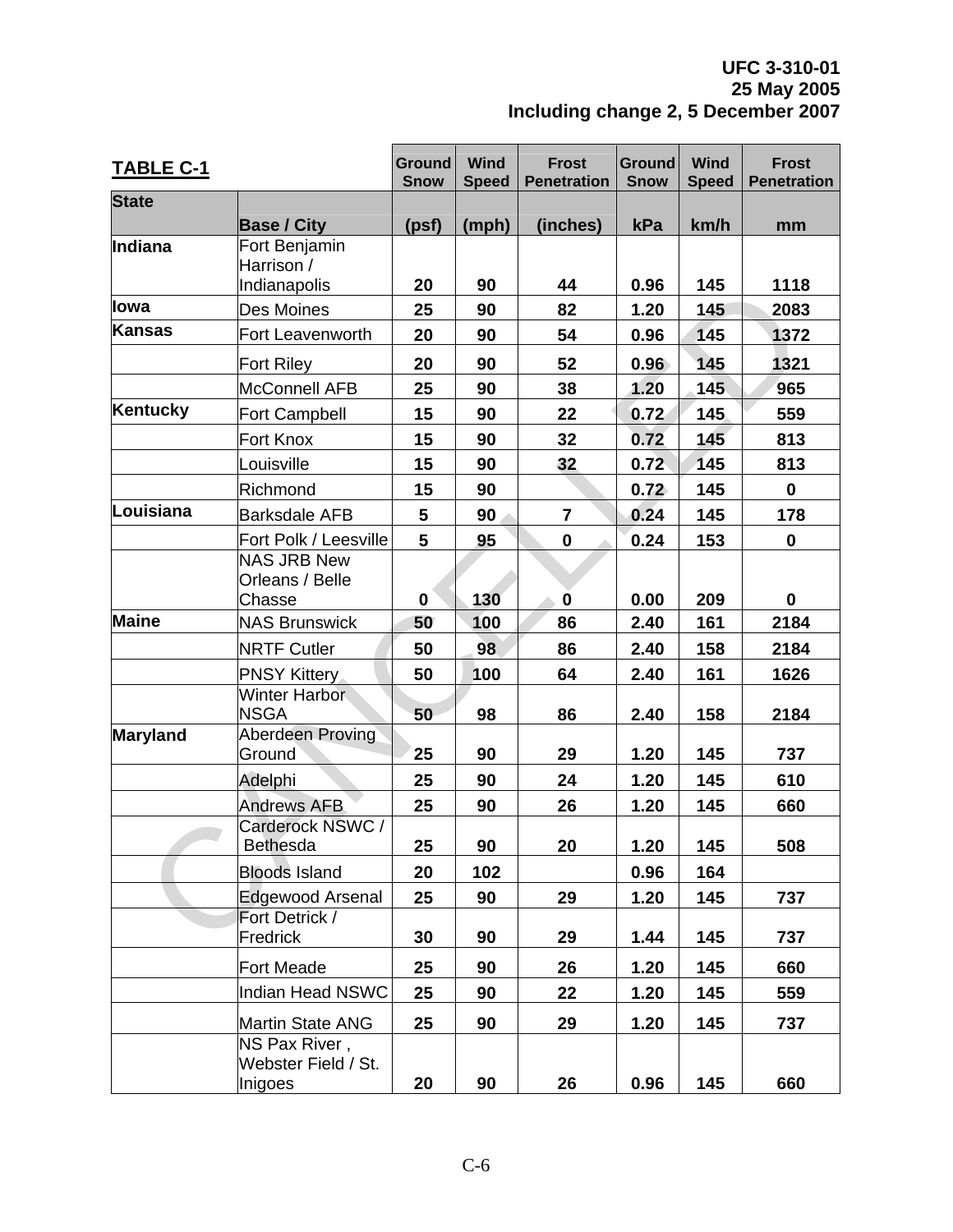| TABLE C-1 | | Ground Snow | Wind Speed | Frost Penetration | Ground Snow | Wind Speed | Frost Penetration |
|---|---|---|---|---|---|---|---|
| **State** | **Base / City** | **(psf)** | **(mph)** | **(inches)** | **kPa** | **km/h** | **mm** |
| **Indiana** | Fort Benjamin Harrison / Indianapolis | **20** | **90** | **44** | **0.96** | **145** | **1118** |
| **Iowa** | Des Moines | **25** | **90** | **82** | **1.20** | **145** | **2083** |
| **Kansas** | Fort Leavenworth | **20** | **90** | **54** | **0.96** | **145** | **1372** |
| | Fort Riley | **20** | **90** | **52** | **0.96** | **145** | **1321** |
| | McConnell AFB | **25** | **90** | **38** | **1.20** | **145** | **965** |
| **Kentucky** | Fort Campbell | **15** | **90** | **22** | **0.72** | **145** | **559** |
| | Fort Knox | **15** | **90** | **32** | **0.72** | **145** | **813** |
| | Louisville | **15** | **90** | **32** | **0.72** | **145** | **813** |
| | Richmond | **15** | **90** | | **0.72** | **145** | **0** |
| **Louisiana** | Barksdale AFB | **5** | **90** | **7** | **0.24** | **145** | **178** |
| | Fort Polk / Leesville | **5** | **95** | **0** | **0.24** | **153** | **0** |
| | NAS JRB New Orleans / Belle Chasse | **0** | **130** | **0** | **0.00** | **209** | **0** |
| **Maine** | NAS Brunswick | **50** | **100** | **86** | **2.40** | **161** | **2184** |
| | NRTF Cutler | **50** | **98** | **86** | **2.40** | **158** | **2184** |
| | PNSY Kittery | **50** | **100** | **64** | **2.40** | **161** | **1626** |
| | Winter Harbor NSGA | **50** | **98** | **86** | **2.40** | **158** | **2184** |
| **Maryland** | Aberdeen Proving Ground | **25** | **90** | **29** | **1.20** | **145** | **737** |
| | Adelphi | **25** | **90** | **24** | **1.20** | **145** | **610** |
| | Andrews AFB | **25** | **90** | **26** | **1.20** | **145** | **660** |
| | Carderock NSWC / Bethesda | **25** | **90** | **20** | **1.20** | **145** | **508** |
| | Bloods Island | **20** | **102** | | **0.96** | **164** | |
| | Edgewood Arsenal | **25** | **90** | **29** | **1.20** | **145** | **737** |
| | Fort Detrick / Fredrick | **30** | **90** | **29** | **1.44** | **145** | **737** |
| | Fort Meade | **25** | **90** | **26** | **1.20** | **145** | **660** |
| | Indian Head NSWC | **25** | **90** | **22** | **1.20** | **145** | **559** |
| | Martin State ANG | **25** | **90** | **29** | **1.20** | **145** | **737** |
| | NS Pax River , Webster Field / St. Inigoes | **20** | **90** | **26** | **0.96** | **145** | **660** |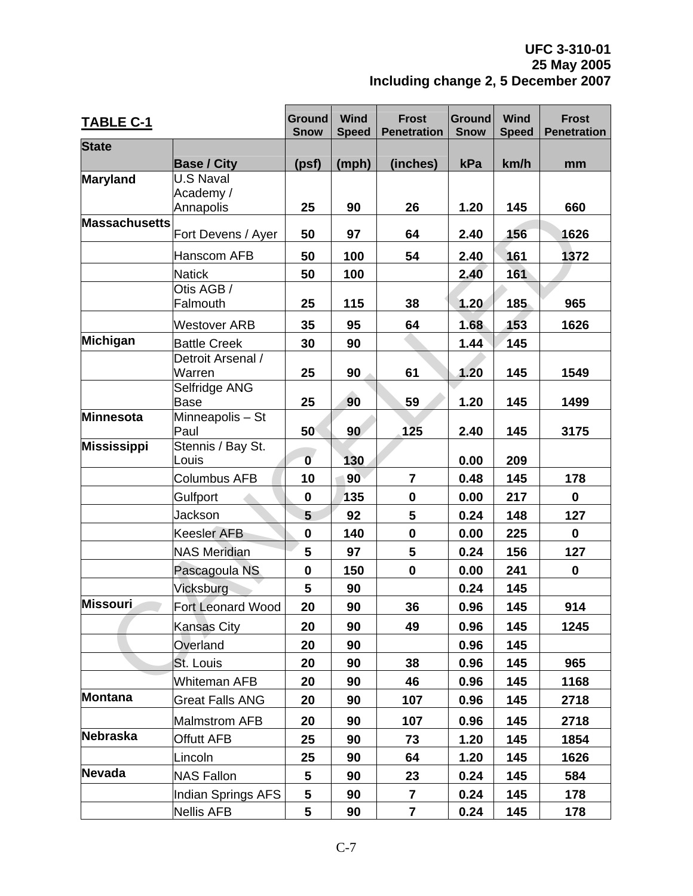| TABLE C-1 | | Ground Snow | Wind Speed | Frost Penetration | Ground Snow | Wind Speed | Frost Penetration |
|---|---|---|---|---|---|---|---|
| State | Base / City | (psf) | (mph) | (inches) | kPa | km/h | mm |
| Maryland | U.S Naval Academy / Annapolis | 25 | 90 | 26 | 1.20 | 145 | 660 |
| Massachusetts | Fort Devens / Ayer | 50 | 97 | 64 | 2.40 | 156 | 1626 |
| | Hanscom AFB | 50 | 100 | 54 | 2.40 | 161 | 1372 |
| | Natick | 50 | 100 | | 2.40 | 161 | |
| | Otis AGB / Falmouth | 25 | 115 | 38 | 1.20 | 185 | 965 |
| | Westover ARB | 35 | 95 | 64 | 1.68 | 153 | 1626 |
| Michigan | Battle Creek | 30 | 90 | | 1.44 | 145 | |
| | Detroit Arsenal / Warren | 25 | 90 | 61 | 1.20 | 145 | 1549 |
| | Selfridge ANG Base | 25 | 90 | 59 | 1.20 | 145 | 1499 |
| Minnesota | Minneapolis – St Paul | 50 | 90 | 125 | 2.40 | 145 | 3175 |
| Mississippi | Stennis / Bay St. Louis | 0 | 130 | | 0.00 | 209 | |
| | Columbus AFB | 10 | 90 | 7 | 0.48 | 145 | 178 |
| | Gulfport | 0 | 135 | 0 | 0.00 | 217 | 0 |
| | Jackson | 5 | 92 | 5 | 0.24 | 148 | 127 |
| | Keesler AFB | 0 | 140 | 0 | 0.00 | 225 | 0 |
| | NAS Meridian | 5 | 97 | 5 | 0.24 | 156 | 127 |
| | Pascagoula NS | 0 | 150 | 0 | 0.00 | 241 | 0 |
| | Vicksburg | 5 | 90 | | 0.24 | 145 | |
| Missouri | Fort Leonard Wood | 20 | 90 | 36 | 0.96 | 145 | 914 |
| | Kansas City | 20 | 90 | 49 | 0.96 | 145 | 1245 |
| | Overland | 20 | 90 | | 0.96 | 145 | |
| | St. Louis | 20 | 90 | 38 | 0.96 | 145 | 965 |
| | Whiteman AFB | 20 | 90 | 46 | 0.96 | 145 | 1168 |
| Montana | Great Falls ANG | 20 | 90 | 107 | 0.96 | 145 | 2718 |
| | Malmstrom AFB | 20 | 90 | 107 | 0.96 | 145 | 2718 |
| Nebraska | Offutt AFB | 25 | 90 | 73 | 1.20 | 145 | 1854 |
| | Lincoln | 25 | 90 | 64 | 1.20 | 145 | 1626 |
| Nevada | NAS Fallon | 5 | 90 | 23 | 0.24 | 145 | 584 |
| | Indian Springs AFS | 5 | 90 | 7 | 0.24 | 145 | 178 |
| | Nellis AFB | 5 | 90 | 7 | 0.24 | 145 | 178 |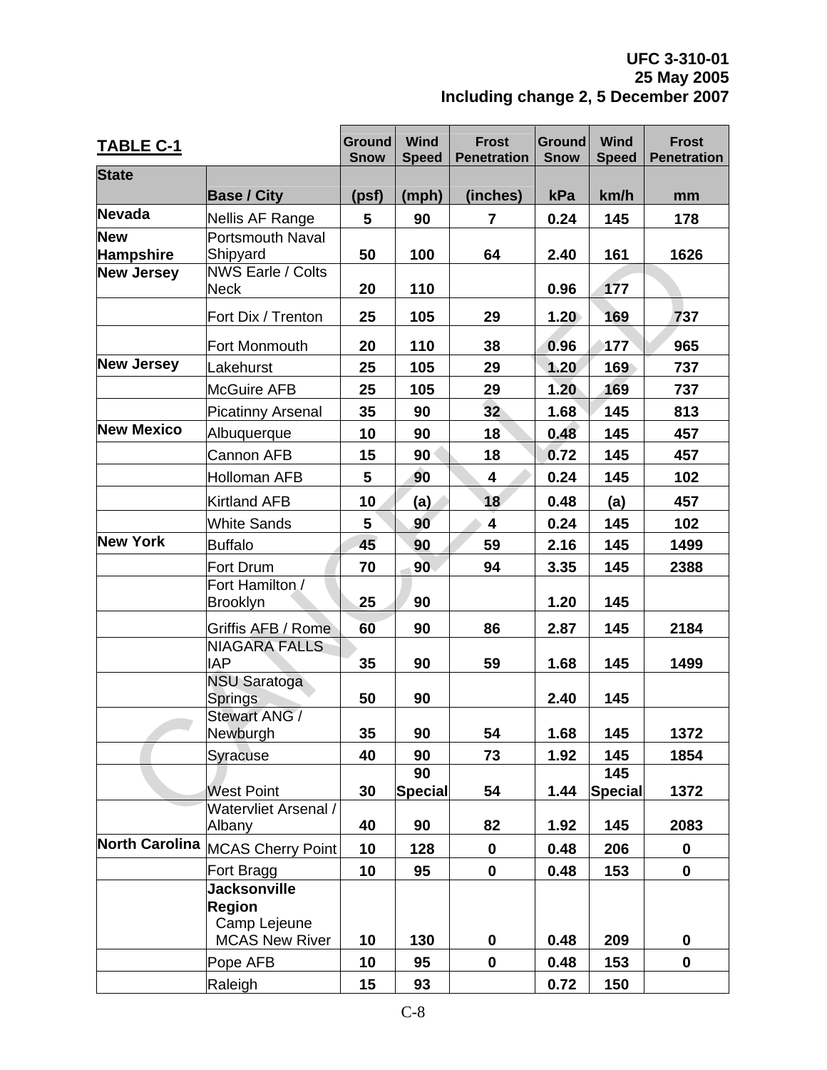| TABLE C-1 | | Ground Snow | Wind Speed | Frost Penetration | Ground Snow | Wind Speed | Frost Penetration |
|---|---|---|---|---|---|---|---|
| State | Base / City | (psf) | (mph) | (inches) | kPa | km/h | mm |
| Nevada | Nellis AF Range | 5 | 90 | 7 | 0.24 | 145 | 178 |
| New Hampshire | Portsmouth Naval Shipyard | 50 | 100 | 64 | 2.40 | 161 | 1626 |
| New Jersey | NWS Earle / Colts Neck | 20 | 110 | | 0.96 | 177 | |
| | Fort Dix / Trenton | 25 | 105 | 29 | 1.20 | 169 | 737 |
| | Fort Monmouth | 20 | 110 | 38 | 0.96 | 177 | 965 |
| New Jersey | Lakehurst | 25 | 105 | 29 | 1.20 | 169 | 737 |
| | McGuire AFB | 25 | 105 | 29 | 1.20 | 169 | 737 |
| | Picatinny Arsenal | 35 | 90 | 32 | 1.68 | 145 | 813 |
| New Mexico | Albuquerque | 10 | 90 | 18 | 0.48 | 145 | 457 |
| | Cannon AFB | 15 | 90 | 18 | 0.72 | 145 | 457 |
| | Holloman AFB | 5 | 90 | 4 | 0.24 | 145 | 102 |
| | Kirtland AFB | 10 | (a) | 18 | 0.48 | (a) | 457 |
| | White Sands | 5 | 90 | 4 | 0.24 | 145 | 102 |
| New York | Buffalo | 45 | 90 | 59 | 2.16 | 145 | 1499 |
| | Fort Drum | 70 | 90 | 94 | 3.35 | 145 | 2388 |
| | Fort Hamilton / Brooklyn | 25 | 90 | | 1.20 | 145 | |
| | Griffis AFB / Rome | 60 | 90 | 86 | 2.87 | 145 | 2184 |
| | NIAGARA FALLS IAP | 35 | 90 | 59 | 1.68 | 145 | 1499 |
| | NSU Saratoga Springs | 50 | 90 | | 2.40 | 145 | |
| | Stewart ANG / Newburgh | 35 | 90 | 54 | 1.68 | 145 | 1372 |
| | Syracuse | 40 | 90 | 73 | 1.92 | 145 | 1854 |
| | West Point | 30 | 90 Special | 54 | 1.44 | 145 Special | 1372 |
| | Watervliet Arsenal / Albany | 40 | 90 | 82 | 1.92 | 145 | 2083 |
| North Carolina | MCAS Cherry Point | 10 | 128 | 0 | 0.48 | 206 | 0 |
| | Fort Bragg | 10 | 95 | 0 | 0.48 | 153 | 0 |
| | **Jacksonville Region** Camp Lejeune MCAS New River | 10 | 130 | 0 | 0.48 | 209 | 0 |
| | Pope AFB | 10 | 95 | 0 | 0.48 | 153 | 0 |
| | Raleigh | 15 | 93 | | 0.72 | 150 | |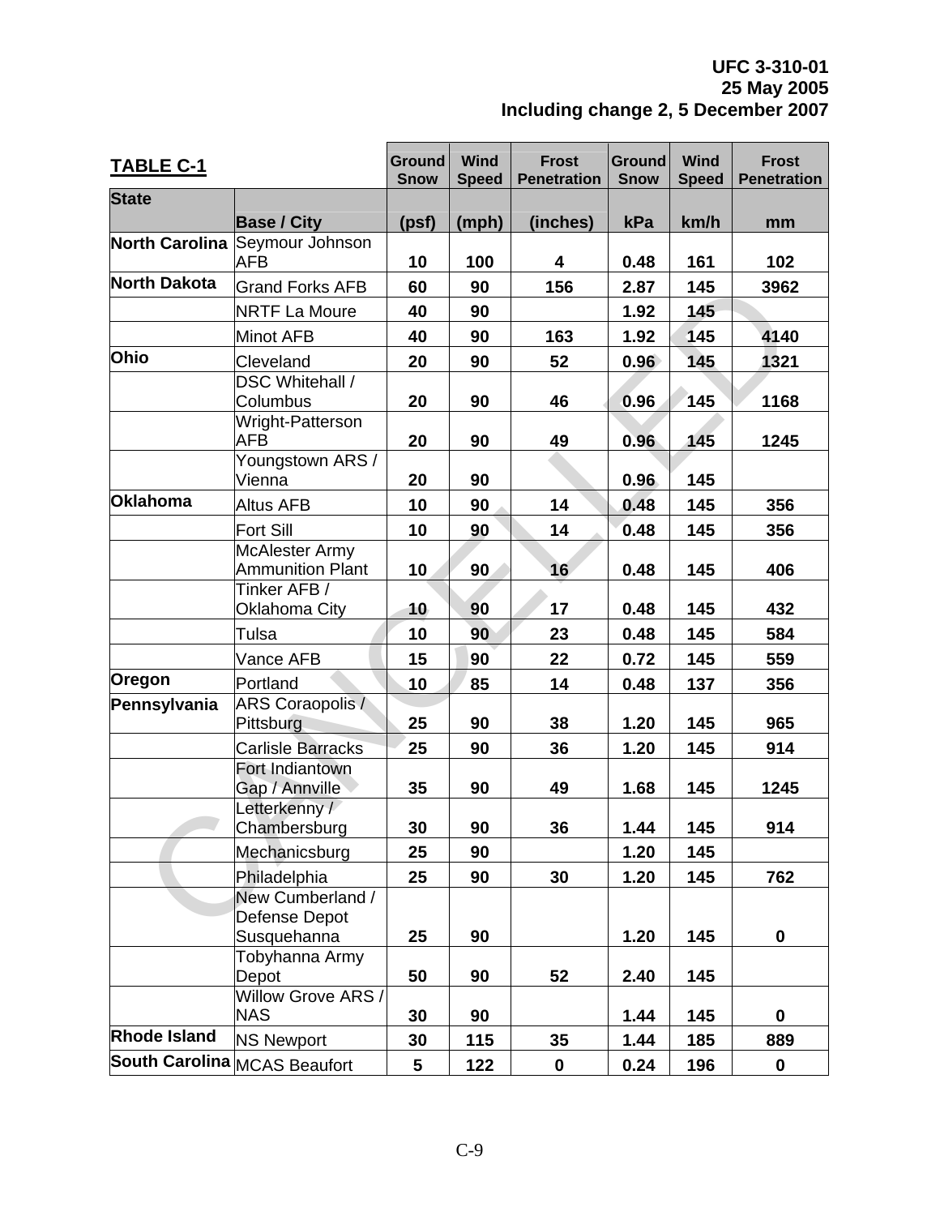**TABLE C-1**

| State | Base / City | Ground Snow (psf) | Wind Speed (mph) | Frost Penetration (inches) | Ground Snow kPa | Wind Speed km/h | Frost Penetration mm |
|---|---|---|---|---|---|---|---|
| North Carolina | Seymour Johnson AFB | 10 | 100 | 4 | 0.48 | 161 | 102 |
| North Dakota | Grand Forks AFB | 60 | 90 | 156 | 2.87 | 145 | 3962 |
| | NRTF La Moure | 40 | 90 | | 1.92 | 145 | |
| | Minot AFB | 40 | 90 | 163 | 1.92 | 145 | 4140 |
| Ohio | Cleveland | 20 | 90 | 52 | 0.96 | 145 | 1321 |
| | DSC Whitehall / Columbus | 20 | 90 | 46 | 0.96 | 145 | 1168 |
| | Wright-Patterson AFB | 20 | 90 | 49 | 0.96 | 145 | 1245 |
| | Youngstown ARS / Vienna | 20 | 90 | | 0.96 | 145 | |
| Oklahoma | Altus AFB | 10 | 90 | 14 | 0.48 | 145 | 356 |
| | Fort Sill | 10 | 90 | 14 | 0.48 | 145 | 356 |
| | McAlester Army Ammunition Plant | 10 | 90 | 16 | 0.48 | 145 | 406 |
| | Tinker AFB / Oklahoma City | 10 | 90 | 17 | 0.48 | 145 | 432 |
| | Tulsa | 10 | 90 | 23 | 0.48 | 145 | 584 |
| | Vance AFB | 15 | 90 | 22 | 0.72 | 145 | 559 |
| Oregon | Portland | 10 | 85 | 14 | 0.48 | 137 | 356 |
| Pennsylvania | ARS Coraopolis / Pittsburg | 25 | 90 | 38 | 1.20 | 145 | 965 |
| | Carlisle Barracks | 25 | 90 | 36 | 1.20 | 145 | 914 |
| | Fort Indiantown Gap / Annville | 35 | 90 | 49 | 1.68 | 145 | 1245 |
| | Letterkenny / Chambersburg | 30 | 90 | 36 | 1.44 | 145 | 914 |
| | Mechanicsburg | 25 | 90 | | 1.20 | 145 | |
| | Philadelphia | 25 | 90 | 30 | 1.20 | 145 | 762 |
| | New Cumberland / Defense Depot Susquehanna | 25 | 90 | | 1.20 | 145 | 0 |
| | Tobyhanna Army Depot | 50 | 90 | 52 | 2.40 | 145 | |
| | Willow Grove ARS / NAS | 30 | 90 | | 1.44 | 145 | 0 |
| Rhode Island | NS Newport | 30 | 115 | 35 | 1.44 | 185 | 889 |
| South Carolina | MCAS Beaufort | 5 | 122 | 0 | 0.24 | 196 | 0 |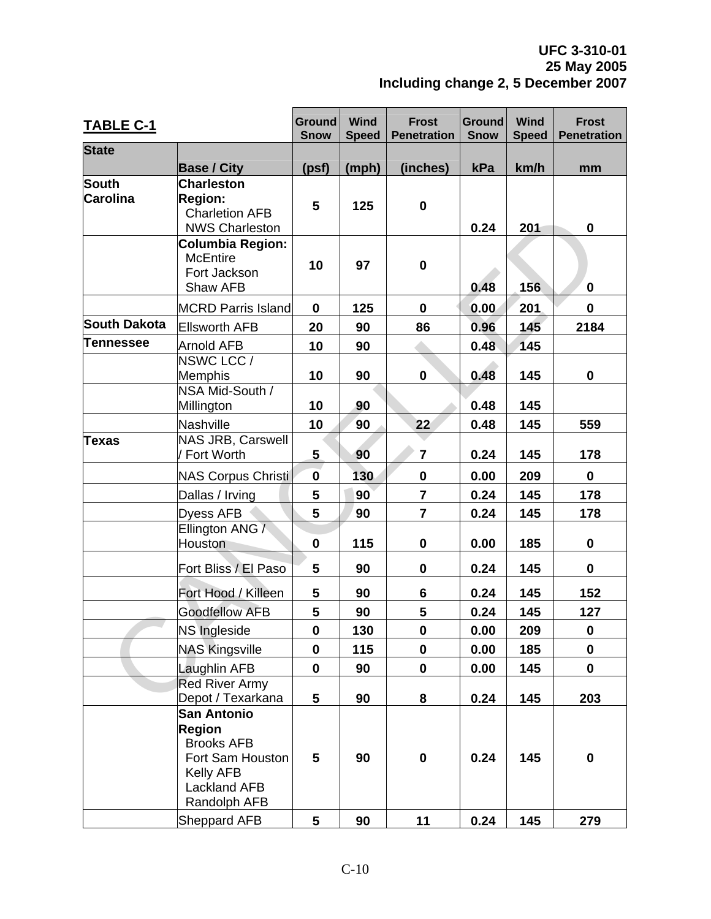| **TABLE C-1** | | Ground Snow | Wind Speed | Frost Penetration | Ground Snow | Wind Speed | Frost Penetration |
|---|---|---|---|---|---|---|---|
| **State** | **Base / City** | **(psf)** | **(mph)** | **(inches)** | **kPa** | **km/h** | **mm** |
| **South Carolina** | **Charleston Region:** Charletion AFB NWS Charleston | **5** | **125** | **0** | **0.24** | **201** | **0** |
| | **Columbia Region:** McEntire Fort Jackson Shaw AFB | **10** | **97** | **0** | **0.48** | **156** | **0** |
| | MCRD Parris Island | **0** | **125** | **0** | **0.00** | **201** | **0** |
| **South Dakota** | Ellsworth AFB | **20** | **90** | **86** | **0.96** | **145** | **2184** |
| **Tennessee** | Arnold AFB | **10** | **90** | | **0.48** | **145** | |
| | NSWC LCC / Memphis | **10** | **90** | **0** | **0.48** | **145** | **0** |
| | NSA Mid-South / Millington | **10** | **90** | | **0.48** | **145** | |
| | Nashville | **10** | **90** | **22** | **0.48** | **145** | **559** |
| **Texas** | NAS JRB, Carswell / Fort Worth | **5** | **90** | **7** | **0.24** | **145** | **178** |
| | NAS Corpus Christi | **0** | **130** | **0** | **0.00** | **209** | **0** |
| | Dallas / Irving | **5** | **90** | **7** | **0.24** | **145** | **178** |
| | Dyess AFB | **5** | **90** | **7** | **0.24** | **145** | **178** |
| | Ellington ANG / Houston | **0** | **115** | **0** | **0.00** | **185** | **0** |
| | Fort Bliss / El Paso | **5** | **90** | **0** | **0.24** | **145** | **0** |
| | Fort Hood / Killeen | **5** | **90** | **6** | **0.24** | **145** | **152** |
| | Goodfellow AFB | **5** | **90** | **5** | **0.24** | **145** | **127** |
| | NS Ingleside | **0** | **130** | **0** | **0.00** | **209** | **0** |
| | NAS Kingsville | **0** | **115** | **0** | **0.00** | **185** | **0** |
| | Laughlin AFB | **0** | **90** | **0** | **0.00** | **145** | **0** |
| | Red River Army Depot / Texarkana | **5** | **90** | **8** | **0.24** | **145** | **203** |
| | **San Antonio Region** Brooks AFB Fort Sam Houston Kelly AFB Lackland AFB Randolph AFB | **5** | **90** | **0** | **0.24** | **145** | **0** |
| | Sheppard AFB | **5** | **90** | **11** | **0.24** | **145** | **279** |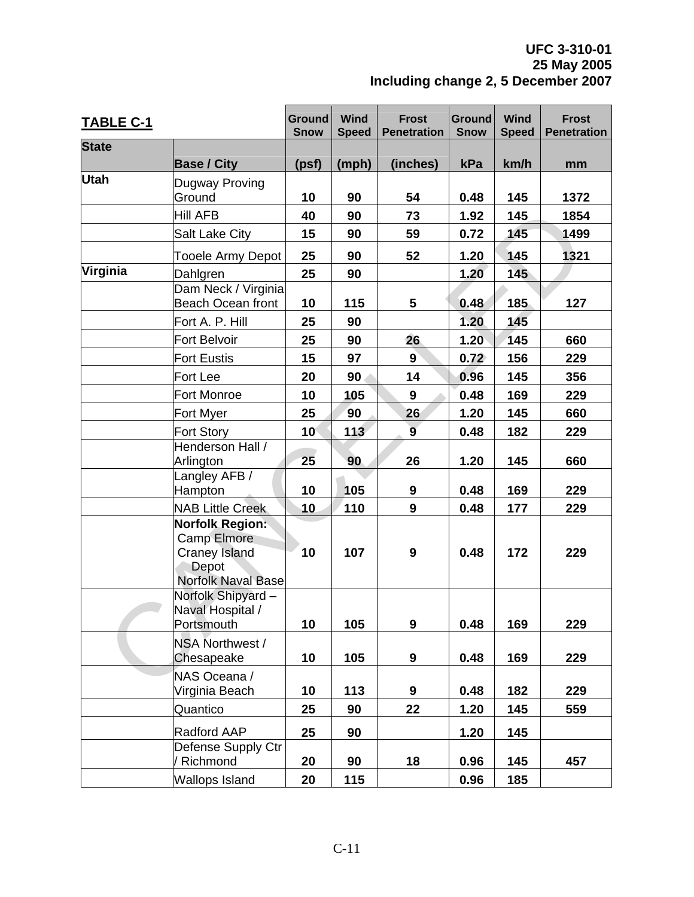| TABLE C-1 | | Ground Snow | Wind Speed | Frost Penetration | Ground Snow | Wind Speed | Frost Penetration |
|---|---|---|---|---|---|---|---|
| **State** | **Base / City** | **(psf)** | **(mph)** | **(inches)** | **kPa** | **km/h** | **mm** |
| **Utah** | Dugway Proving Ground | **10** | **90** | **54** | **0.48** | **145** | **1372** |
| | Hill AFB | **40** | **90** | **73** | **1.92** | **145** | **1854** |
| | Salt Lake City | **15** | **90** | **59** | **0.72** | **145** | **1499** |
| | Tooele Army Depot | **25** | **90** | **52** | **1.20** | **145** | **1321** |
| **Virginia** | Dahlgren | **25** | **90** | | **1.20** | **145** | |
| | Dam Neck / Virginia Beach Ocean front | **10** | **115** | **5** | **0.48** | **185** | **127** |
| | Fort A. P. Hill | **25** | **90** | | **1.20** | **145** | |
| | Fort Belvoir | **25** | **90** | **26** | **1.20** | **145** | **660** |
| | Fort Eustis | **15** | **97** | **9** | **0.72** | **156** | **229** |
| | Fort Lee | **20** | **90** | **14** | **0.96** | **145** | **356** |
| | Fort Monroe | **10** | **105** | **9** | **0.48** | **169** | **229** |
| | Fort Myer | **25** | **90** | **26** | **1.20** | **145** | **660** |
| | Fort Story | **10** | **113** | **9** | **0.48** | **182** | **229** |
| | Henderson Hall / Arlington | **25** | **90** | **26** | **1.20** | **145** | **660** |
| | Langley AFB / Hampton | **10** | **105** | **9** | **0.48** | **169** | **229** |
| | NAB Little Creek | **10** | **110** | **9** | **0.48** | **177** | **229** |
| | **Norfolk Region:** Camp Elmore, Craney Island Depot, Norfolk Naval Base | **10** | **107** | **9** | **0.48** | **172** | **229** |
| | Norfolk Shipyard – Naval Hospital / Portsmouth | **10** | **105** | **9** | **0.48** | **169** | **229** |
| | NSA Northwest / Chesapeake | **10** | **105** | **9** | **0.48** | **169** | **229** |
| | NAS Oceana / Virginia Beach | **10** | **113** | **9** | **0.48** | **182** | **229** |
| | Quantico | **25** | **90** | **22** | **1.20** | **145** | **559** |
| | Radford AAP | **25** | **90** | | **1.20** | **145** | |
| | Defense Supply Ctr / Richmond | **20** | **90** | **18** | **0.96** | **145** | **457** |
| | Wallops Island | **20** | **115** | | **0.96** | **185** | |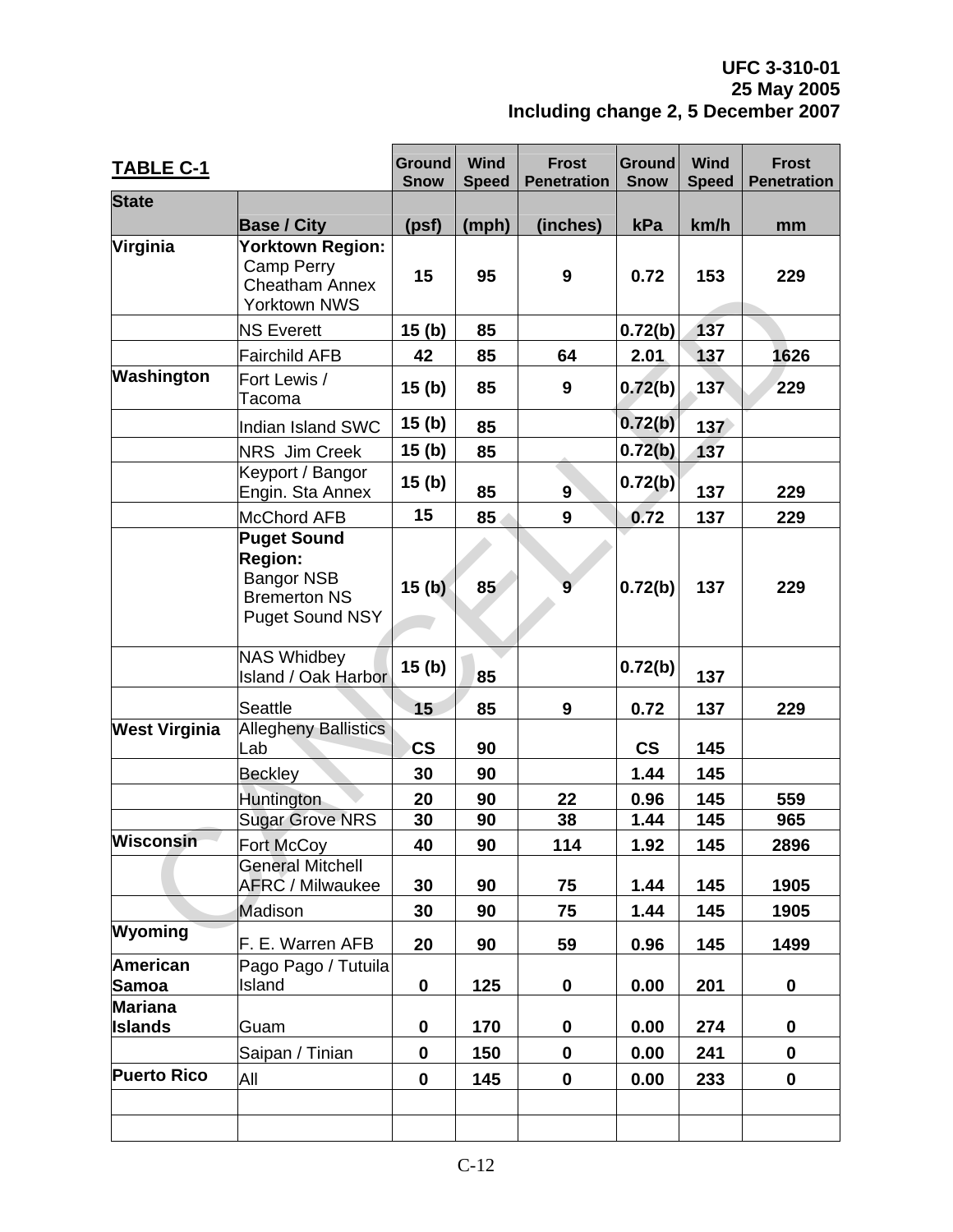| TABLE C-1 | | Ground Snow | Wind Speed | Frost Penetration | Ground Snow | Wind Speed | Frost Penetration |
|---|---|---|---|---|---|---|---|
| State | Base / City | (psf) | (mph) | (inches) | kPa | km/h | mm |
| Virginia | **Yorktown Region:** Camp Perry Cheatham Annex Yorktown NWS | 15 | 95 | 9 | 0.72 | 153 | 229 |
| | NS Everett | 15 (b) | 85 | | 0.72(b) | 137 | |
| | Fairchild AFB | 42 | 85 | 64 | 2.01 | 137 | 1626 |
| Washington | Fort Lewis / Tacoma | 15 (b) | 85 | 9 | 0.72(b) | 137 | 229 |
| | Indian Island SWC | 15 (b) | 85 | | 0.72(b) | 137 | |
| | NRS Jim Creek | 15 (b) | 85 | | 0.72(b) | 137 | |
| | Keyport / Bangor Engin. Sta Annex | 15 (b) | 85 | 9 | 0.72(b) | 137 | 229 |
| | McChord AFB | 15 | 85 | 9 | 0.72 | 137 | 229 |
| | **Puget Sound Region:** Bangor NSB Bremerton NS Puget Sound NSY | 15 (b) | 85 | 9 | 0.72(b) | 137 | 229 |
| | NAS Whidbey Island / Oak Harbor | 15 (b) | 85 | | 0.72(b) | 137 | |
| | Seattle | 15 | 85 | 9 | 0.72 | 137 | 229 |
| West Virginia | Allegheny Ballistics Lab | CS | 90 | | CS | 145 | |
| | Beckley | 30 | 90 | | 1.44 | 145 | |
| | Huntington | 20 | 90 | 22 | 0.96 | 145 | 559 |
| | Sugar Grove NRS | 30 | 90 | 38 | 1.44 | 145 | 965 |
| Wisconsin | Fort McCoy | 40 | 90 | 114 | 1.92 | 145 | 2896 |
| | General Mitchell AFRC / Milwaukee | 30 | 90 | 75 | 1.44 | 145 | 1905 |
| | Madison | 30 | 90 | 75 | 1.44 | 145 | 1905 |
| Wyoming | F. E. Warren AFB | 20 | 90 | 59 | 0.96 | 145 | 1499 |
| American Samoa | Pago Pago / Tutuila Island | 0 | 125 | 0 | 0.00 | 201 | 0 |
| Mariana Islands | Guam | 0 | 170 | 0 | 0.00 | 274 | 0 |
| | Saipan / Tinian | 0 | 150 | 0 | 0.00 | 241 | 0 |
| Puerto Rico | All | 0 | 145 | 0 | 0.00 | 233 | 0 |
| | | | | | | | |
| | | | | | | | |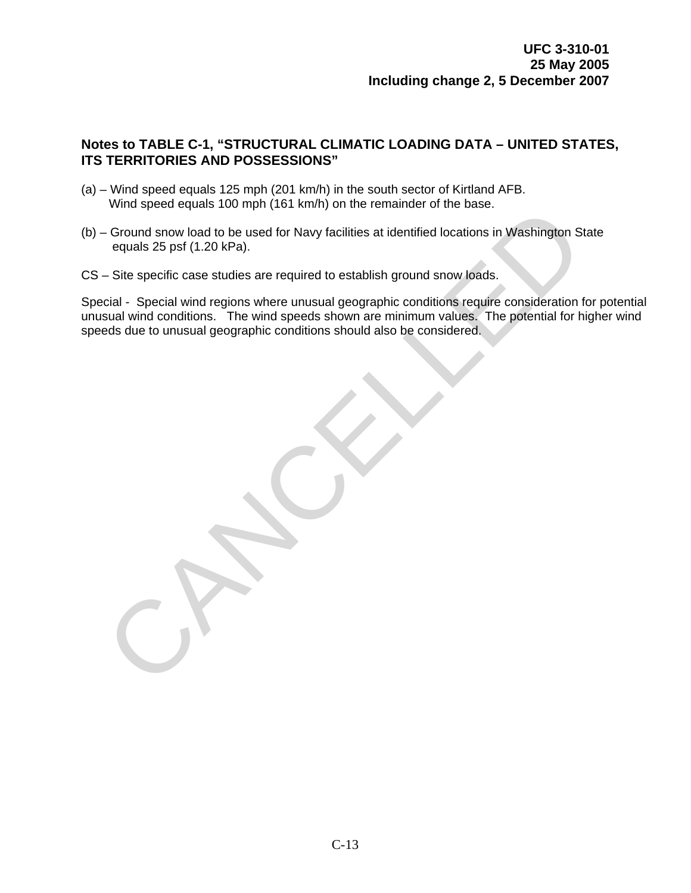## Notes to TABLE C-1, "STRUCTURAL CLIMATIC LOADING DATA – UNITED STATES, ITS TERRITORIES AND POSSESSIONS"

(a) – Wind speed equals 125 mph (201 km/h) in the south sector of Kirtland AFB.
Wind speed equals 100 mph (161 km/h) on the remainder of the base.

(b) – Ground snow load to be used for Navy facilities at identified locations in Washington State equals 25 psf (1.20 kPa).

CS – Site specific case studies are required to establish ground snow loads.

Special - Special wind regions where unusual geographic conditions require consideration for potential unusual wind conditions. The wind speeds shown are minimum values. The potential for higher wind speeds due to unusual geographic conditions should also be considered.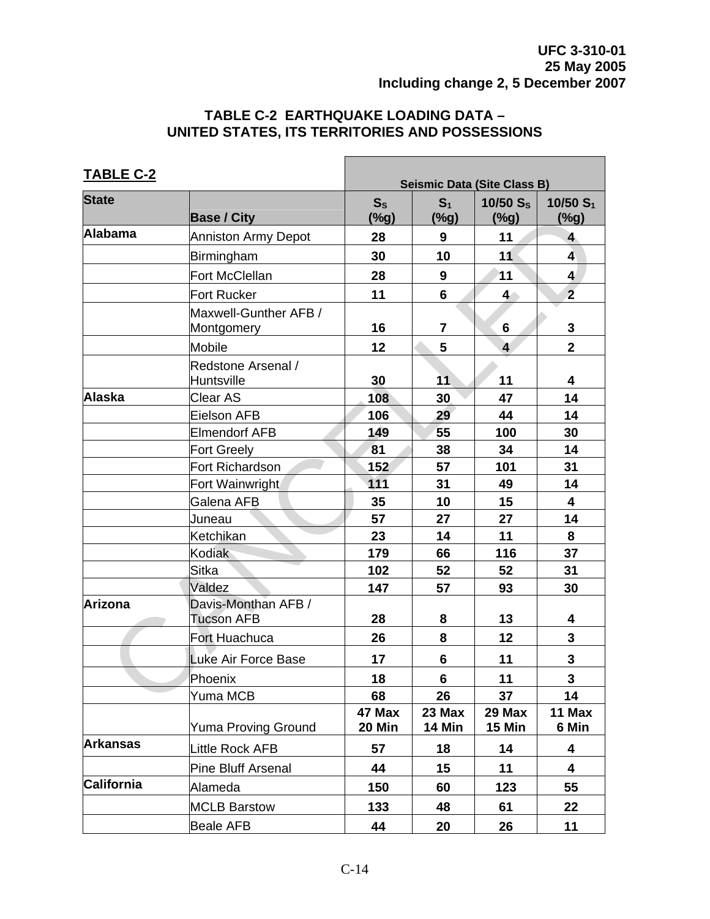### TABLE C-2 EARTHQUAKE LOADING DATA – UNITED STATES, ITS TERRITORIES AND POSSESSIONS

| TABLE C-2 | | Seismic Data (Site Class B) | | | |
|---|---|---|---|---|---|
| State | Base / City | $S_S$ (%g) | $S_1$ (%g) | 10/50 $S_S$ (%g) | 10/50 $S_1$ (%g) |
| Alabama | Anniston Army Depot | 28 | 9 | 11 | 4 |
| | Birmingham | 30 | 10 | 11 | 4 |
| | Fort McClellan | 28 | 9 | 11 | 4 |
| | Fort Rucker | 11 | 6 | 4 | 2 |
| | Maxwell-Gunther AFB / Montgomery | 16 | 7 | 6 | 3 |
| | Mobile | 12 | 5 | 4 | 2 |
| | Redstone Arsenal / Huntsville | 30 | 11 | 11 | 4 |
| Alaska | Clear AS | 108 | 30 | 47 | 14 |
| | Eielson AFB | 106 | 29 | 44 | 14 |
| | Elmendorf AFB | 149 | 55 | 100 | 30 |
| | Fort Greely | 81 | 38 | 34 | 14 |
| | Fort Richardson | 152 | 57 | 101 | 31 |
| | Fort Wainwright | 111 | 31 | 49 | 14 |
| | Galena AFB | 35 | 10 | 15 | 4 |
| | Juneau | 57 | 27 | 27 | 14 |
| | Ketchikan | 23 | 14 | 11 | 8 |
| | Kodiak | 179 | 66 | 116 | 37 |
| | Sitka | 102 | 52 | 52 | 31 |
| | Valdez | 147 | 57 | 93 | 30 |
| Arizona | Davis-Monthan AFB / Tucson AFB | 28 | 8 | 13 | 4 |
| | Fort Huachuca | 26 | 8 | 12 | 3 |
| | Luke Air Force Base | 17 | 6 | 11 | 3 |
| | Phoenix | 18 | 6 | 11 | 3 |
| | Yuma MCB | 68 | 26 | 37 | 14 |
| | Yuma Proving Ground | 47 Max 20 Min | 23 Max 14 Min | 29 Max 15 Min | 11 Max 6 Min |
| Arkansas | Little Rock AFB | 57 | 18 | 14 | 4 |
| | Pine Bluff Arsenal | 44 | 15 | 11 | 4 |
| California | Alameda | 150 | 60 | 123 | 55 |
| | MCLB Barstow | 133 | 48 | 61 | 22 |
| | Beale AFB | 44 | 20 | 26 | 11 |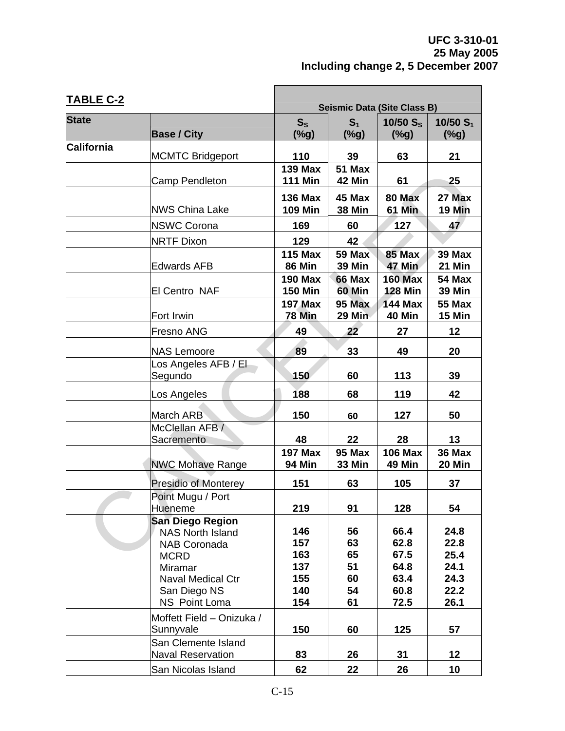UFC 3-310-01
25 May 2005
Including change 2, 5 December 2007

**TABLE C-2**

| State | Base / City | Seismic Data (Site Class B) $S_S$ (%g) | $S_1$ (%g) | 10/50 $S_S$ (%g) | 10/50 $S_1$ (%g) |
|---|---|---|---|---|---|
| California | MCMTC Bridgeport | 110 | 39 | 63 | 21 |
| | Camp Pendleton | 139 Max 111 Min | 51 Max 42 Min | 61 | 25 |
| | NWS China Lake | 136 Max 109 Min | 45 Max 38 Min | 80 Max 61 Min | 27 Max 19 Min |
| | NSWC Corona | 169 | 60 | 127 | 47 |
| | NRTF Dixon | 129 | 42 | | |
| | Edwards AFB | 115 Max 86 Min | 59 Max 39 Min | 85 Max 47 Min | 39 Max 21 Min |
| | El Centro NAF | 190 Max 150 Min | 66 Max 60 Min | 160 Max 128 Min | 54 Max 39 Min |
| | Fort Irwin | 197 Max 78 Min | 95 Max 29 Min | 144 Max 40 Min | 55 Max 15 Min |
| | Fresno ANG | 49 | 22 | 27 | 12 |
| | NAS Lemoore | 89 | 33 | 49 | 20 |
| | Los Angeles AFB / El Segundo | 150 | 60 | 113 | 39 |
| | Los Angeles | 188 | 68 | 119 | 42 |
| | March ARB | 150 | 60 | 127 | 50 |
| | McClellan AFB / Sacremento | 48 | 22 | 28 | 13 |
| | NWC Mohave Range | 197 Max 94 Min | 95 Max 33 Min | 106 Max 49 Min | 36 Max 20 Min |
| | Presidio of Monterey | 151 | 63 | 105 | 37 |
| | Point Mugu / Port Hueneme | 219 | 91 | 128 | 54 |
| | **San Diego Region** | | | | |
| | NAS North Island | 146 | 56 | 66.4 | 24.8 |
| | NAB Coronada | 157 | 63 | 62.8 | 22.8 |
| | MCRD | 163 | 65 | 67.5 | 25.4 |
| | Miramar | 137 | 51 | 64.8 | 24.1 |
| | Naval Medical Ctr | 155 | 60 | 63.4 | 24.3 |
| | San Diego NS | 140 | 54 | 60.8 | 22.2 |
| | NS Point Loma | 154 | 61 | 72.5 | 26.1 |
| | Moffett Field – Onizuka / Sunnyvale | 150 | 60 | 125 | 57 |
| | San Clemente Island Naval Reservation | 83 | 26 | 31 | 12 |
| | San Nicolas Island | 62 | 22 | 26 | 10 |

CANCELLED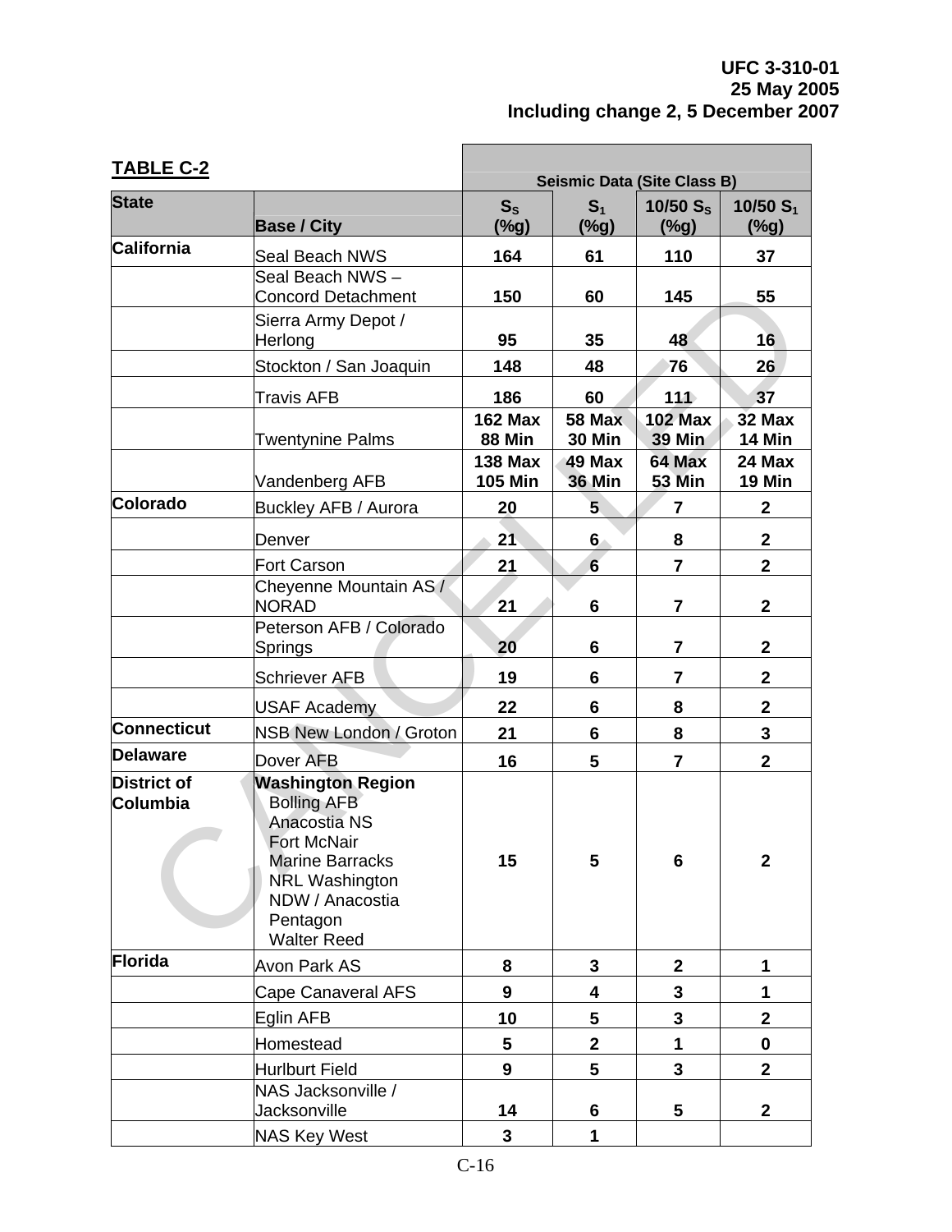**TABLE C-2**

| State | Base / City | Seismic Data (Site Class B) $S_S$ (%g) | $S_1$ (%g) | 10/50 $S_S$ (%g) | 10/50 $S_1$ (%g) |
|---|---|---|---|---|---|
| California | Seal Beach NWS | 164 | 61 | 110 | 37 |
| | Seal Beach NWS – Concord Detachment | 150 | 60 | 145 | 55 |
| | Sierra Army Depot / Herlong | 95 | 35 | 48 | 16 |
| | Stockton / San Joaquin | 148 | 48 | 76 | 26 |
| | Travis AFB | 186 | 60 | 111 | 37 |
| | Twentynine Palms | 162 Max 88 Min | 58 Max 30 Min | 102 Max 39 Min | 32 Max 14 Min |
| | Vandenberg AFB | 138 Max 105 Min | 49 Max 36 Min | 64 Max 53 Min | 24 Max 19 Min |
| Colorado | Buckley AFB / Aurora | 20 | 5 | 7 | 2 |
| | Denver | 21 | 6 | 8 | 2 |
| | Fort Carson | 21 | 6 | 7 | 2 |
| | Cheyenne Mountain AS / NORAD | 21 | 6 | 7 | 2 |
| | Peterson AFB / Colorado Springs | 20 | 6 | 7 | 2 |
| | Schriever AFB | 19 | 6 | 7 | 2 |
| | USAF Academy | 22 | 6 | 8 | 2 |
| Connecticut | NSB New London / Groton | 21 | 6 | 8 | 3 |
| Delaware | Dover AFB | 16 | 5 | 7 | 2 |
| District of Columbia | **Washington Region** Bolling AFB, Anacostia NS, Fort McNair, Marine Barracks, NRL Washington, NDW / Anacostia, Pentagon, Walter Reed | 15 | 5 | 6 | 2 |
| Florida | Avon Park AS | 8 | 3 | 2 | 1 |
| | Cape Canaveral AFS | 9 | 4 | 3 | 1 |
| | Eglin AFB | 10 | 5 | 3 | 2 |
| | Homestead | 5 | 2 | 1 | 0 |
| | Hurlburt Field | 9 | 5 | 3 | 2 |
| | NAS Jacksonville / Jacksonville | 14 | 6 | 5 | 2 |
| | NAS Key West | 3 | 1 | | |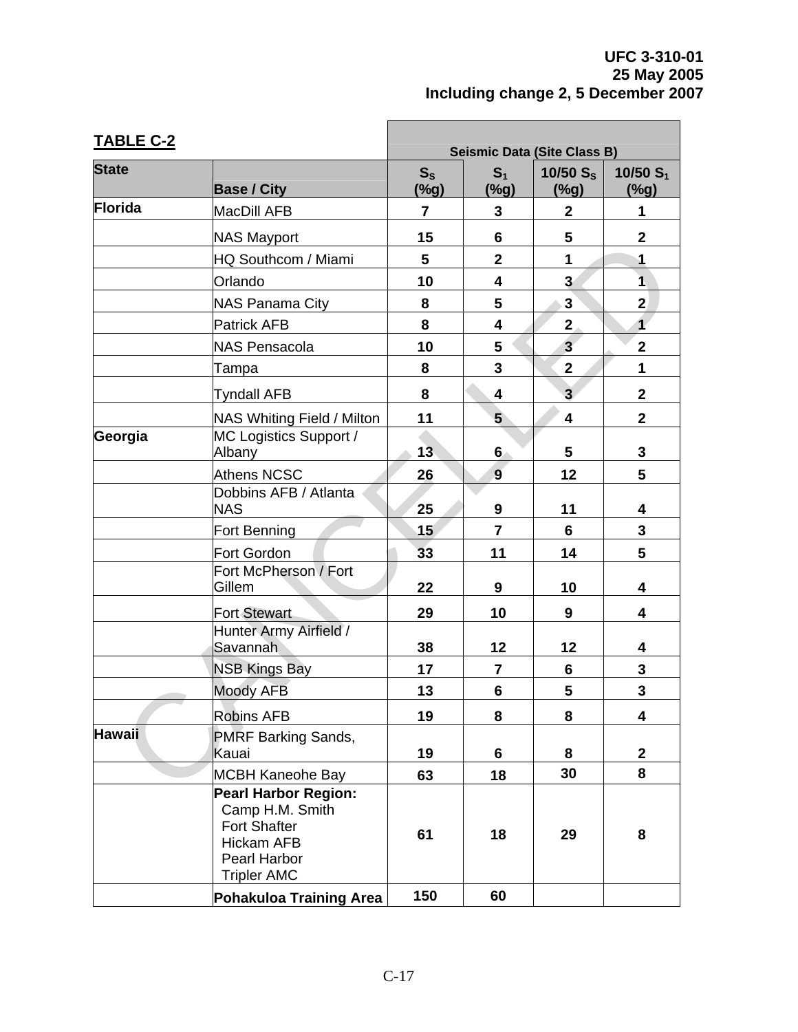**TABLE C-2**

| State | Base / City | Seismic Data (Site Class B) $S_S$ (%g) | $S_1$ (%g) | 10/50 $S_S$ (%g) | 10/50 $S_1$ (%g) |
|---|---|---|---|---|---|
| **Florida** | MacDill AFB | **7** | **3** | **2** | **1** |
| | NAS Mayport | **15** | **6** | **5** | **2** |
| | HQ Southcom / Miami | **5** | **2** | **1** | **1** |
| | Orlando | **10** | **4** | **3** | **1** |
| | NAS Panama City | **8** | **5** | **3** | **2** |
| | Patrick AFB | **8** | **4** | **2** | **1** |
| | NAS Pensacola | **10** | **5** | **3** | **2** |
| | Tampa | **8** | **3** | **2** | **1** |
| | Tyndall AFB | **8** | **4** | **3** | **2** |
| | NAS Whiting Field / Milton | **11** | **5** | **4** | **2** |
| **Georgia** | MC Logistics Support / Albany | **13** | **6** | **5** | **3** |
| | Athens NCSC | **26** | **9** | **12** | **5** |
| | Dobbins AFB / Atlanta NAS | **25** | **9** | **11** | **4** |
| | Fort Benning | **15** | **7** | **6** | **3** |
| | Fort Gordon | **33** | **11** | **14** | **5** |
| | Fort McPherson / Fort Gillem | **22** | **9** | **10** | **4** |
| | Fort Stewart | **29** | **10** | **9** | **4** |
| | Hunter Army Airfield / Savannah | **38** | **12** | **12** | **4** |
| | NSB Kings Bay | **17** | **7** | **6** | **3** |
| | Moody AFB | **13** | **6** | **5** | **3** |
| | Robins AFB | **19** | **8** | **8** | **4** |
| **Hawaii** | PMRF Barking Sands, Kauai | **19** | **6** | **8** | **2** |
| | MCBH Kaneohe Bay | **63** | **18** | **30** | **8** |
| | **Pearl Harbor Region:** Camp H.M. Smith, Fort Shafter, Hickam AFB, Pearl Harbor, Tripler AMC | **61** | **18** | **29** | **8** |
| | **Pohakuloa Training Area** | **150** | **60** | | |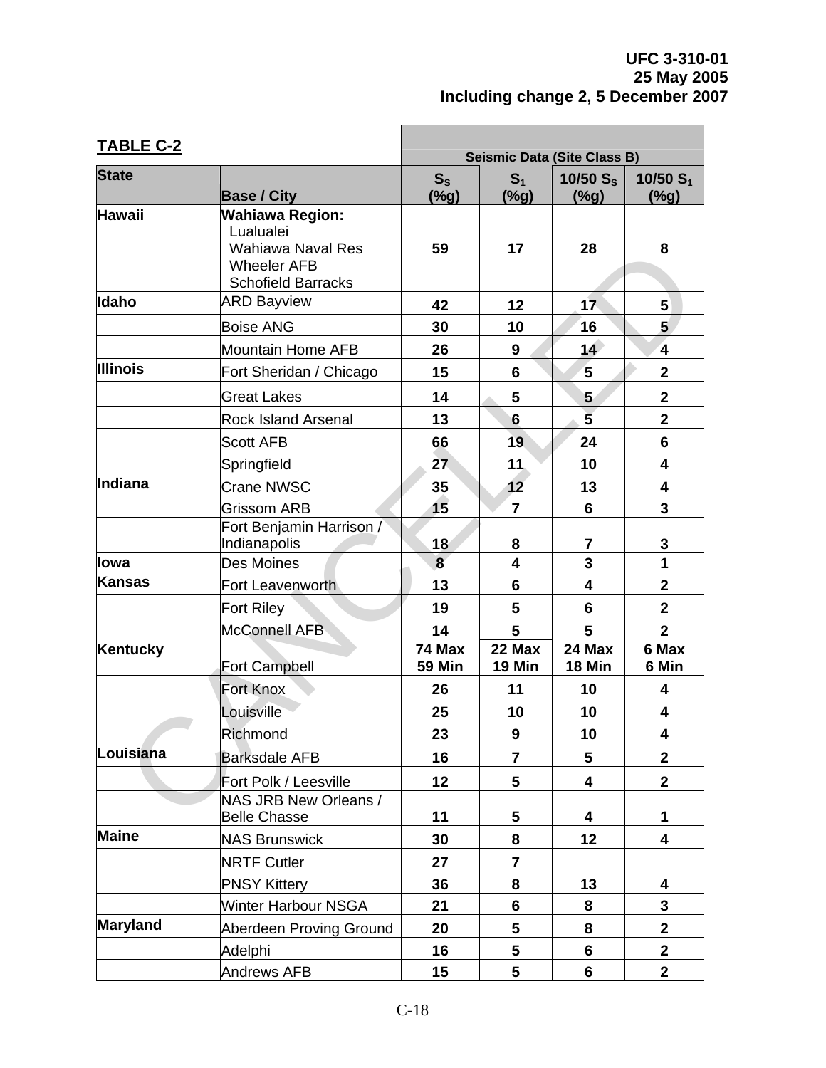**TABLE C-2**

| State | Base / City | Seismic Data (Site Class B) $S_S$ (%g) | $S_1$ (%g) | 10/50 $S_S$ (%g) | 10/50 $S_1$ (%g) |
|---|---|---|---|---|---|
| **Hawaii** | **Wahiawa Region:** Lualualei, Wahiawa Naval Res, Wheeler AFB, Schofield Barracks | **59** | **17** | **28** | **8** |
| **Idaho** | ARD Bayview | **42** | **12** | **17** | **5** |
| | Boise ANG | **30** | **10** | **16** | **5** |
| | Mountain Home AFB | **26** | **9** | **14** | **4** |
| **Illinois** | Fort Sheridan / Chicago | **15** | **6** | **5** | **2** |
| | Great Lakes | **14** | **5** | **5** | **2** |
| | Rock Island Arsenal | **13** | **6** | **5** | **2** |
| | Scott AFB | **66** | **19** | **24** | **6** |
| | Springfield | **27** | **11** | **10** | **4** |
| **Indiana** | Crane NWSC | **35** | **12** | **13** | **4** |
| | Grissom ARB | **15** | **7** | **6** | **3** |
| | Fort Benjamin Harrison / Indianapolis | **18** | **8** | **7** | **3** |
| **Iowa** | Des Moines | **8** | **4** | **3** | **1** |
| **Kansas** | Fort Leavenworth | **13** | **6** | **4** | **2** |
| | Fort Riley | **19** | **5** | **6** | **2** |
| | McConnell AFB | **14** | **5** | **5** | **2** |
| **Kentucky** | Fort Campbell | **74 Max 59 Min** | **22 Max 19 Min** | **24 Max 18 Min** | **6 Max 6 Min** |
| | Fort Knox | **26** | **11** | **10** | **4** |
| | Louisville | **25** | **10** | **10** | **4** |
| | Richmond | **23** | **9** | **10** | **4** |
| **Louisiana** | Barksdale AFB | **16** | **7** | **5** | **2** |
| | Fort Polk / Leesville | **12** | **5** | **4** | **2** |
| | NAS JRB New Orleans / Belle Chasse | **11** | **5** | **4** | **1** |
| **Maine** | NAS Brunswick | **30** | **8** | **12** | **4** |
| | NRTF Cutler | **27** | **7** | | |
| | PNSY Kittery | **36** | **8** | **13** | **4** |
| | Winter Harbour NSGA | **21** | **6** | **8** | **3** |
| **Maryland** | Aberdeen Proving Ground | **20** | **5** | **8** | **2** |
| | Adelphi | **16** | **5** | **6** | **2** |
| | Andrews AFB | **15** | **5** | **6** | **2** |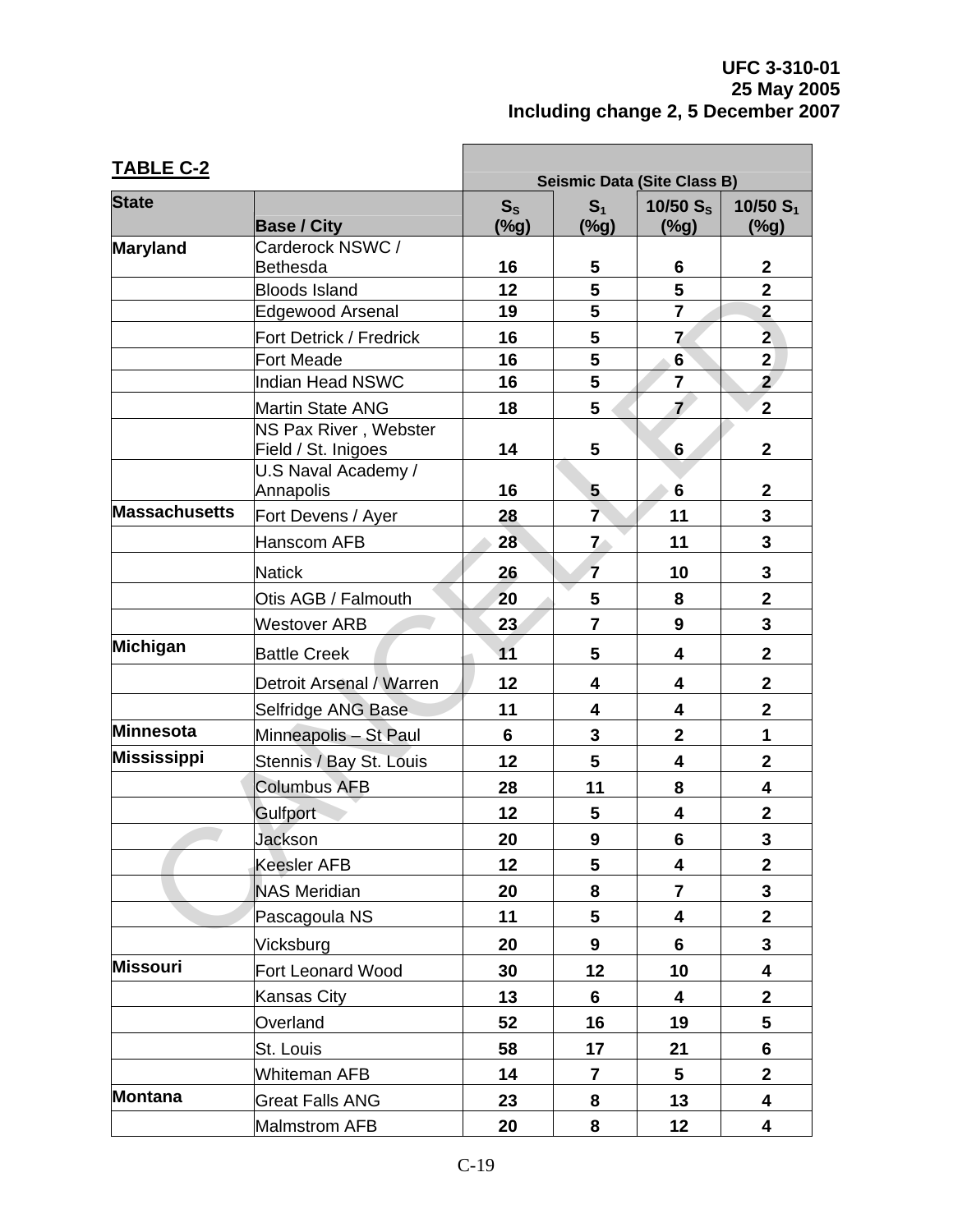**TABLE C-2**

| State | Base / City | Seismic Data (Site Class B) | | | |
|---|---|---|---|---|---|
| | | $S_S$ (%g) | $S_1$ (%g) | 10/50 $S_S$ (%g) | 10/50 $S_1$ (%g) |
| **Maryland** | Carderock NSWC / Bethesda | 16 | 5 | 6 | 2 |
| | Bloods Island | 12 | 5 | 5 | 2 |
| | Edgewood Arsenal | 19 | 5 | 7 | 2 |
| | Fort Detrick / Fredrick | 16 | 5 | 7 | 2 |
| | Fort Meade | 16 | 5 | 6 | 2 |
| | Indian Head NSWC | 16 | 5 | 7 | 2 |
| | Martin State ANG | 18 | 5 | 7 | 2 |
| | NS Pax River , Webster Field / St. Inigoes | 14 | 5 | 6 | 2 |
| | U.S Naval Academy / Annapolis | 16 | 5 | 6 | 2 |
| **Massachusetts** | Fort Devens / Ayer | 28 | 7 | 11 | 3 |
| | Hanscom AFB | 28 | 7 | 11 | 3 |
| | Natick | 26 | 7 | 10 | 3 |
| | Otis AGB / Falmouth | 20 | 5 | 8 | 2 |
| | Westover ARB | 23 | 7 | 9 | 3 |
| **Michigan** | Battle Creek | 11 | 5 | 4 | 2 |
| | Detroit Arsenal / Warren | 12 | 4 | 4 | 2 |
| | Selfridge ANG Base | 11 | 4 | 4 | 2 |
| **Minnesota** | Minneapolis – St Paul | 6 | 3 | 2 | 1 |
| **Mississippi** | Stennis / Bay St. Louis | 12 | 5 | 4 | 2 |
| | Columbus AFB | 28 | 11 | 8 | 4 |
| | Gulfport | 12 | 5 | 4 | 2 |
| | Jackson | 20 | 9 | 6 | 3 |
| | Keesler AFB | 12 | 5 | 4 | 2 |
| | NAS Meridian | 20 | 8 | 7 | 3 |
| | Pascagoula NS | 11 | 5 | 4 | 2 |
| | Vicksburg | 20 | 9 | 6 | 3 |
| **Missouri** | Fort Leonard Wood | 30 | 12 | 10 | 4 |
| | Kansas City | 13 | 6 | 4 | 2 |
| | Overland | 52 | 16 | 19 | 5 |
| | St. Louis | 58 | 17 | 21 | 6 |
| | Whiteman AFB | 14 | 7 | 5 | 2 |
| **Montana** | Great Falls ANG | 23 | 8 | 13 | 4 |
| | Malmstrom AFB | 20 | 8 | 12 | 4 |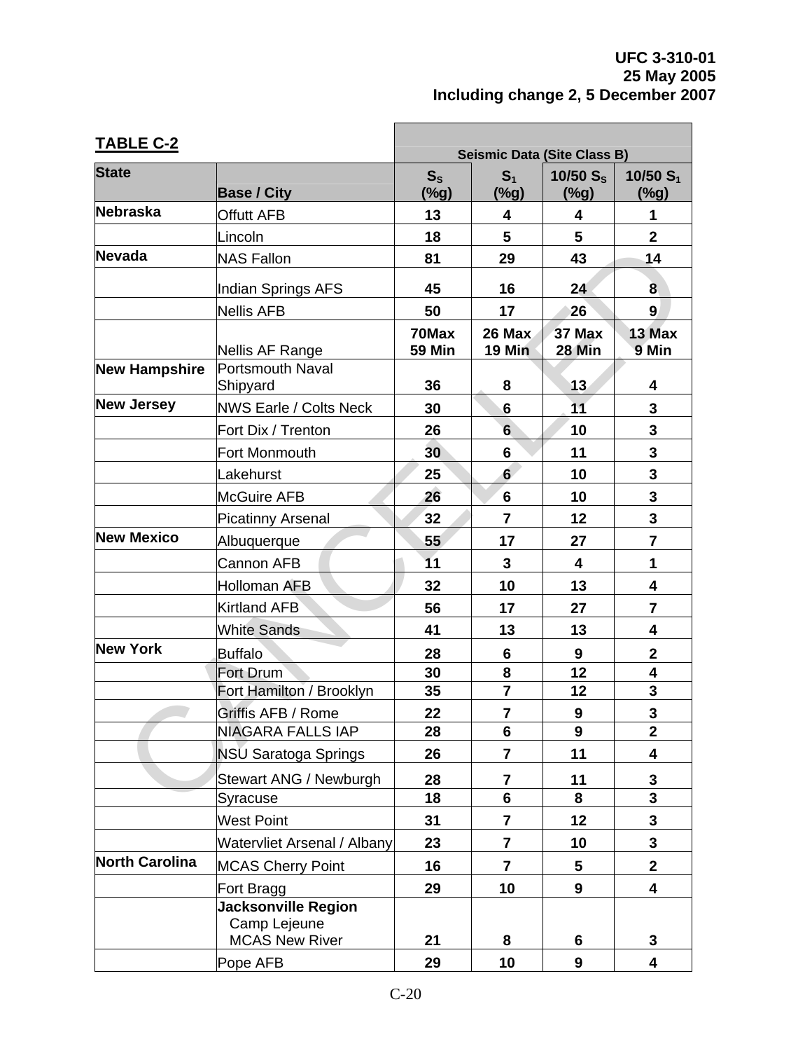**TABLE C-2**

| State | Base / City | Seismic Data (Site Class B) | | | |
|---|---|---|---|---|---|
| | | $S_S$ (%g) | $S_1$ (%g) | 10/50 $S_S$ (%g) | 10/50 $S_1$ (%g) |
| **Nebraska** | Offutt AFB | **13** | **4** | **4** | **1** |
| | Lincoln | **18** | **5** | **5** | **2** |
| **Nevada** | NAS Fallon | **81** | **29** | **43** | **14** |
| | Indian Springs AFS | **45** | **16** | **24** | **8** |
| | Nellis AFB | **50** | **17** | **26** | **9** |
| | Nellis AF Range | **70Max 59 Min** | **26 Max 19 Min** | **37 Max 28 Min** | **13 Max 9 Min** |
| **New Hampshire** | Portsmouth Naval Shipyard | **36** | **8** | **13** | **4** |
| **New Jersey** | NWS Earle / Colts Neck | **30** | **6** | **11** | **3** |
| | Fort Dix / Trenton | **26** | **6** | **10** | **3** |
| | Fort Monmouth | **30** | **6** | **11** | **3** |
| | Lakehurst | **25** | **6** | **10** | **3** |
| | McGuire AFB | **26** | **6** | **10** | **3** |
| | Picatinny Arsenal | **32** | **7** | **12** | **3** |
| **New Mexico** | Albuquerque | **55** | **17** | **27** | **7** |
| | Cannon AFB | **11** | **3** | **4** | **1** |
| | Holloman AFB | **32** | **10** | **13** | **4** |
| | Kirtland AFB | **56** | **17** | **27** | **7** |
| | White Sands | **41** | **13** | **13** | **4** |
| **New York** | Buffalo | **28** | **6** | **9** | **2** |
| | Fort Drum | **30** | **8** | **12** | **4** |
| | Fort Hamilton / Brooklyn | **35** | **7** | **12** | **3** |
| | Griffis AFB / Rome | **22** | **7** | **9** | **3** |
| | NIAGARA FALLS IAP | **28** | **6** | **9** | **2** |
| | NSU Saratoga Springs | **26** | **7** | **11** | **4** |
| | Stewart ANG / Newburgh | **28** | **7** | **11** | **3** |
| | Syracuse | **18** | **6** | **8** | **3** |
| | West Point | **31** | **7** | **12** | **3** |
| | Watervliet Arsenal / Albany | **23** | **7** | **10** | **3** |
| **North Carolina** | MCAS Cherry Point | **16** | **7** | **5** | **2** |
| | Fort Bragg | **29** | **10** | **9** | **4** |
| | **Jacksonville Region** Camp Lejeune MCAS New River | **21** | **8** | **6** | **3** |
| | Pope AFB | **29** | **10** | **9** | **4** |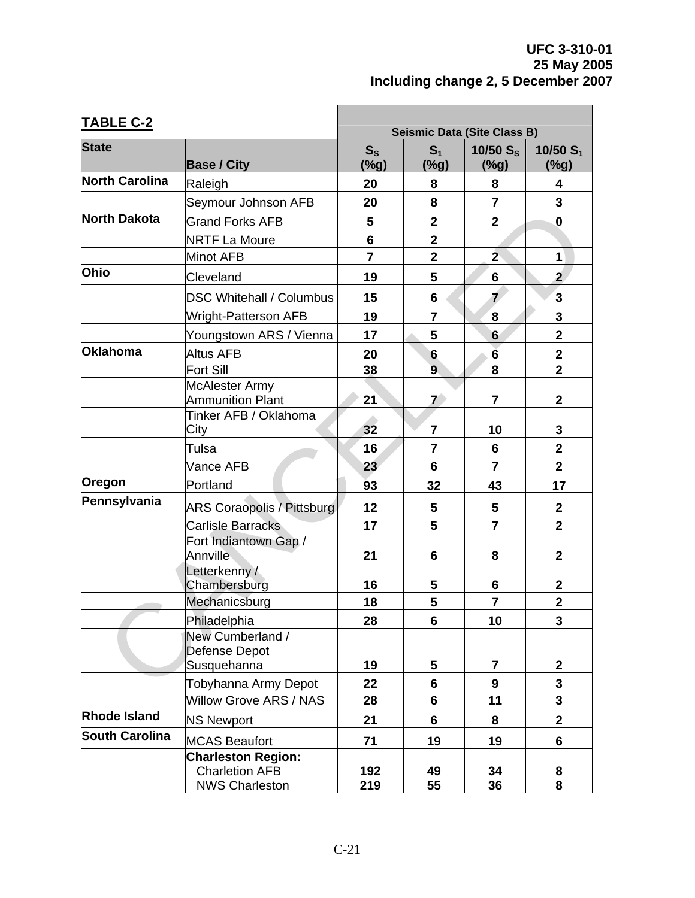**TABLE C-2**

| State | Base / City | Seismic Data (Site Class B) | | | |
|---|---|---|---|---|---|
| | | $S_S$ (%g) | $S_1$ (%g) | 10/50 $S_S$ (%g) | 10/50 $S_1$ (%g) |
| **North Carolina** | Raleigh | **20** | **8** | **8** | **4** |
| | Seymour Johnson AFB | **20** | **8** | **7** | **3** |
| **North Dakota** | Grand Forks AFB | **5** | **2** | **2** | **0** |
| | NRTF La Moure | **6** | **2** | | |
| | Minot AFB | **7** | **2** | **2** | **1** |
| **Ohio** | Cleveland | **19** | **5** | **6** | **2** |
| | DSC Whitehall / Columbus | **15** | **6** | **7** | **3** |
| | Wright-Patterson AFB | **19** | **7** | **8** | **3** |
| | Youngstown ARS / Vienna | **17** | **5** | **6** | **2** |
| **Oklahoma** | Altus AFB | **20** | **6** | **6** | **2** |
| | Fort Sill | **38** | **9** | **8** | **2** |
| | McAlester Army Ammunition Plant | **21** | **7** | **7** | **2** |
| | Tinker AFB / Oklahoma City | **32** | **7** | **10** | **3** |
| | Tulsa | **16** | **7** | **6** | **2** |
| | Vance AFB | **23** | **6** | **7** | **2** |
| **Oregon** | Portland | **93** | **32** | **43** | **17** |
| **Pennsylvania** | ARS Coraopolis / Pittsburg | **12** | **5** | **5** | **2** |
| | Carlisle Barracks | **17** | **5** | **7** | **2** |
| | Fort Indiantown Gap / Annville | **21** | **6** | **8** | **2** |
| | Letterkenny / Chambersburg | **16** | **5** | **6** | **2** |
| | Mechanicsburg | **18** | **5** | **7** | **2** |
| | Philadelphia | **28** | **6** | **10** | **3** |
| | New Cumberland / Defense Depot Susquehanna | **19** | **5** | **7** | **2** |
| | Tobyhanna Army Depot | **22** | **6** | **9** | **3** |
| | Willow Grove ARS / NAS | **28** | **6** | **11** | **3** |
| **Rhode Island** | NS Newport | **21** | **6** | **8** | **2** |
| **South Carolina** | MCAS Beaufort | **71** | **19** | **19** | **6** |
| | **Charleston Region:** | | | | |
| | Charletion AFB | **192** | **49** | **34** | **8** |
| | NWS Charleston | **219** | **55** | **36** | **8** |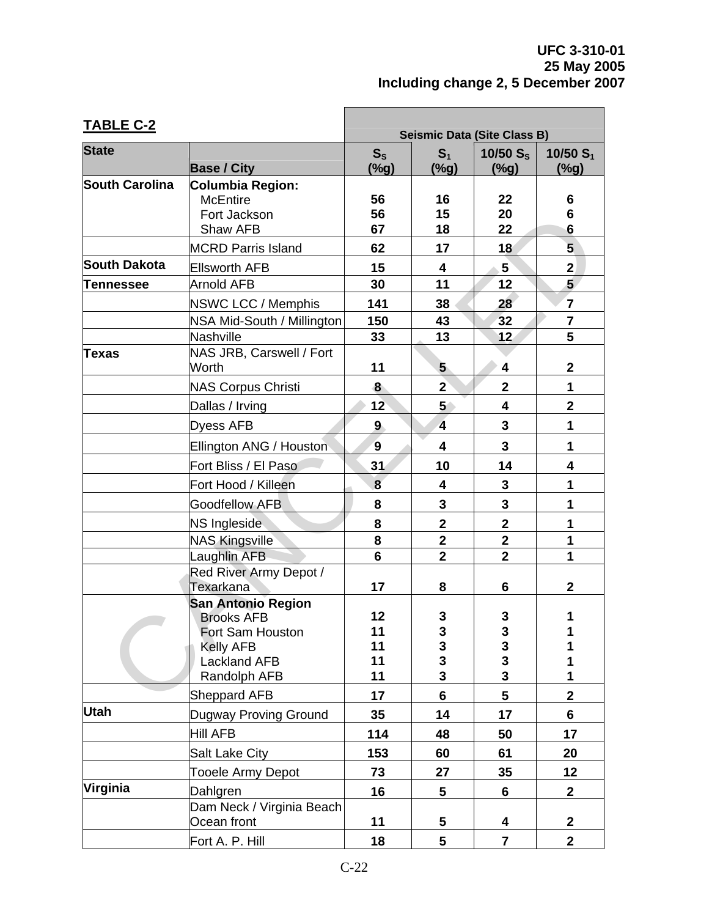**TABLE C-2**

| State | Base / City | Seismic Data (Site Class B) | | | |
|---|---|---|---|---|---|
| | | $S_S$ (%g) | $S_1$ (%g) | 10/50 $S_S$ (%g) | 10/50 $S_1$ (%g) |
| South Carolina | **Columbia Region:** | | | | |
| | McEntire | 56 | 16 | 22 | 6 |
| | Fort Jackson | 56 | 15 | 20 | 6 |
| | Shaw AFB | 67 | 18 | 22 | 6 |
| | MCRD Parris Island | 62 | 17 | 18 | 5 |
| South Dakota | Ellsworth AFB | 15 | 4 | 5 | 2 |
| Tennessee | Arnold AFB | 30 | 11 | 12 | 5 |
| | NSWC LCC / Memphis | 141 | 38 | 28 | 7 |
| | NSA Mid-South / Millington | 150 | 43 | 32 | 7 |
| | Nashville | 33 | 13 | 12 | 5 |
| Texas | NAS JRB, Carswell / Fort Worth | 11 | 5 | 4 | 2 |
| | NAS Corpus Christi | 8 | 2 | 2 | 1 |
| | Dallas / Irving | 12 | 5 | 4 | 2 |
| | Dyess AFB | 9 | 4 | 3 | 1 |
| | Ellington ANG / Houston | 9 | 4 | 3 | 1 |
| | Fort Bliss / El Paso | 31 | 10 | 14 | 4 |
| | Fort Hood / Killeen | 8 | 4 | 3 | 1 |
| | Goodfellow AFB | 8 | 3 | 3 | 1 |
| | NS Ingleside | 8 | 2 | 2 | 1 |
| | NAS Kingsville | 8 | 2 | 2 | 1 |
| | Laughlin AFB | 6 | 2 | 2 | 1 |
| | Red River Army Depot / Texarkana | 17 | 8 | 6 | 2 |
| | **San Antonio Region** | | | | |
| | Brooks AFB | 12 | 3 | 3 | 1 |
| | Fort Sam Houston | 11 | 3 | 3 | 1 |
| | Kelly AFB | 11 | 3 | 3 | 1 |
| | Lackland AFB | 11 | 3 | 3 | 1 |
| | Randolph AFB | 11 | 3 | 3 | 1 |
| | Sheppard AFB | 17 | 6 | 5 | 2 |
| Utah | Dugway Proving Ground | 35 | 14 | 17 | 6 |
| | Hill AFB | 114 | 48 | 50 | 17 |
| | Salt Lake City | 153 | 60 | 61 | 20 |
| | Tooele Army Depot | 73 | 27 | 35 | 12 |
| Virginia | Dahlgren | 16 | 5 | 6 | 2 |
| | Dam Neck / Virginia Beach Ocean front | 11 | 5 | 4 | 2 |
| | Fort A. P. Hill | 18 | 5 | 7 | 2 |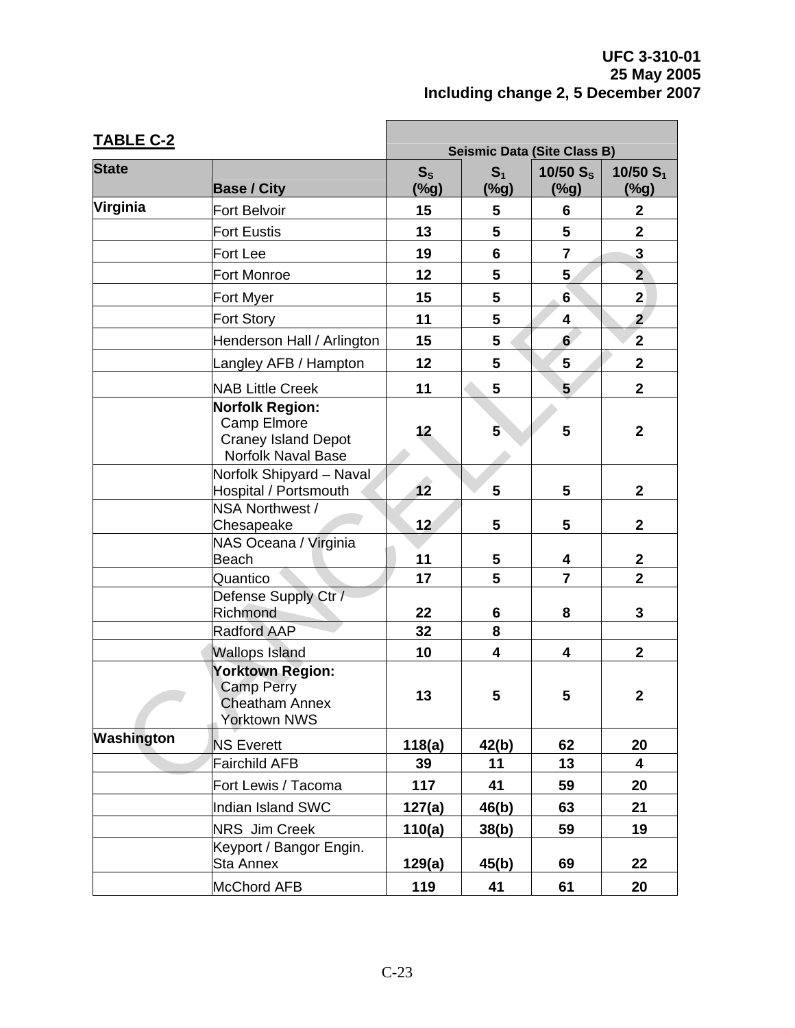**TABLE C-2**

| State | Base / City | Seismic Data (Site Class B) | | | |
|---|---|---|---|---|---|
| | | $S_S$ (%g) | $S_1$ (%g) | 10/50 $S_S$ (%g) | 10/50 $S_1$ (%g) |
| Virginia | Fort Belvoir | 15 | 5 | 6 | 2 |
| | Fort Eustis | 13 | 5 | 5 | 2 |
| | Fort Lee | 19 | 6 | 7 | 3 |
| | Fort Monroe | 12 | 5 | 5 | 2 |
| | Fort Myer | 15 | 5 | 6 | 2 |
| | Fort Story | 11 | 5 | 4 | 2 |
| | Henderson Hall / Arlington | 15 | 5 | 6 | 2 |
| | Langley AFB / Hampton | 12 | 5 | 5 | 2 |
| | NAB Little Creek | 11 | 5 | 5 | 2 |
| | **Norfolk Region:** Camp Elmore, Craney Island Depot, Norfolk Naval Base | 12 | 5 | 5 | 2 |
| | Norfolk Shipyard – Naval Hospital / Portsmouth | 12 | 5 | 5 | 2 |
| | NSA Northwest / Chesapeake | 12 | 5 | 5 | 2 |
| | NAS Oceana / Virginia Beach | 11 | 5 | 4 | 2 |
| | Quantico | 17 | 5 | 7 | 2 |
| | Defense Supply Ctr / Richmond | 22 | 6 | 8 | 3 |
| | Radford AAP | 32 | 8 | | |
| | Wallops Island | 10 | 4 | 4 | 2 |
| | **Yorktown Region:** Camp Perry, Cheatham Annex, Yorktown NWS | 13 | 5 | 5 | 2 |
| Washington | NS Everett | 118(a) | 42(b) | 62 | 20 |
| | Fairchild AFB | 39 | 11 | 13 | 4 |
| | Fort Lewis / Tacoma | 117 | 41 | 59 | 20 |
| | Indian Island SWC | 127(a) | 46(b) | 63 | 21 |
| | NRS Jim Creek | 110(a) | 38(b) | 59 | 19 |
| | Keyport / Bangor Engin. Sta Annex | 129(a) | 45(b) | 69 | 22 |
| | McChord AFB | 119 | 41 | 61 | 20 |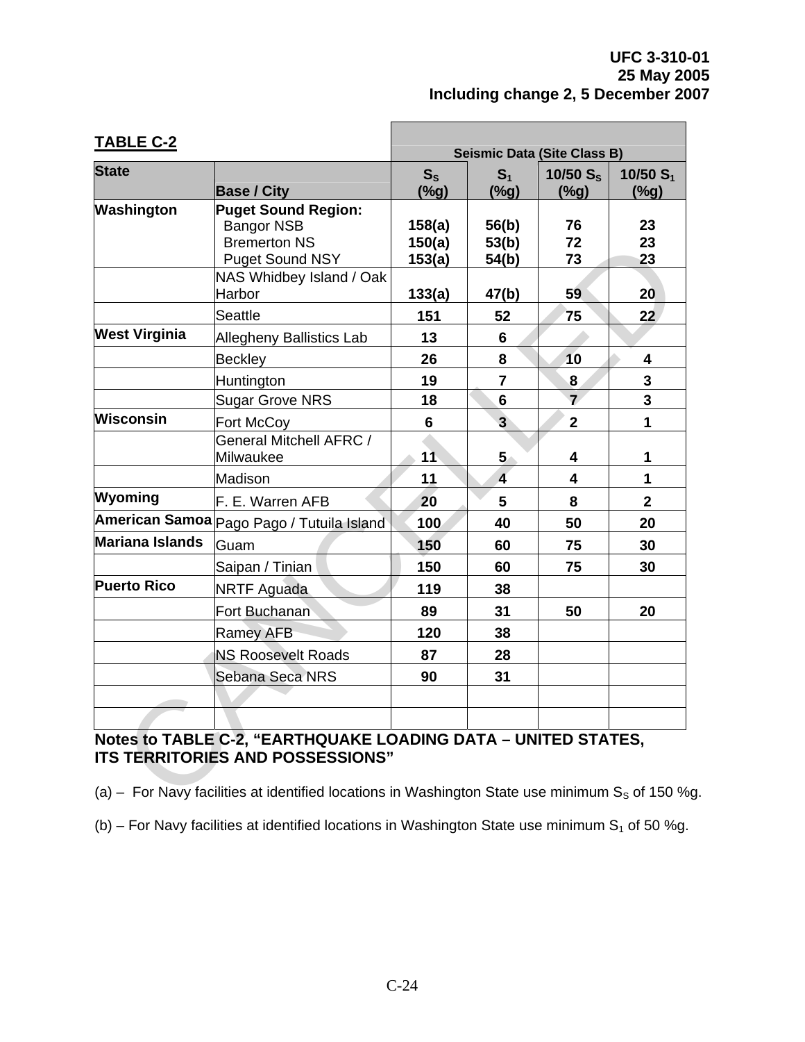## TABLE C-2

| State | Base / City | Seismic Data (Site Class B) | | | |
|---|---|---|---|---|---|
| | | $S_S$ (%g) | $S_1$ (%g) | 10/50 $S_S$ (%g) | 10/50 $S_1$ (%g) |
| Washington | **Puget Sound Region:** Bangor NSB | 158(a) | 56(b) | 76 | 23 |
| | Bremerton NS | 150(a) | 53(b) | 72 | 23 |
| | Puget Sound NSY | 153(a) | 54(b) | 73 | 23 |
| | NAS Whidbey Island / Oak Harbor | 133(a) | 47(b) | 59 | 20 |
| | Seattle | 151 | 52 | 75 | 22 |
| West Virginia | Allegheny Ballistics Lab | 13 | 6 | | |
| | Beckley | 26 | 8 | 10 | 4 |
| | Huntington | 19 | 7 | 8 | 3 |
| | Sugar Grove NRS | 18 | 6 | 7 | 3 |
| Wisconsin | Fort McCoy | 6 | 3 | 2 | 1 |
| | General Mitchell AFRC / Milwaukee | 11 | 5 | 4 | 1 |
| | Madison | 11 | 4 | 4 | 1 |
| Wyoming | F. E. Warren AFB | 20 | 5 | 8 | 2 |
| American Samoa | Pago Pago / Tutuila Island | 100 | 40 | 50 | 20 |
| Mariana Islands | Guam | 150 | 60 | 75 | 30 |
| | Saipan / Tinian | 150 | 60 | 75 | 30 |
| Puerto Rico | NRTF Aguada | 119 | 38 | | |
| | Fort Buchanan | 89 | 31 | 50 | 20 |
| | Ramey AFB | 120 | 38 | | |
| | NS Roosevelt Roads | 87 | 28 | | |
| | Sebana Seca NRS | 90 | 31 | | |
| | | | | | |
| | | | | | |

**Notes to TABLE C-2, "EARTHQUAKE LOADING DATA – UNITED STATES, ITS TERRITORIES AND POSSESSIONS"**

(a) – For Navy facilities at identified locations in Washington State use minimum $S_S$ of 150 %g.

(b) – For Navy facilities at identified locations in Washington State use minimum $S_1$ of 50 %g.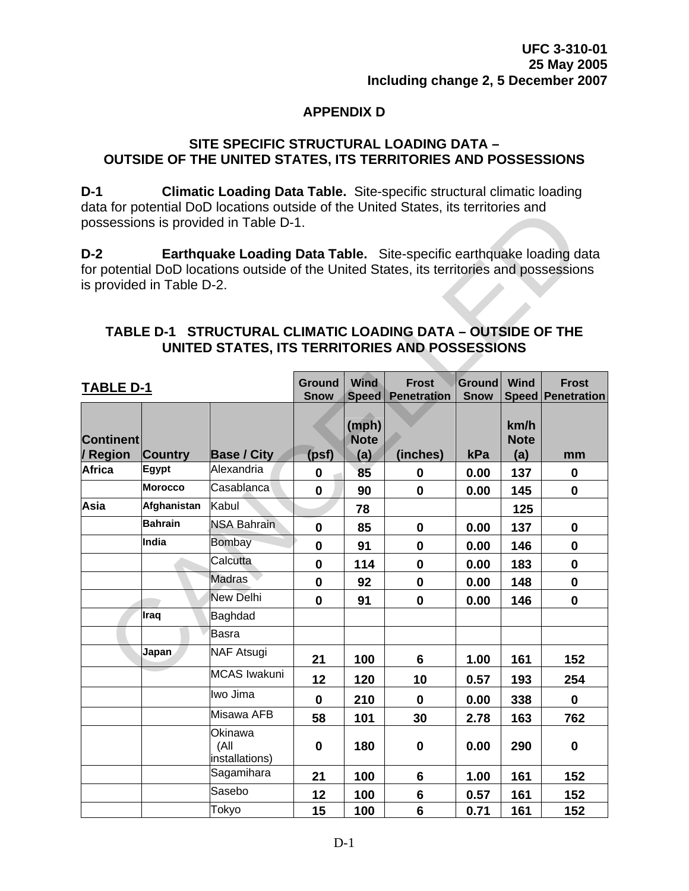UFC 3-310-01
25 May 2005
Including change 2, 5 December 2007

# APPENDIX D

## SITE SPECIFIC STRUCTURAL LOADING DATA – OUTSIDE OF THE UNITED STATES, ITS TERRITORIES AND POSSESSIONS

**D-1 Climatic Loading Data Table.** Site-specific structural climatic loading data for potential DoD locations outside of the United States, its territories and possessions is provided in Table D-1.

**D-2 Earthquake Loading Data Table.** Site-specific earthquake loading data for potential DoD locations outside of the United States, its territories and possessions is provided in Table D-2.

### TABLE D-1 STRUCTURAL CLIMATIC LOADING DATA – OUTSIDE OF THE UNITED STATES, ITS TERRITORIES AND POSSESSIONS

| **TABLE D-1** | | | Ground Snow | Wind Speed | Frost Penetration | Ground Snow | Wind Speed | Frost Penetration |
|---|---|---|---|---|---|---|---|---|
| **Continent / Region** | **Country** | **Base / City** | **(psf)** | **(mph) Note (a)** | **(inches)** | **kPa** | **km/h Note (a)** | **mm** |
| **Africa** | **Egypt** | Alexandria | 0 | 85 | 0 | 0.00 | 137 | 0 |
| | **Morocco** | Casablanca | 0 | 90 | 0 | 0.00 | 145 | 0 |
| **Asia** | **Afghanistan** | Kabul | | 78 | | | 125 | |
| | **Bahrain** | NSA Bahrain | 0 | 85 | 0 | 0.00 | 137 | 0 |
| | **India** | Bombay | 0 | 91 | 0 | 0.00 | 146 | 0 |
| | | Calcutta | 0 | 114 | 0 | 0.00 | 183 | 0 |
| | | Madras | 0 | 92 | 0 | 0.00 | 148 | 0 |
| | | New Delhi | 0 | 91 | 0 | 0.00 | 146 | 0 |
| | **Iraq** | Baghdad | | | | | | |
| | | Basra | | | | | | |
| | **Japan** | NAF Atsugi | 21 | 100 | 6 | 1.00 | 161 | 152 |
| | | MCAS Iwakuni | 12 | 120 | 10 | 0.57 | 193 | 254 |
| | | Iwo Jima | 0 | 210 | 0 | 0.00 | 338 | 0 |
| | | Misawa AFB | 58 | 101 | 30 | 2.78 | 163 | 762 |
| | | Okinawa (All installations) | 0 | 180 | 0 | 0.00 | 290 | 0 |
| | | Sagamihara | 21 | 100 | 6 | 1.00 | 161 | 152 |
| | | Sasebo | 12 | 100 | 6 | 0.57 | 161 | 152 |
| | | Tokyo | 15 | 100 | 6 | 0.71 | 161 | 152 |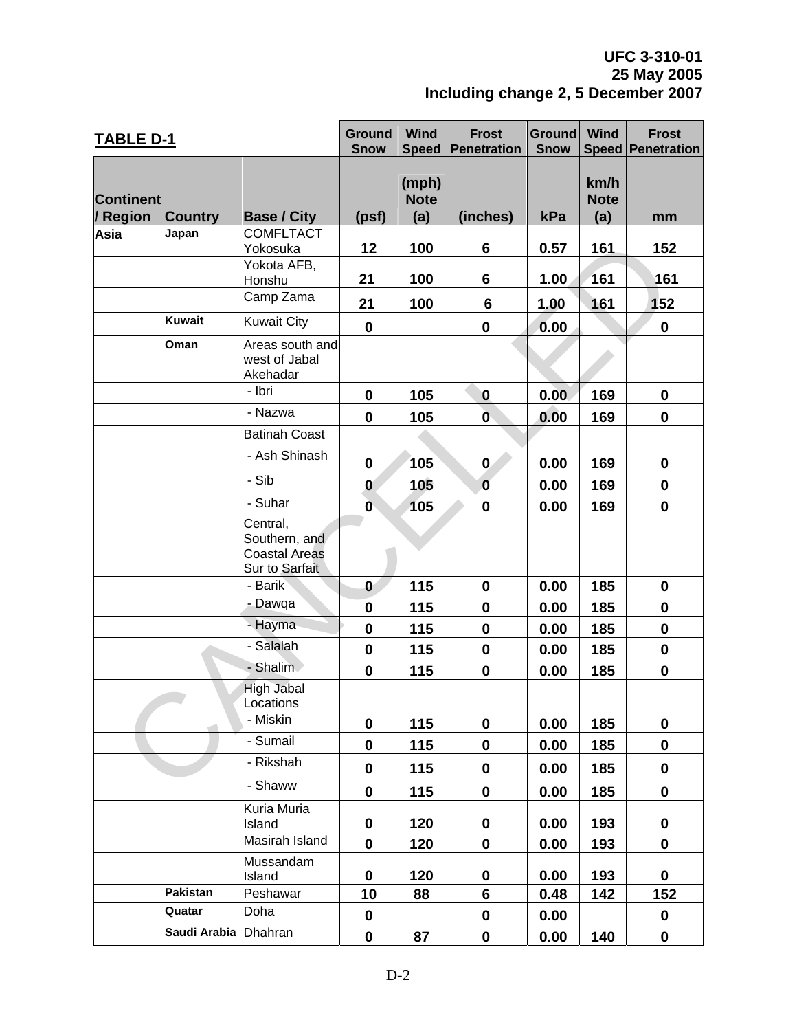**TABLE D-1**

| Continent / Region | Country | Base / City | Ground Snow (psf) | Wind Speed (mph) Note (a) | Frost Penetration (inches) | Ground Snow kPa | Wind Speed km/h Note (a) | Frost Penetration mm |
|---|---|---|---|---|---|---|---|---|
| Asia | Japan | COMFLTACT Yokosuka | 12 | 100 | 6 | 0.57 | 161 | 152 |
| | | Yokota AFB, Honshu | 21 | 100 | 6 | 1.00 | 161 | 161 |
| | | Camp Zama | 21 | 100 | 6 | 1.00 | 161 | 152 |
| | Kuwait | Kuwait City | 0 | | 0 | 0.00 | | 0 |
| | Oman | Areas south and west of Jabal Akehadar | | | | | | |
| | | - Ibri | 0 | 105 | 0 | 0.00 | 169 | 0 |
| | | - Nazwa | 0 | 105 | 0 | 0.00 | 169 | 0 |
| | | Batinah Coast | | | | | | |
| | | - Ash Shinash | 0 | 105 | 0 | 0.00 | 169 | 0 |
| | | - Sib | 0 | 105 | 0 | 0.00 | 169 | 0 |
| | | - Suhar | 0 | 105 | 0 | 0.00 | 169 | 0 |
| | | Central, Southern, and Coastal Areas Sur to Sarfait | | | | | | |
| | | - Barik | 0 | 115 | 0 | 0.00 | 185 | 0 |
| | | - Dawqa | 0 | 115 | 0 | 0.00 | 185 | 0 |
| | | - Hayma | 0 | 115 | 0 | 0.00 | 185 | 0 |
| | | - Salalah | 0 | 115 | 0 | 0.00 | 185 | 0 |
| | | - Shalim | 0 | 115 | 0 | 0.00 | 185 | 0 |
| | | High Jabal Locations | | | | | | |
| | | - Miskin | 0 | 115 | 0 | 0.00 | 185 | 0 |
| | | - Sumail | 0 | 115 | 0 | 0.00 | 185 | 0 |
| | | - Rikshah | 0 | 115 | 0 | 0.00 | 185 | 0 |
| | | - Shaww | 0 | 115 | 0 | 0.00 | 185 | 0 |
| | | Kuria Muria Island | 0 | 120 | 0 | 0.00 | 193 | 0 |
| | | Masirah Island | 0 | 120 | 0 | 0.00 | 193 | 0 |
| | | Mussandam Island | 0 | 120 | 0 | 0.00 | 193 | 0 |
| | Pakistan | Peshawar | 10 | 88 | 6 | 0.48 | 142 | 152 |
| | Quatar | Doha | 0 | | 0 | 0.00 | | 0 |
| | Saudi Arabia | Dhahran | 0 | 87 | 0 | 0.00 | 140 | 0 |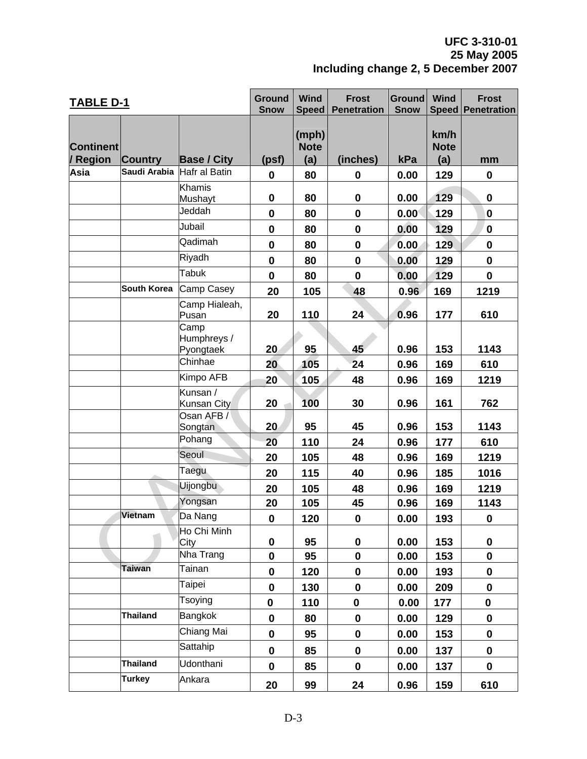**TABLE D-1**

| Continent / Region | Country | Base / City | Ground Snow (psf) | Wind Speed (mph) Note (a) | Frost Penetration (inches) | Ground Snow kPa | Wind Speed km/h Note (a) | Frost Penetration mm |
|---|---|---|---|---|---|---|---|---|
| Asia | Saudi Arabia | Hafr al Batin | 0 | 80 | 0 | 0.00 | 129 | 0 |
| | | Khamis Mushayt | 0 | 80 | 0 | 0.00 | 129 | 0 |
| | | Jeddah | 0 | 80 | 0 | 0.00 | 129 | 0 |
| | | Jubail | 0 | 80 | 0 | 0.00 | 129 | 0 |
| | | Qadimah | 0 | 80 | 0 | 0.00 | 129 | 0 |
| | | Riyadh | 0 | 80 | 0 | 0.00 | 129 | 0 |
| | | Tabuk | 0 | 80 | 0 | 0.00 | 129 | 0 |
| | South Korea | Camp Casey | 20 | 105 | 48 | 0.96 | 169 | 1219 |
| | | Camp Hialeah, Pusan | 20 | 110 | 24 | 0.96 | 177 | 610 |
| | | Camp Humphreys / Pyongtaek | 20 | 95 | 45 | 0.96 | 153 | 1143 |
| | | Chinhae | 20 | 105 | 24 | 0.96 | 169 | 610 |
| | | Kimpo AFB | 20 | 105 | 48 | 0.96 | 169 | 1219 |
| | | Kunsan / Kunsan City | 20 | 100 | 30 | 0.96 | 161 | 762 |
| | | Osan AFB / Songtan | 20 | 95 | 45 | 0.96 | 153 | 1143 |
| | | Pohang | 20 | 110 | 24 | 0.96 | 177 | 610 |
| | | Seoul | 20 | 105 | 48 | 0.96 | 169 | 1219 |
| | | Taegu | 20 | 115 | 40 | 0.96 | 185 | 1016 |
| | | Uijongbu | 20 | 105 | 48 | 0.96 | 169 | 1219 |
| | | Yongsan | 20 | 105 | 45 | 0.96 | 169 | 1143 |
| | Vietnam | Da Nang | 0 | 120 | 0 | 0.00 | 193 | 0 |
| | | Ho Chi Minh City | 0 | 95 | 0 | 0.00 | 153 | 0 |
| | | Nha Trang | 0 | 95 | 0 | 0.00 | 153 | 0 |
| | Taiwan | Tainan | 0 | 120 | 0 | 0.00 | 193 | 0 |
| | | Taipei | 0 | 130 | 0 | 0.00 | 209 | 0 |
| | | Tsoying | 0 | 110 | 0 | 0.00 | 177 | 0 |
| | Thailand | Bangkok | 0 | 80 | 0 | 0.00 | 129 | 0 |
| | | Chiang Mai | 0 | 95 | 0 | 0.00 | 153 | 0 |
| | | Sattahip | 0 | 85 | 0 | 0.00 | 137 | 0 |
| | Thailand | Udonthani | 0 | 85 | 0 | 0.00 | 137 | 0 |
| | Turkey | Ankara | 20 | 99 | 24 | 0.96 | 159 | 610 |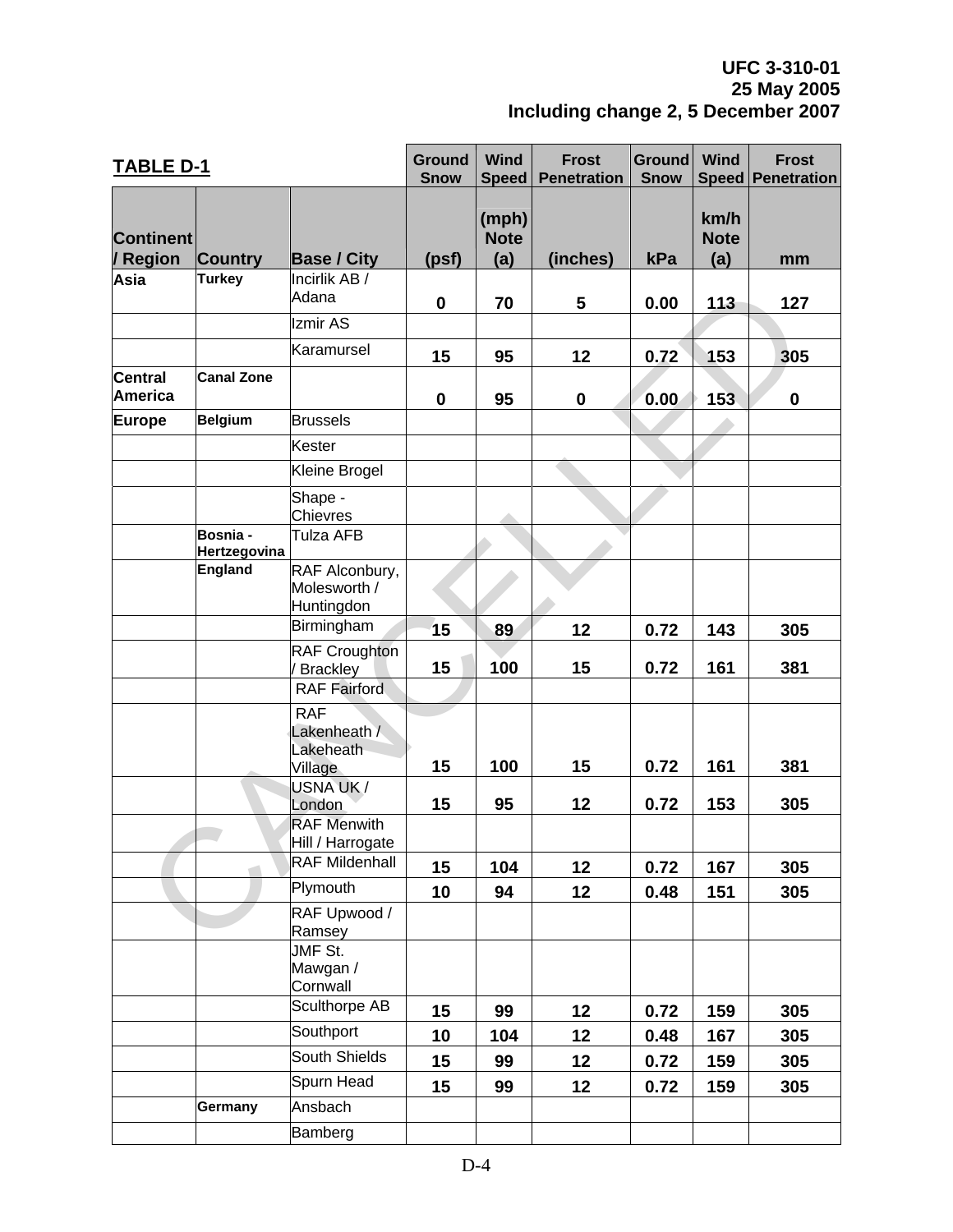| TABLE D-1 | | | Ground Snow | Wind Speed | Frost Penetration | Ground Snow | Wind Speed | Frost Penetration |
|---|---|---|---|---|---|---|---|---|
| Continent / Region | Country | Base / City | (psf) | (mph) Note (a) | (inches) | kPa | km/h Note (a) | mm |
| Asia | Turkey | Incirlik AB / Adana | 0 | 70 | 5 | 0.00 | 113 | 127 |
| | | Izmir AS | | | | | | |
| | | Karamursel | 15 | 95 | 12 | 0.72 | 153 | 305 |
| Central America | Canal Zone | | 0 | 95 | 0 | 0.00 | 153 | 0 |
| Europe | Belgium | Brussels | | | | | | |
| | | Kester | | | | | | |
| | | Kleine Brogel | | | | | | |
| | | Shape - Chievres | | | | | | |
| | Bosnia - Hertzegovina | Tulza AFB | | | | | | |
| | England | RAF Alconbury, Molesworth / Huntingdon | | | | | | |
| | | Birmingham | 15 | 89 | 12 | 0.72 | 143 | 305 |
| | | RAF Croughton / Brackley | 15 | 100 | 15 | 0.72 | 161 | 381 |
| | | RAF Fairford | | | | | | |
| | | RAF Lakenheath / Lakeheath Village | 15 | 100 | 15 | 0.72 | 161 | 381 |
| | | USNA UK / London | 15 | 95 | 12 | 0.72 | 153 | 305 |
| | | RAF Menwith Hill / Harrogate | | | | | | |
| | | RAF Mildenhall | 15 | 104 | 12 | 0.72 | 167 | 305 |
| | | Plymouth | 10 | 94 | 12 | 0.48 | 151 | 305 |
| | | RAF Upwood / Ramsey | | | | | | |
| | | JMF St. Mawgan / Cornwall | | | | | | |
| | | Sculthorpe AB | 15 | 99 | 12 | 0.72 | 159 | 305 |
| | | Southport | 10 | 104 | 12 | 0.48 | 167 | 305 |
| | | South Shields | 15 | 99 | 12 | 0.72 | 159 | 305 |
| | | Spurn Head | 15 | 99 | 12 | 0.72 | 159 | 305 |
| | Germany | Ansbach | | | | | | |
| | | Bamberg | | | | | | |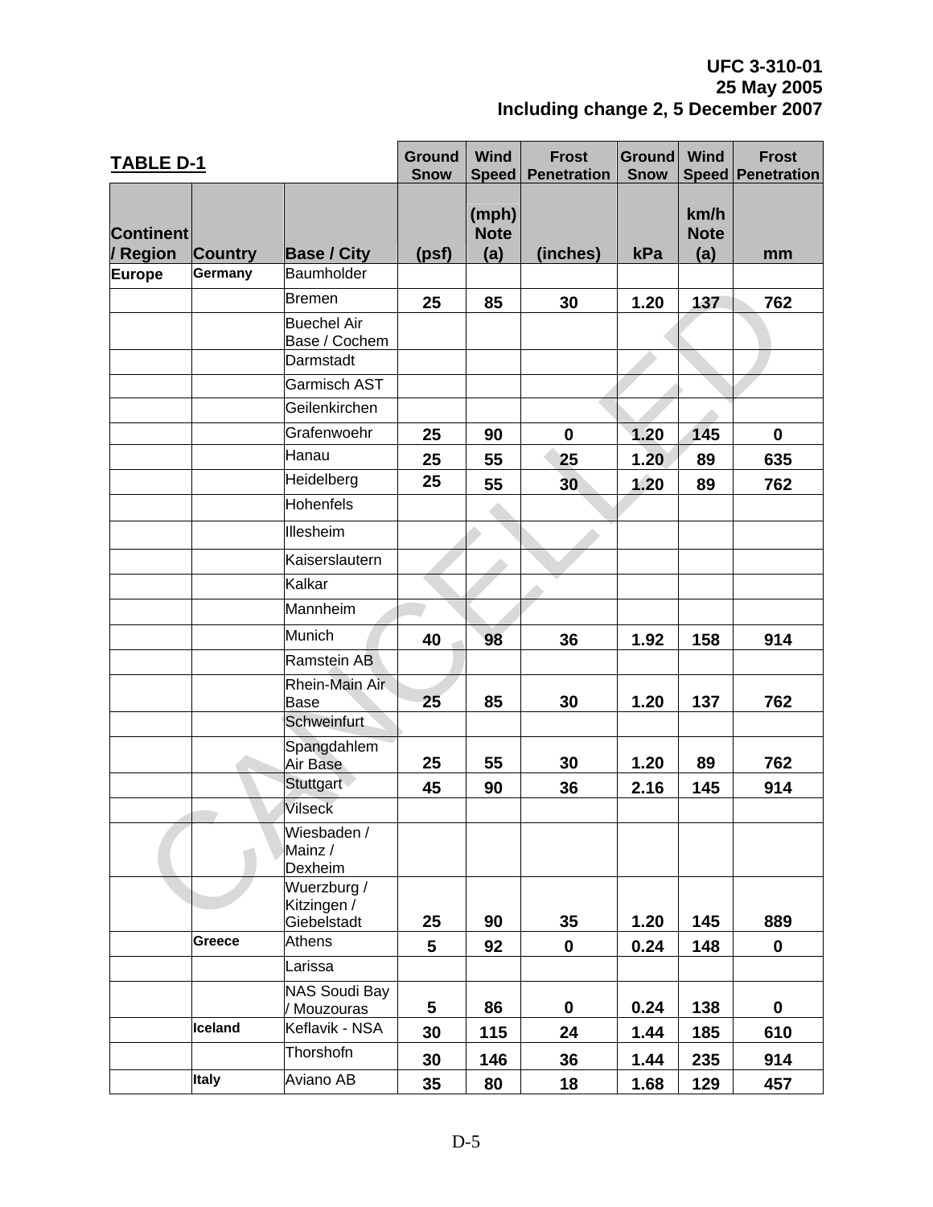**TABLE D-1**

| Continent / Region | Country | Base / City | Ground Snow (psf) | Wind Speed (mph) Note (a) | Frost Penetration (inches) | Ground Snow kPa | Wind Speed km/h Note (a) | Frost Penetration mm |
|---|---|---|---|---|---|---|---|---|
| Europe | Germany | Baumholder | | | | | | |
| | | Bremen | 25 | 85 | 30 | 1.20 | 137 | 762 |
| | | Buechel Air Base / Cochem | | | | | | |
| | | Darmstadt | | | | | | |
| | | Garmisch AST | | | | | | |
| | | Geilenkirchen | | | | | | |
| | | Grafenwoehr | 25 | 90 | 0 | 1.20 | 145 | 0 |
| | | Hanau | 25 | 55 | 25 | 1.20 | 89 | 635 |
| | | Heidelberg | 25 | 55 | 30 | 1.20 | 89 | 762 |
| | | Hohenfels | | | | | | |
| | | Illesheim | | | | | | |
| | | Kaiserslautern | | | | | | |
| | | Kalkar | | | | | | |
| | | Mannheim | | | | | | |
| | | Munich | 40 | 98 | 36 | 1.92 | 158 | 914 |
| | | Ramstein AB | | | | | | |
| | | Rhein-Main Air Base | 25 | 85 | 30 | 1.20 | 137 | 762 |
| | | Schweinfurt | | | | | | |
| | | Spangdahlem Air Base | 25 | 55 | 30 | 1.20 | 89 | 762 |
| | | Stuttgart | 45 | 90 | 36 | 2.16 | 145 | 914 |
| | | Vilseck | | | | | | |
| | | Wiesbaden / Mainz / Dexheim | | | | | | |
| | | Wuerzburg / Kitzingen / Giebelstadt | 25 | 90 | 35 | 1.20 | 145 | 889 |
| | Greece | Athens | 5 | 92 | 0 | 0.24 | 148 | 0 |
| | | Larissa | | | | | | |
| | | NAS Soudi Bay / Mouzouras | 5 | 86 | 0 | 0.24 | 138 | 0 |
| | Iceland | Keflavik - NSA | 30 | 115 | 24 | 1.44 | 185 | 610 |
| | | Thorshofn | 30 | 146 | 36 | 1.44 | 235 | 914 |
| | Italy | Aviano AB | 35 | 80 | 18 | 1.68 | 129 | 457 |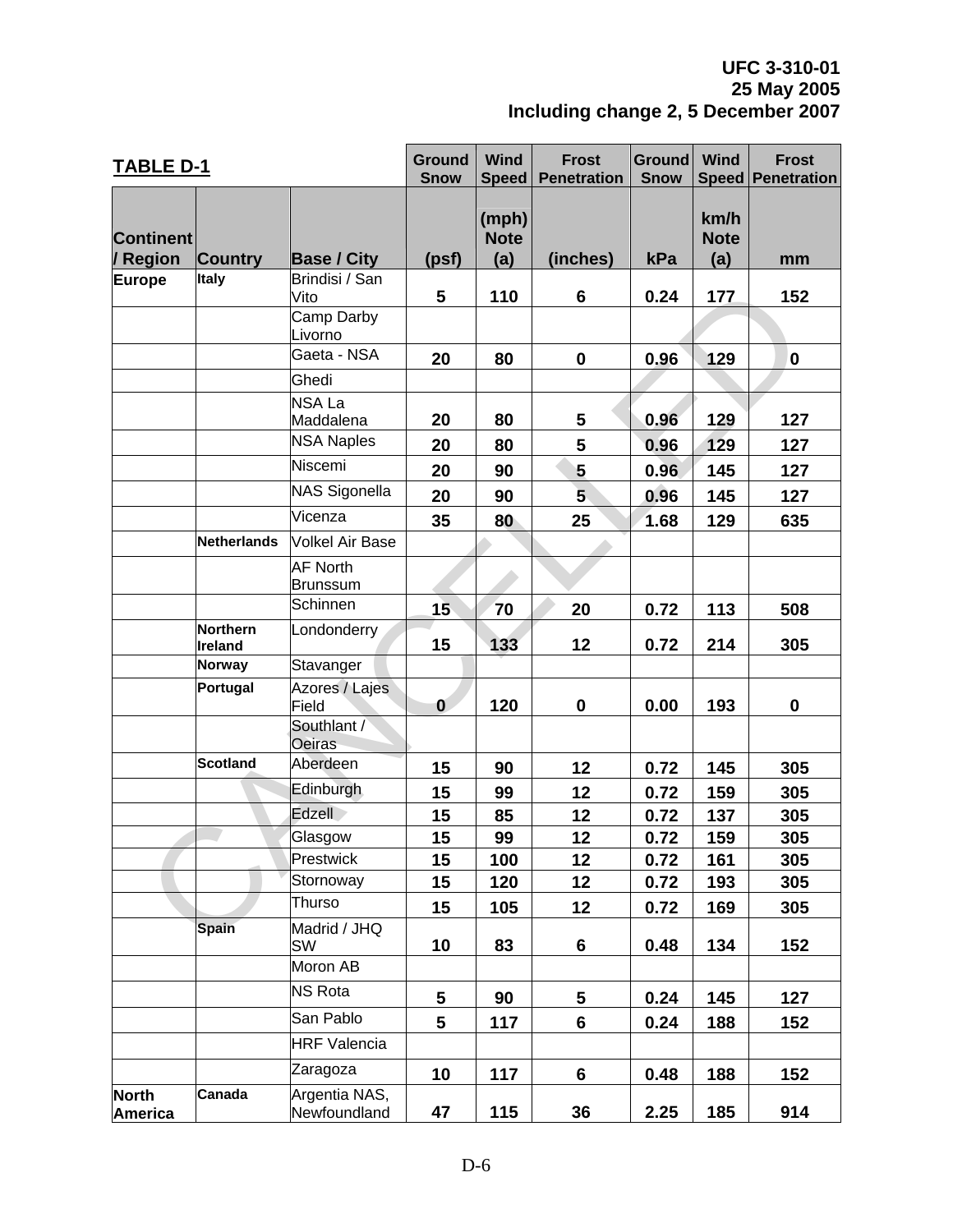| TABLE D-1 | | | Ground Snow | Wind Speed | Frost Penetration | Ground Snow | Wind Speed | Frost Penetration |
|---|---|---|---|---|---|---|---|---|
| Continent / Region | Country | Base / City | (psf) | (mph) Note (a) | (inches) | kPa | km/h Note (a) | mm |
| Europe | Italy | Brindisi / San Vito | 5 | 110 | 6 | 0.24 | 177 | 152 |
| | | Camp Darby Livorno | | | | | | |
| | | Gaeta - NSA | 20 | 80 | 0 | 0.96 | 129 | 0 |
| | | Ghedi | | | | | | |
| | | NSA La Maddalena | 20 | 80 | 5 | 0.96 | 129 | 127 |
| | | NSA Naples | 20 | 80 | 5 | 0.96 | 129 | 127 |
| | | Niscemi | 20 | 90 | 5 | 0.96 | 145 | 127 |
| | | NAS Sigonella | 20 | 90 | 5 | 0.96 | 145 | 127 |
| | | Vicenza | 35 | 80 | 25 | 1.68 | 129 | 635 |
| | Netherlands | Volkel Air Base | | | | | | |
| | | AF North Brunssum | | | | | | |
| | | Schinnen | 15 | 70 | 20 | 0.72 | 113 | 508 |
| | Northern Ireland | Londonderry | 15 | 133 | 12 | 0.72 | 214 | 305 |
| | Norway | Stavanger | | | | | | |
| | Portugal | Azores / Lajes Field | 0 | 120 | 0 | 0.00 | 193 | 0 |
| | | Southlant / Oeiras | | | | | | |
| | Scotland | Aberdeen | 15 | 90 | 12 | 0.72 | 145 | 305 |
| | | Edinburgh | 15 | 99 | 12 | 0.72 | 159 | 305 |
| | | Edzell | 15 | 85 | 12 | 0.72 | 137 | 305 |
| | | Glasgow | 15 | 99 | 12 | 0.72 | 159 | 305 |
| | | Prestwick | 15 | 100 | 12 | 0.72 | 161 | 305 |
| | | Stornoway | 15 | 120 | 12 | 0.72 | 193 | 305 |
| | | Thurso | 15 | 105 | 12 | 0.72 | 169 | 305 |
| | Spain | Madrid / JHQ SW | 10 | 83 | 6 | 0.48 | 134 | 152 |
| | | Moron AB | | | | | | |
| | | NS Rota | 5 | 90 | 5 | 0.24 | 145 | 127 |
| | | San Pablo | 5 | 117 | 6 | 0.24 | 188 | 152 |
| | | HRF Valencia | | | | | | |
| | | Zaragoza | 10 | 117 | 6 | 0.48 | 188 | 152 |
| North America | Canada | Argentia NAS, Newfoundland | 47 | 115 | 36 | 2.25 | 185 | 914 |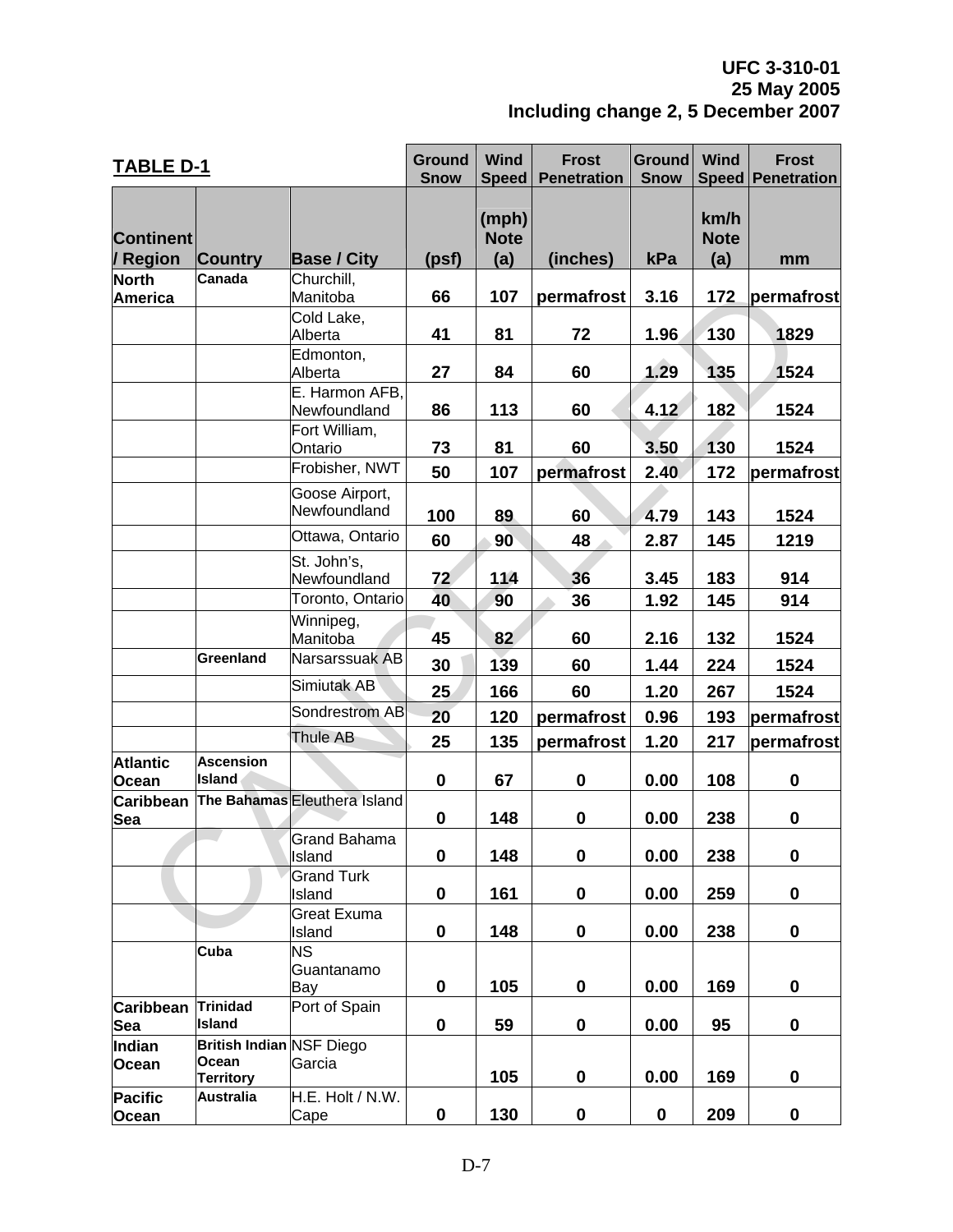| TABLE D-1 | | | Ground Snow | Wind Speed | Frost Penetration | Ground Snow | Wind Speed | Frost Penetration |
|---|---|---|---|---|---|---|---|---|
| Continent / Region | Country | Base / City | (psf) | (mph) Note (a) | (inches) | kPa | km/h Note (a) | mm |
| North America | Canada | Churchill, Manitoba | 66 | 107 | permafrost | 3.16 | 172 | permafrost |
| | | Cold Lake, Alberta | 41 | 81 | 72 | 1.96 | 130 | 1829 |
| | | Edmonton, Alberta | 27 | 84 | 60 | 1.29 | 135 | 1524 |
| | | E. Harmon AFB, Newfoundland | 86 | 113 | 60 | 4.12 | 182 | 1524 |
| | | Fort William, Ontario | 73 | 81 | 60 | 3.50 | 130 | 1524 |
| | | Frobisher, NWT | 50 | 107 | permafrost | 2.40 | 172 | permafrost |
| | | Goose Airport, Newfoundland | 100 | 89 | 60 | 4.79 | 143 | 1524 |
| | | Ottawa, Ontario | 60 | 90 | 48 | 2.87 | 145 | 1219 |
| | | St. John's, Newfoundland | 72 | 114 | 36 | 3.45 | 183 | 914 |
| | | Toronto, Ontario | 40 | 90 | 36 | 1.92 | 145 | 914 |
| | | Winnipeg, Manitoba | 45 | 82 | 60 | 2.16 | 132 | 1524 |
| | Greenland | Narsarssuak AB | 30 | 139 | 60 | 1.44 | 224 | 1524 |
| | | Simiutak AB | 25 | 166 | 60 | 1.20 | 267 | 1524 |
| | | Sondrestrom AB | 20 | 120 | permafrost | 0.96 | 193 | permafrost |
| | | Thule AB | 25 | 135 | permafrost | 1.20 | 217 | permafrost |
| Atlantic Ocean | Ascension Island | | 0 | 67 | 0 | 0.00 | 108 | 0 |
| Caribbean Sea | The Bahamas | Eleuthera Island | 0 | 148 | 0 | 0.00 | 238 | 0 |
| | | Grand Bahama Island | 0 | 148 | 0 | 0.00 | 238 | 0 |
| | | Grand Turk Island | 0 | 161 | 0 | 0.00 | 259 | 0 |
| | | Great Exuma Island | 0 | 148 | 0 | 0.00 | 238 | 0 |
| | Cuba | NS Guantanamo Bay | 0 | 105 | 0 | 0.00 | 169 | 0 |
| Caribbean Sea | Trinidad Island | Port of Spain | 0 | 59 | 0 | 0.00 | 95 | 0 |
| Indian Ocean | British Indian Ocean Territory | NSF Diego Garcia | | 105 | 0 | 0.00 | 169 | 0 |
| Pacific Ocean | Australia | H.E. Holt / N.W. Cape | 0 | 130 | 0 | 0 | 209 | 0 |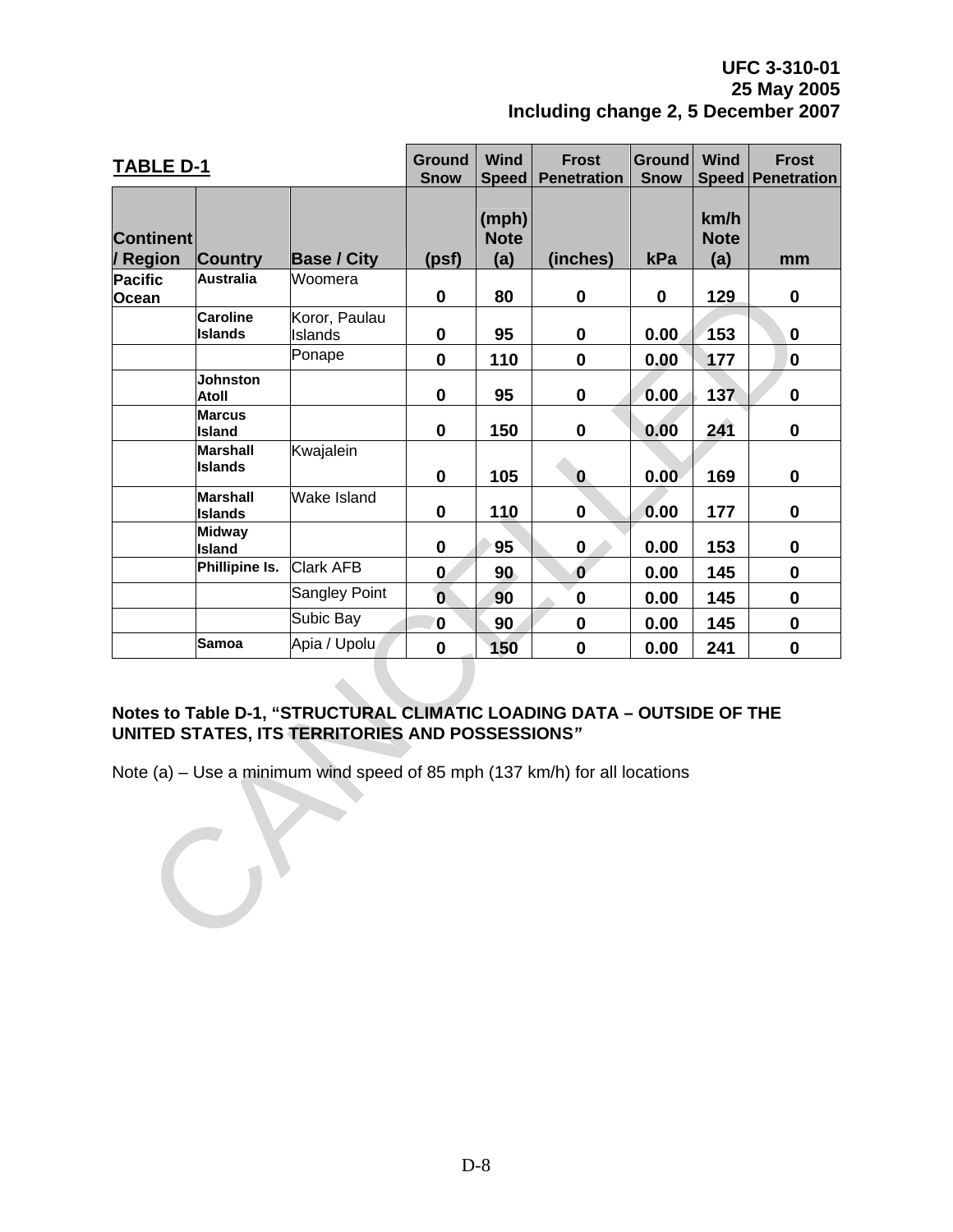**TABLE D-1**

| Continent / Region | Country | Base / City | Ground Snow (psf) | Wind Speed (mph) Note (a) | Frost Penetration (inches) | Ground Snow kPa | Wind Speed km/h Note (a) | Frost Penetration mm |
|---|---|---|---|---|---|---|---|---|
| Pacific Ocean | Australia | Woomera | 0 | 80 | 0 | 0 | 129 | 0 |
| | Caroline Islands | Koror, Paulau Islands | 0 | 95 | 0 | 0.00 | 153 | 0 |
| | | Ponape | 0 | 110 | 0 | 0.00 | 177 | 0 |
| | Johnston Atoll | | 0 | 95 | 0 | 0.00 | 137 | 0 |
| | Marcus Island | | 0 | 150 | 0 | 0.00 | 241 | 0 |
| | Marshall Islands | Kwajalein | 0 | 105 | 0 | 0.00 | 169 | 0 |
| | Marshall Islands | Wake Island | 0 | 110 | 0 | 0.00 | 177 | 0 |
| | Midway Island | | 0 | 95 | 0 | 0.00 | 153 | 0 |
| | Phillipine Is. | Clark AFB | 0 | 90 | 0 | 0.00 | 145 | 0 |
| | | Sangley Point | 0 | 90 | 0 | 0.00 | 145 | 0 |
| | | Subic Bay | 0 | 90 | 0 | 0.00 | 145 | 0 |
| | Samoa | Apia / Upolu | 0 | 150 | 0 | 0.00 | 241 | 0 |

**Notes to Table D-1, "STRUCTURAL CLIMATIC LOADING DATA – OUTSIDE OF THE UNITED STATES, ITS TERRITORIES AND POSSESSIONS"**

Note (a) – Use a minimum wind speed of 85 mph (137 km/h) for all locations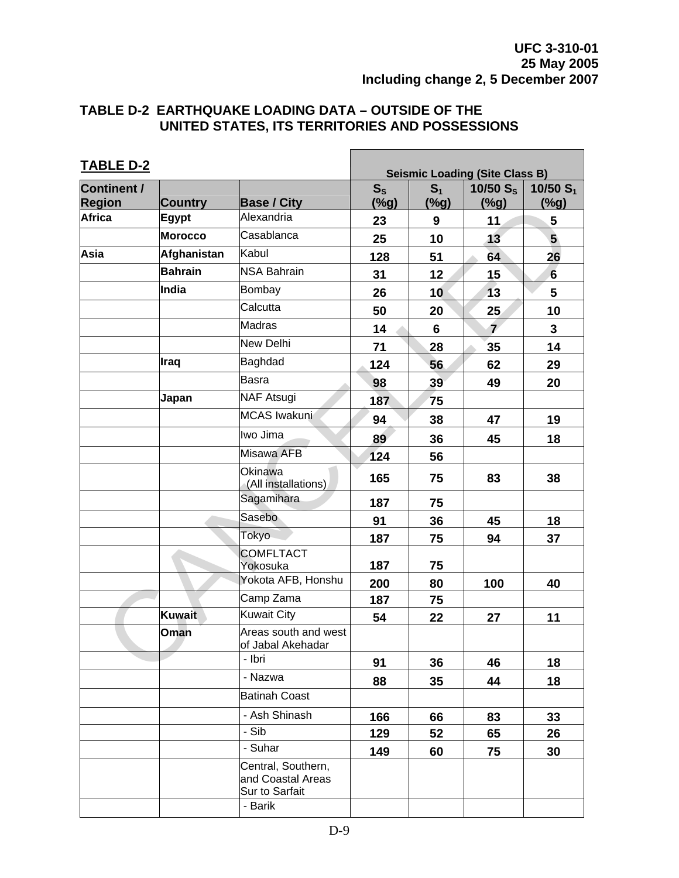## TABLE D-2 EARTHQUAKE LOADING DATA – OUTSIDE OF THE UNITED STATES, ITS TERRITORIES AND POSSESSIONS

| TABLE D-2 | | | Seismic Loading (Site Class B) | | | |
|---|---|---|---|---|---|---|
| Continent / Region | Country | Base / City | $S_S$ (%g) | $S_1$ (%g) | 10/50 $S_S$ (%g) | 10/50 $S_1$ (%g) |
| Africa | Egypt | Alexandria | 23 | 9 | 11 | 5 |
| | Morocco | Casablanca | 25 | 10 | 13 | 5 |
| Asia | Afghanistan | Kabul | 128 | 51 | 64 | 26 |
| | Bahrain | NSA Bahrain | 31 | 12 | 15 | 6 |
| | India | Bombay | 26 | 10 | 13 | 5 |
| | | Calcutta | 50 | 20 | 25 | 10 |
| | | Madras | 14 | 6 | 7 | 3 |
| | | New Delhi | 71 | 28 | 35 | 14 |
| | Iraq | Baghdad | 124 | 56 | 62 | 29 |
| | | Basra | 98 | 39 | 49 | 20 |
| | Japan | NAF Atsugi | 187 | 75 | | |
| | | MCAS Iwakuni | 94 | 38 | 47 | 19 |
| | | Iwo Jima | 89 | 36 | 45 | 18 |
| | | Misawa AFB | 124 | 56 | | |
| | | Okinawa (All installations) | 165 | 75 | 83 | 38 |
| | | Sagamihara | 187 | 75 | | |
| | | Sasebo | 91 | 36 | 45 | 18 |
| | | Tokyo | 187 | 75 | 94 | 37 |
| | | COMFLTACT Yokosuka | 187 | 75 | | |
| | | Yokota AFB, Honshu | 200 | 80 | 100 | 40 |
| | | Camp Zama | 187 | 75 | | |
| | Kuwait | Kuwait City | 54 | 22 | 27 | 11 |
| | Oman | Areas south and west of Jabal Akehadar | | | | |
| | | - Ibri | 91 | 36 | 46 | 18 |
| | | - Nazwa | 88 | 35 | 44 | 18 |
| | | Batinah Coast | | | | |
| | | - Ash Shinash | 166 | 66 | 83 | 33 |
| | | - Sib | 129 | 52 | 65 | 26 |
| | | - Suhar | 149 | 60 | 75 | 30 |
| | | Central, Southern, and Coastal Areas Sur to Sarfait | | | | |
| | | - Barik | | | | |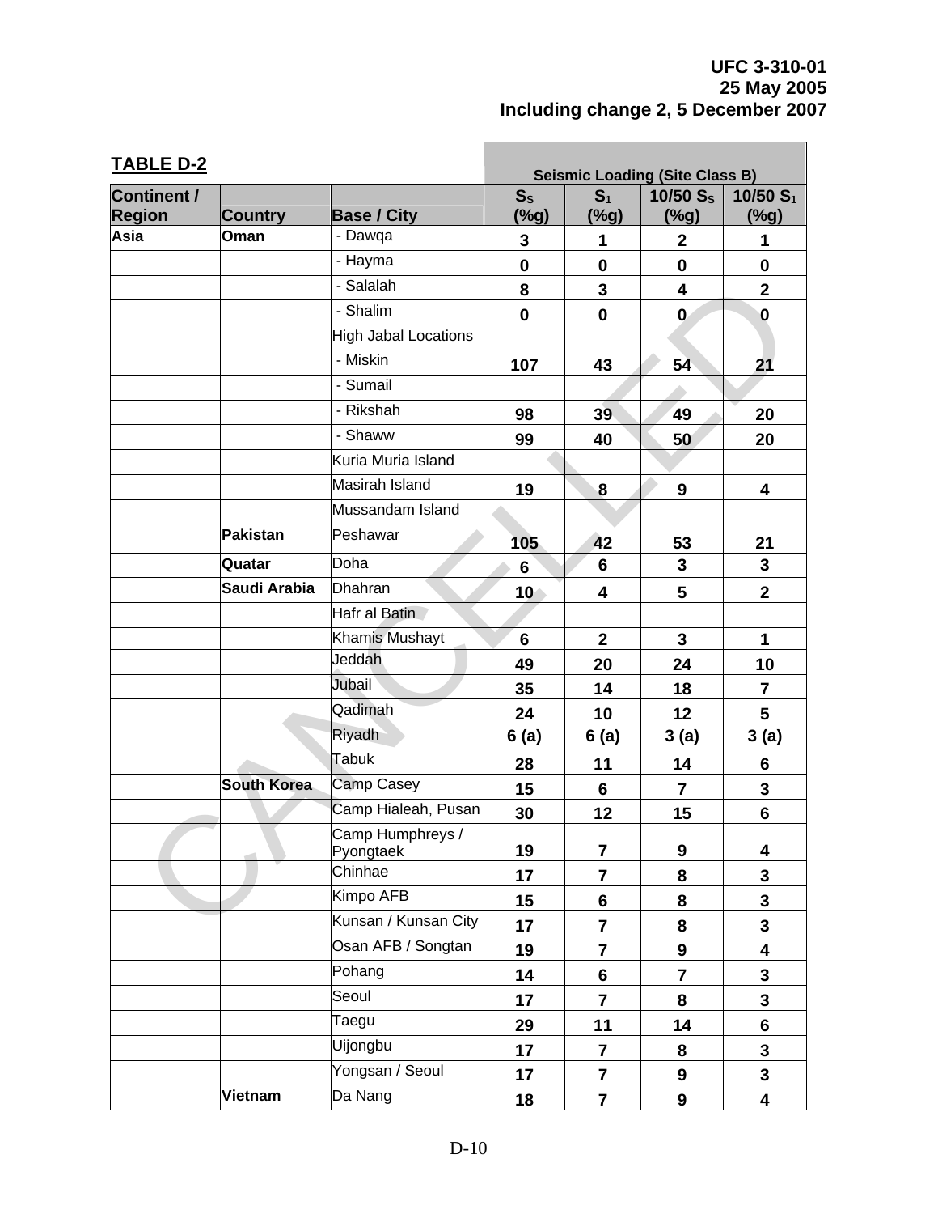**TABLE D-2**

| Continent / Region | Country | Base / City | Seismic Loading (Site Class B) $S_S$ (%g) | $S_1$ (%g) | 10/50 $S_S$ (%g) | 10/50 $S_1$ (%g) |
|---|---|---|---|---|---|---|
| **Asia** | **Oman** | - Dawqa | 3 | 1 | 2 | 1 |
| | | - Hayma | 0 | 0 | 0 | 0 |
| | | - Salalah | 8 | 3 | 4 | 2 |
| | | - Shalim | 0 | 0 | 0 | 0 |
| | | High Jabal Locations | | | | |
| | | - Miskin | 107 | 43 | 54 | 21 |
| | | - Sumail | | | | |
| | | - Rikshah | 98 | 39 | 49 | 20 |
| | | - Shaww | 99 | 40 | 50 | 20 |
| | | Kuria Muria Island | | | | |
| | | Masirah Island | 19 | 8 | 9 | 4 |
| | | Mussandam Island | | | | |
| | **Pakistan** | Peshawar | 105 | 42 | 53 | 21 |
| | **Quatar** | Doha | 6 | 6 | 3 | 3 |
| | **Saudi Arabia** | Dhahran | 10 | 4 | 5 | 2 |
| | | Hafr al Batin | | | | |
| | | Khamis Mushayt | 6 | 2 | 3 | 1 |
| | | Jeddah | 49 | 20 | 24 | 10 |
| | | Jubail | 35 | 14 | 18 | 7 |
| | | Qadimah | 24 | 10 | 12 | 5 |
| | | Riyadh | 6 (a) | 6 (a) | 3 (a) | 3 (a) |
| | | Tabuk | 28 | 11 | 14 | 6 |
| | **South Korea** | Camp Casey | 15 | 6 | 7 | 3 |
| | | Camp Hialeah, Pusan | 30 | 12 | 15 | 6 |
| | | Camp Humphreys / Pyongtaek | 19 | 7 | 9 | 4 |
| | | Chinhae | 17 | 7 | 8 | 3 |
| | | Kimpo AFB | 15 | 6 | 8 | 3 |
| | | Kunsan / Kunsan City | 17 | 7 | 8 | 3 |
| | | Osan AFB / Songtan | 19 | 7 | 9 | 4 |
| | | Pohang | 14 | 6 | 7 | 3 |
| | | Seoul | 17 | 7 | 8 | 3 |
| | | Taegu | 29 | 11 | 14 | 6 |
| | | Uijongbu | 17 | 7 | 8 | 3 |
| | | Yongsan / Seoul | 17 | 7 | 9 | 3 |
| | **Vietnam** | Da Nang | 18 | 7 | 9 | 4 |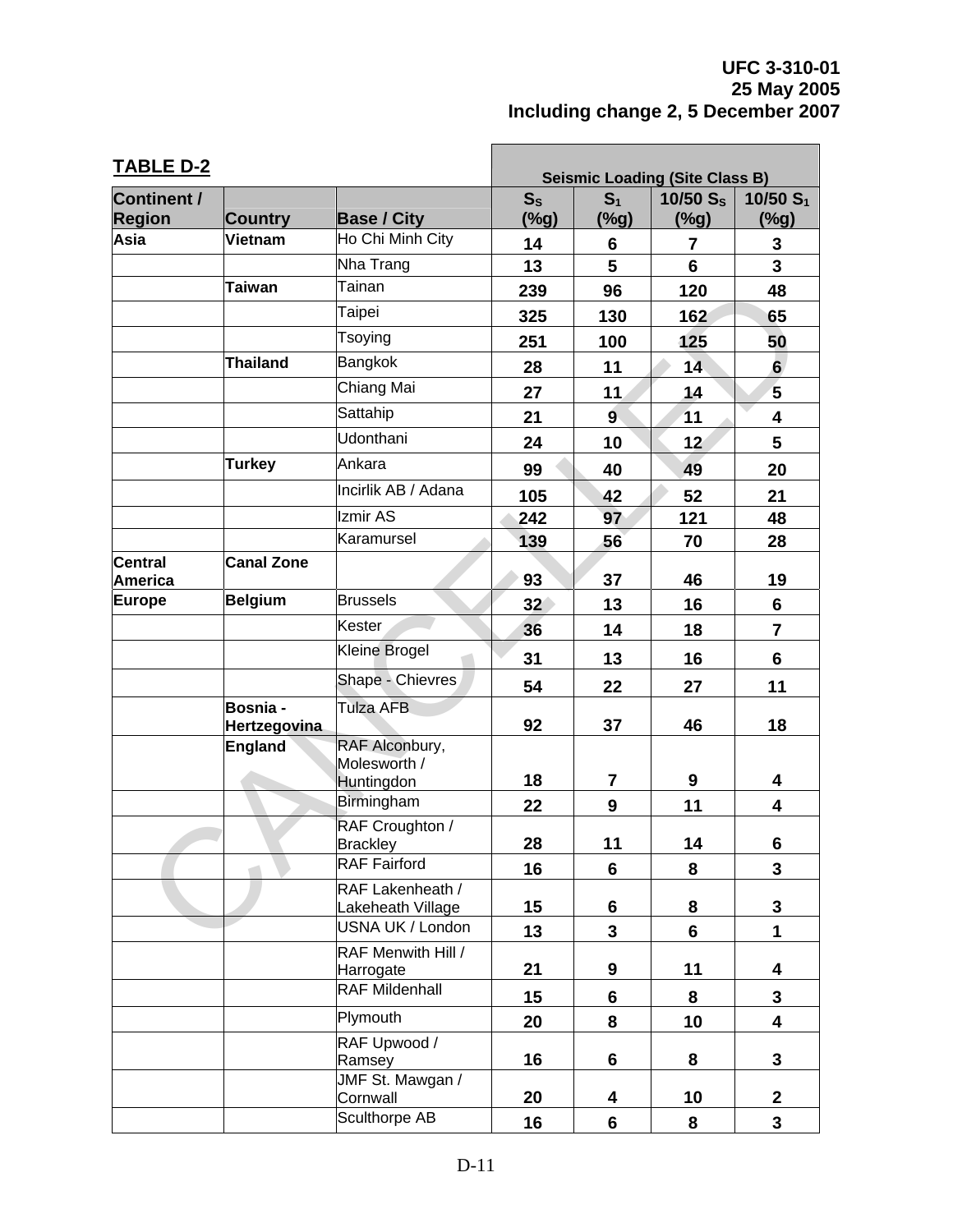**TABLE D-2**

| Continent / Region | Country | Base / City | Seismic Loading (Site Class B) $S_S$ (%g) | $S_1$ (%g) | 10/50 $S_S$ (%g) | 10/50 $S_1$ (%g) |
|---|---|---|---|---|---|---|
| Asia | Vietnam | Ho Chi Minh City | 14 | 6 | 7 | 3 |
| | | Nha Trang | 13 | 5 | 6 | 3 |
| | Taiwan | Tainan | 239 | 96 | 120 | 48 |
| | | Taipei | 325 | 130 | 162 | 65 |
| | | Tsoying | 251 | 100 | 125 | 50 |
| | Thailand | Bangkok | 28 | 11 | 14 | 6 |
| | | Chiang Mai | 27 | 11 | 14 | 5 |
| | | Sattahip | 21 | 9 | 11 | 4 |
| | | Udonthani | 24 | 10 | 12 | 5 |
| | Turkey | Ankara | 99 | 40 | 49 | 20 |
| | | Incirlik AB / Adana | 105 | 42 | 52 | 21 |
| | | Izmir AS | 242 | 97 | 121 | 48 |
| | | Karamursel | 139 | 56 | 70 | 28 |
| Central America | Canal Zone | | 93 | 37 | 46 | 19 |
| Europe | Belgium | Brussels | 32 | 13 | 16 | 6 |
| | | Kester | 36 | 14 | 18 | 7 |
| | | Kleine Brogel | 31 | 13 | 16 | 6 |
| | | Shape - Chievres | 54 | 22 | 27 | 11 |
| | Bosnia - Hertzegovina | Tulza AFB | 92 | 37 | 46 | 18 |
| | England | RAF Alconbury, Molesworth / Huntingdon | 18 | 7 | 9 | 4 |
| | | Birmingham | 22 | 9 | 11 | 4 |
| | | RAF Croughton / Brackley | 28 | 11 | 14 | 6 |
| | | RAF Fairford | 16 | 6 | 8 | 3 |
| | | RAF Lakenheath / Lakeheath Village | 15 | 6 | 8 | 3 |
| | | USNA UK / London | 13 | 3 | 6 | 1 |
| | | RAF Menwith Hill / Harrogate | 21 | 9 | 11 | 4 |
| | | RAF Mildenhall | 15 | 6 | 8 | 3 |
| | | Plymouth | 20 | 8 | 10 | 4 |
| | | RAF Upwood / Ramsey | 16 | 6 | 8 | 3 |
| | | JMF St. Mawgan / Cornwall | 20 | 4 | 10 | 2 |
| | | Sculthorpe AB | 16 | 6 | 8 | 3 |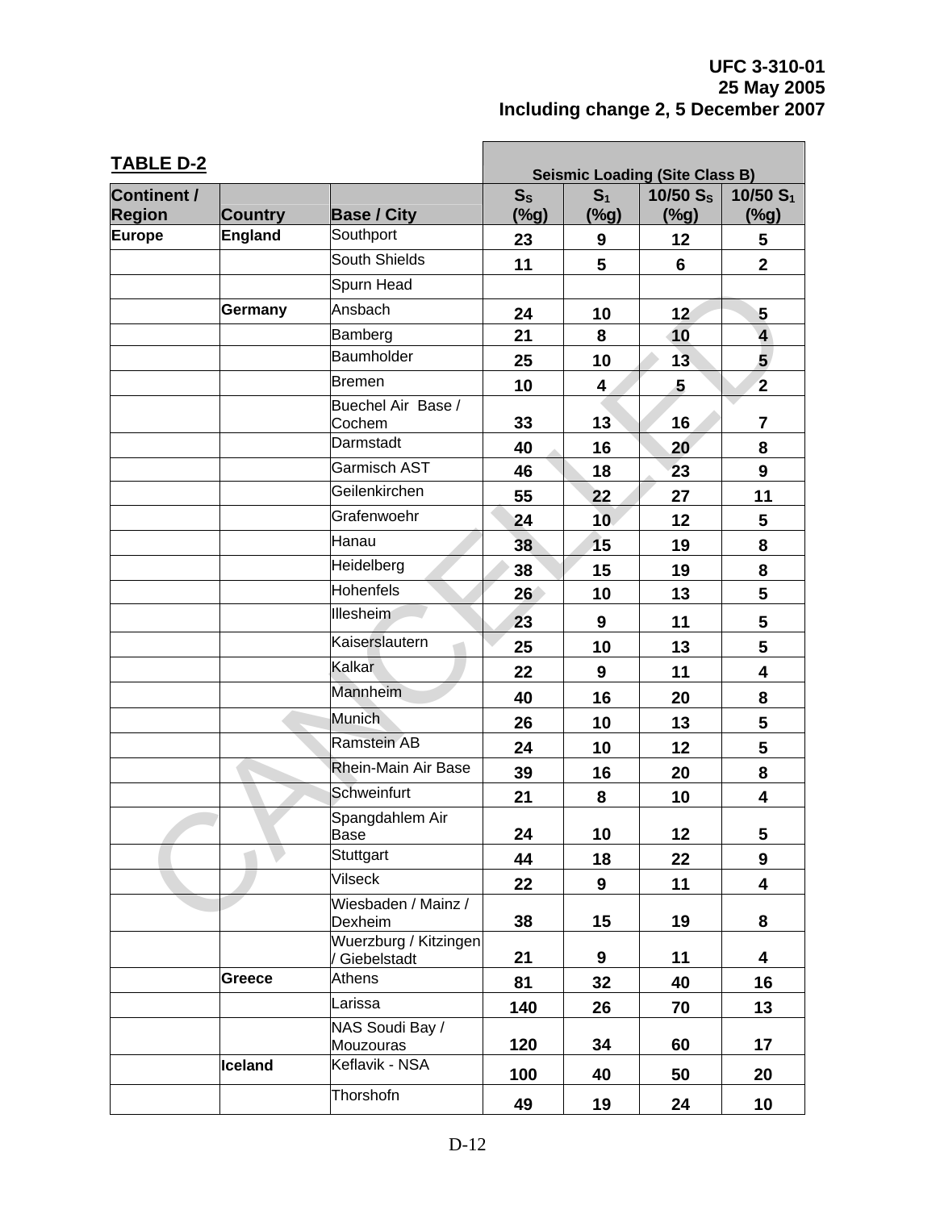**TABLE D-2**

| Continent / Region | Country | Base / City | Seismic Loading (Site Class B) $S_S$ (%g) | $S_1$ (%g) | 10/50 $S_S$ (%g) | 10/50 $S_1$ (%g) |
|---|---|---|---|---|---|---|
| Europe | England | Southport | 23 | 9 | 12 | 5 |
| | | South Shields | 11 | 5 | 6 | 2 |
| | | Spurn Head | | | | |
| | Germany | Ansbach | 24 | 10 | 12 | 5 |
| | | Bamberg | 21 | 8 | 10 | 4 |
| | | Baumholder | 25 | 10 | 13 | 5 |
| | | Bremen | 10 | 4 | 5 | 2 |
| | | Buechel Air Base / Cochem | 33 | 13 | 16 | 7 |
| | | Darmstadt | 40 | 16 | 20 | 8 |
| | | Garmisch AST | 46 | 18 | 23 | 9 |
| | | Geilenkirchen | 55 | 22 | 27 | 11 |
| | | Grafenwoehr | 24 | 10 | 12 | 5 |
| | | Hanau | 38 | 15 | 19 | 8 |
| | | Heidelberg | 38 | 15 | 19 | 8 |
| | | Hohenfels | 26 | 10 | 13 | 5 |
| | | Illesheim | 23 | 9 | 11 | 5 |
| | | Kaiserslautern | 25 | 10 | 13 | 5 |
| | | Kalkar | 22 | 9 | 11 | 4 |
| | | Mannheim | 40 | 16 | 20 | 8 |
| | | Munich | 26 | 10 | 13 | 5 |
| | | Ramstein AB | 24 | 10 | 12 | 5 |
| | | Rhein-Main Air Base | 39 | 16 | 20 | 8 |
| | | Schweinfurt | 21 | 8 | 10 | 4 |
| | | Spangdahlem Air Base | 24 | 10 | 12 | 5 |
| | | Stuttgart | 44 | 18 | 22 | 9 |
| | | Vilseck | 22 | 9 | 11 | 4 |
| | | Wiesbaden / Mainz / Dexheim | 38 | 15 | 19 | 8 |
| | | Wuerzburg / Kitzingen / Giebelstadt | 21 | 9 | 11 | 4 |
| | Greece | Athens | 81 | 32 | 40 | 16 |
| | | Larissa | 140 | 26 | 70 | 13 |
| | | NAS Soudi Bay / Mouzouras | 120 | 34 | 60 | 17 |
| | Iceland | Keflavik - NSA | 100 | 40 | 50 | 20 |
| | | Thorshofn | 49 | 19 | 24 | 10 |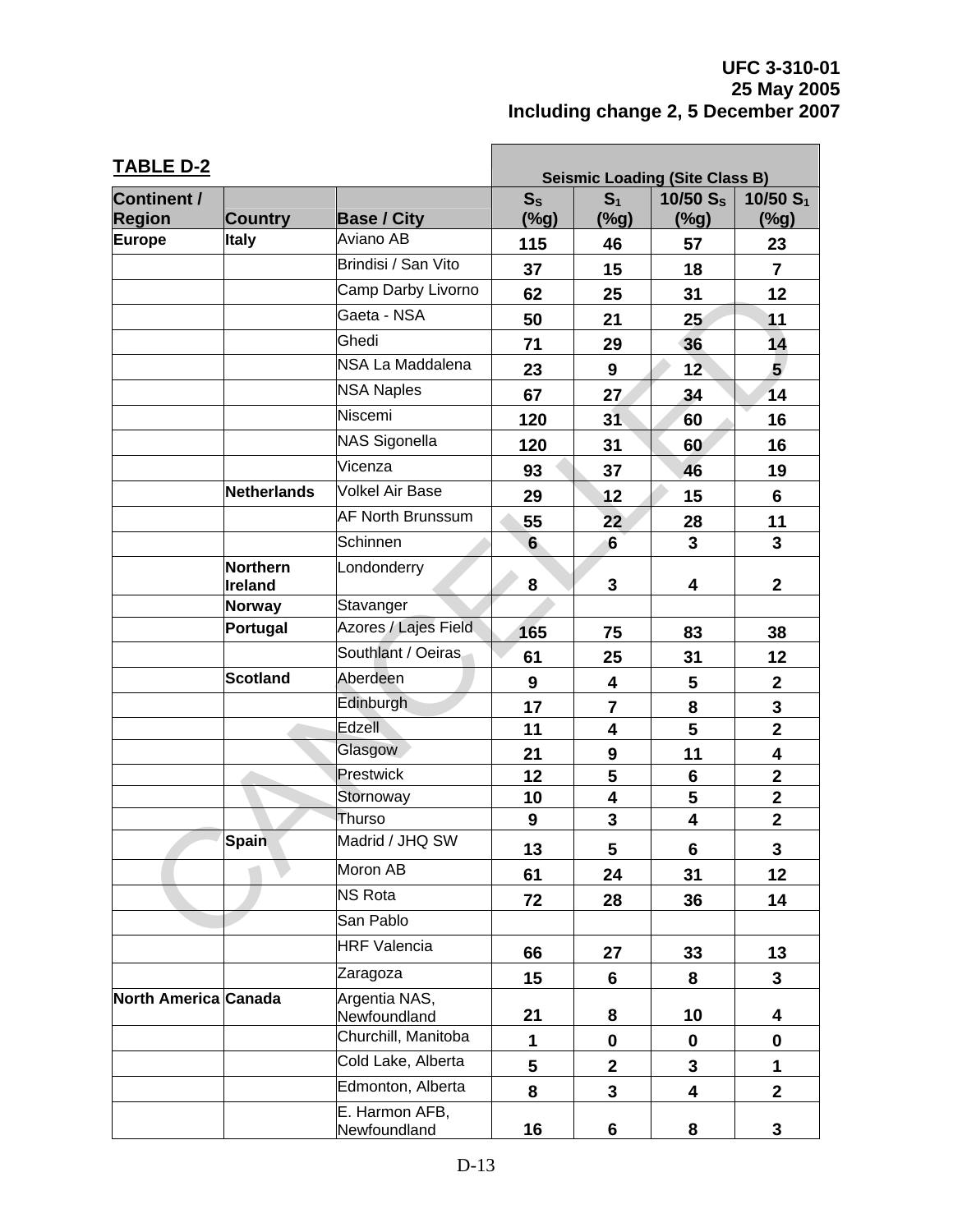**TABLE D-2**

| Continent / Region | Country | Base / City | Seismic Loading (Site Class B) $S_S$ (%g) | $S_1$ (%g) | 10/50 $S_S$ (%g) | 10/50 $S_1$ (%g) |
|---|---|---|---|---|---|---|
| Europe | Italy | Aviano AB | 115 | 46 | 57 | 23 |
| | | Brindisi / San Vito | 37 | 15 | 18 | 7 |
| | | Camp Darby Livorno | 62 | 25 | 31 | 12 |
| | | Gaeta - NSA | 50 | 21 | 25 | 11 |
| | | Ghedi | 71 | 29 | 36 | 14 |
| | | NSA La Maddalena | 23 | 9 | 12 | 5 |
| | | NSA Naples | 67 | 27 | 34 | 14 |
| | | Niscemi | 120 | 31 | 60 | 16 |
| | | NAS Sigonella | 120 | 31 | 60 | 16 |
| | | Vicenza | 93 | 37 | 46 | 19 |
| | Netherlands | Volkel Air Base | 29 | 12 | 15 | 6 |
| | | AF North Brunssum | 55 | 22 | 28 | 11 |
| | | Schinnen | 6 | 6 | 3 | 3 |
| | Northern Ireland | Londonderry | 8 | 3 | 4 | 2 |
| | Norway | Stavanger | | | | |
| | Portugal | Azores / Lajes Field | 165 | 75 | 83 | 38 |
| | | Southlant / Oeiras | 61 | 25 | 31 | 12 |
| | Scotland | Aberdeen | 9 | 4 | 5 | 2 |
| | | Edinburgh | 17 | 7 | 8 | 3 |
| | | Edzell | 11 | 4 | 5 | 2 |
| | | Glasgow | 21 | 9 | 11 | 4 |
| | | Prestwick | 12 | 5 | 6 | 2 |
| | | Stornoway | 10 | 4 | 5 | 2 |
| | | Thurso | 9 | 3 | 4 | 2 |
| | Spain | Madrid / JHQ SW | 13 | 5 | 6 | 3 |
| | | Moron AB | 61 | 24 | 31 | 12 |
| | | NS Rota | 72 | 28 | 36 | 14 |
| | | San Pablo | | | | |
| | | HRF Valencia | 66 | 27 | 33 | 13 |
| | | Zaragoza | 15 | 6 | 8 | 3 |
| North America | Canada | Argentia NAS, Newfoundland | 21 | 8 | 10 | 4 |
| | | Churchill, Manitoba | 1 | 0 | 0 | 0 |
| | | Cold Lake, Alberta | 5 | 2 | 3 | 1 |
| | | Edmonton, Alberta | 8 | 3 | 4 | 2 |
| | | E. Harmon AFB, Newfoundland | 16 | 6 | 8 | 3 |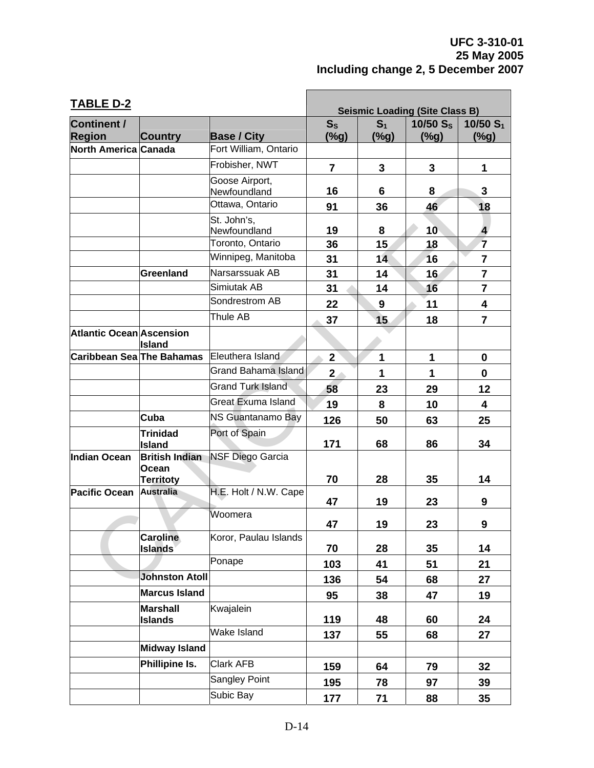**TABLE D-2**

| Continent / Region | Country | Base / City | Seismic Loading (Site Class B) $S_S$ (%g) | $S_1$ (%g) | 10/50 $S_S$ (%g) | 10/50 $S_1$ (%g) |
|---|---|---|---|---|---|---|
| North America | Canada | Fort William, Ontario | | | | |
| | | Frobisher, NWT | 7 | 3 | 3 | 1 |
| | | Goose Airport, Newfoundland | 16 | 6 | 8 | 3 |
| | | Ottawa, Ontario | 91 | 36 | 46 | 18 |
| | | St. John's, Newfoundland | 19 | 8 | 10 | 4 |
| | | Toronto, Ontario | 36 | 15 | 18 | 7 |
| | | Winnipeg, Manitoba | 31 | 14 | 16 | 7 |
| | Greenland | Narsarssuak AB | 31 | 14 | 16 | 7 |
| | | Simiutak AB | 31 | 14 | 16 | 7 |
| | | Sondrestrom AB | 22 | 9 | 11 | 4 |
| | | Thule AB | 37 | 15 | 18 | 7 |
| Atlantic Ocean | Ascension Island | | | | | |
| Caribbean Sea | The Bahamas | Eleuthera Island | 2 | 1 | 1 | 0 |
| | | Grand Bahama Island | 2 | 1 | 1 | 0 |
| | | Grand Turk Island | 58 | 23 | 29 | 12 |
| | | Great Exuma Island | 19 | 8 | 10 | 4 |
| | Cuba | NS Guantanamo Bay | 126 | 50 | 63 | 25 |
| | Trinidad Island | Port of Spain | 171 | 68 | 86 | 34 |
| Indian Ocean | British Indian Ocean Territoty | NSF Diego Garcia | 70 | 28 | 35 | 14 |
| Pacific Ocean | Australia | H.E. Holt / N.W. Cape | 47 | 19 | 23 | 9 |
| | | Woomera | 47 | 19 | 23 | 9 |
| | Caroline Islands | Koror, Paulau Islands | 70 | 28 | 35 | 14 |
| | | Ponape | 103 | 41 | 51 | 21 |
| | Johnston Atoll | | 136 | 54 | 68 | 27 |
| | Marcus Island | | 95 | 38 | 47 | 19 |
| | Marshall Islands | Kwajalein | 119 | 48 | 60 | 24 |
| | | Wake Island | 137 | 55 | 68 | 27 |
| | Midway Island | | | | | |
| | Phillipine Is. | Clark AFB | 159 | 64 | 79 | 32 |
| | | Sangley Point | 195 | 78 | 97 | 39 |
| | | Subic Bay | 177 | 71 | 88 | 35 |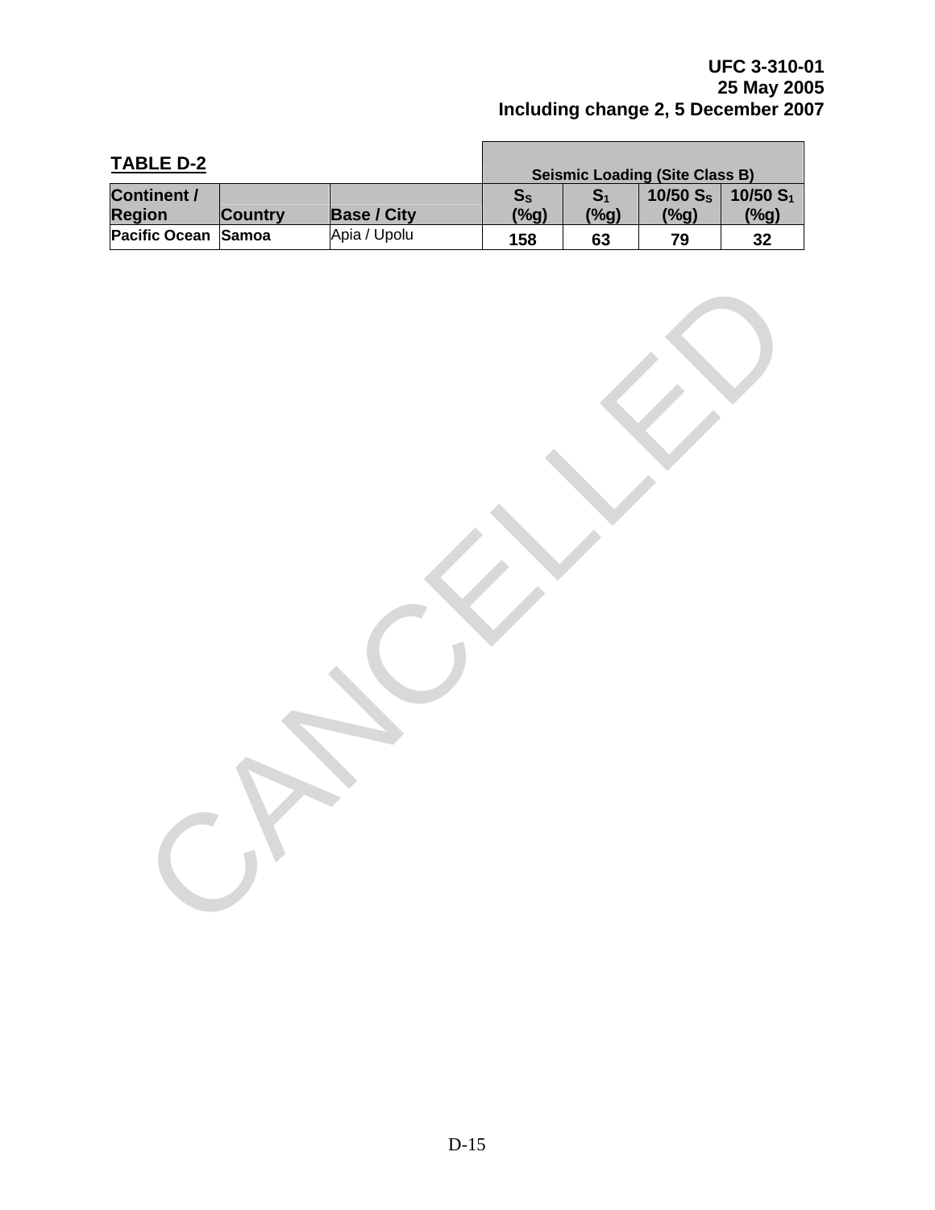**TABLE D-2**

| | | | Seismic Loading (Site Class B) | | | |
|---|---|---|---|---|---|---|
| Continent / Region | Country | Base / City | $S_S$ (%g) | $S_1$ (%g) | 10/50 $S_S$ (%g) | 10/50 $S_1$ (%g) |
| Pacific Ocean | Samoa | Apia / Upolu | 158 | 63 | 79 | 32 |

CANCELLED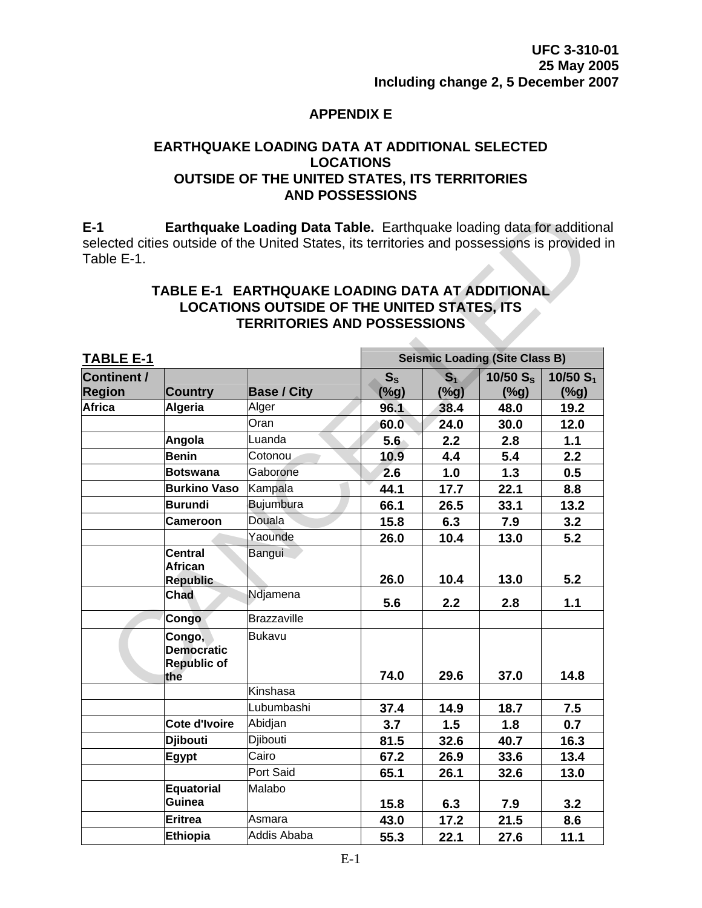UFC 3-310-01
25 May 2005
Including change 2, 5 December 2007

# APPENDIX E

## EARTHQUAKE LOADING DATA AT ADDITIONAL SELECTED LOCATIONS OUTSIDE OF THE UNITED STATES, ITS TERRITORIES AND POSSESSIONS

**E-1 Earthquake Loading Data Table.** Earthquake loading data for additional selected cities outside of the United States, its territories and possessions is provided in Table E-1.

### TABLE E-1 EARTHQUAKE LOADING DATA AT ADDITIONAL LOCATIONS OUTSIDE OF THE UNITED STATES, ITS TERRITORIES AND POSSESSIONS

| TABLE E-1 | | | Seismic Loading (Site Class B) | | | |
|---|---|---|---|---|---|---|
| Continent / Region | Country | Base / City | $S_S$ (%g) | $S_1$ (%g) | 10/50 $S_S$ (%g) | 10/50 $S_1$ (%g) |
| Africa | Algeria | Alger | 96.1 | 38.4 | 48.0 | 19.2 |
| | | Oran | 60.0 | 24.0 | 30.0 | 12.0 |
| | Angola | Luanda | 5.6 | 2.2 | 2.8 | 1.1 |
| | Benin | Cotonou | 10.9 | 4.4 | 5.4 | 2.2 |
| | Botswana | Gaborone | 2.6 | 1.0 | 1.3 | 0.5 |
| | Burkino Vaso | Kampala | 44.1 | 17.7 | 22.1 | 8.8 |
| | Burundi | Bujumbura | 66.1 | 26.5 | 33.1 | 13.2 |
| | Cameroon | Douala | 15.8 | 6.3 | 7.9 | 3.2 |
| | | Yaounde | 26.0 | 10.4 | 13.0 | 5.2 |
| | Central African Republic | Bangui | 26.0 | 10.4 | 13.0 | 5.2 |
| | Chad | Ndjamena | 5.6 | 2.2 | 2.8 | 1.1 |
| | Congo | Brazzaville | | | | |
| | Congo, Democratic Republic of the | Bukavu | 74.0 | 29.6 | 37.0 | 14.8 |
| | | Kinshasa | | | | |
| | | Lubumbashi | 37.4 | 14.9 | 18.7 | 7.5 |
| | Cote d'Ivoire | Abidjan | 3.7 | 1.5 | 1.8 | 0.7 |
| | Djibouti | Djibouti | 81.5 | 32.6 | 40.7 | 16.3 |
| | Egypt | Cairo | 67.2 | 26.9 | 33.6 | 13.4 |
| | | Port Said | 65.1 | 26.1 | 32.6 | 13.0 |
| | Equatorial Guinea | Malabo | 15.8 | 6.3 | 7.9 | 3.2 |
| | Eritrea | Asmara | 43.0 | 17.2 | 21.5 | 8.6 |
| | Ethiopia | Addis Ababa | 55.3 | 22.1 | 27.6 | 11.1 |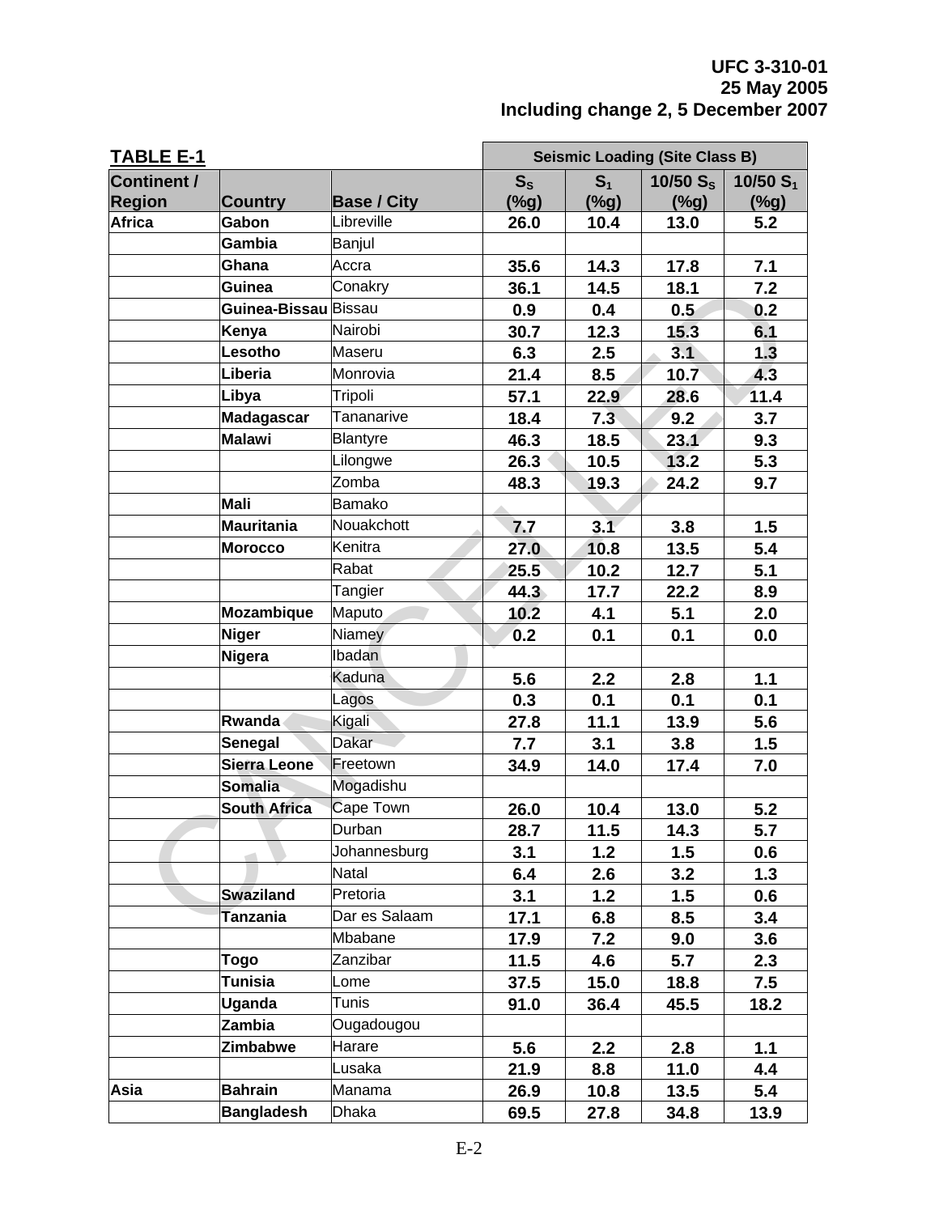| **TABLE E-1** | | | Seismic Loading (Site Class B) | | | |
|---|---|---|---|---|---|---|
| **Continent / Region** | **Country** | **Base / City** | $S_S$ (%g) | $S_1$ (%g) | 10/50 $S_S$ (%g) | 10/50 $S_1$ (%g) |
| **Africa** | **Gabon** | Libreville | 26.0 | 10.4 | 13.0 | 5.2 |
| | **Gambia** | Banjul | | | | |
| | **Ghana** | Accra | 35.6 | 14.3 | 17.8 | 7.1 |
| | **Guinea** | Conakry | 36.1 | 14.5 | 18.1 | 7.2 |
| | **Guinea-Bissau** | Bissau | 0.9 | 0.4 | 0.5 | 0.2 |
| | **Kenya** | Nairobi | 30.7 | 12.3 | 15.3 | 6.1 |
| | **Lesotho** | Maseru | 6.3 | 2.5 | 3.1 | 1.3 |
| | **Liberia** | Monrovia | 21.4 | 8.5 | 10.7 | 4.3 |
| | **Libya** | Tripoli | 57.1 | 22.9 | 28.6 | 11.4 |
| | **Madagascar** | Tananarive | 18.4 | 7.3 | 9.2 | 3.7 |
| | **Malawi** | Blantyre | 46.3 | 18.5 | 23.1 | 9.3 |
| | | Lilongwe | 26.3 | 10.5 | 13.2 | 5.3 |
| | | Zomba | 48.3 | 19.3 | 24.2 | 9.7 |
| | **Mali** | Bamako | | | | |
| | **Mauritania** | Nouakchott | 7.7 | 3.1 | 3.8 | 1.5 |
| | **Morocco** | Kenitra | 27.0 | 10.8 | 13.5 | 5.4 |
| | | Rabat | 25.5 | 10.2 | 12.7 | 5.1 |
| | | Tangier | 44.3 | 17.7 | 22.2 | 8.9 |
| | **Mozambique** | Maputo | 10.2 | 4.1 | 5.1 | 2.0 |
| | **Niger** | Niamey | 0.2 | 0.1 | 0.1 | 0.0 |
| | **Nigera** | Ibadan | | | | |
| | | Kaduna | 5.6 | 2.2 | 2.8 | 1.1 |
| | | Lagos | 0.3 | 0.1 | 0.1 | 0.1 |
| | **Rwanda** | Kigali | 27.8 | 11.1 | 13.9 | 5.6 |
| | **Senegal** | Dakar | 7.7 | 3.1 | 3.8 | 1.5 |
| | **Sierra Leone** | Freetown | 34.9 | 14.0 | 17.4 | 7.0 |
| | **Somalia** | Mogadishu | | | | |
| | **South Africa** | Cape Town | 26.0 | 10.4 | 13.0 | 5.2 |
| | | Durban | 28.7 | 11.5 | 14.3 | 5.7 |
| | | Johannesburg | 3.1 | 1.2 | 1.5 | 0.6 |
| | | Natal | 6.4 | 2.6 | 3.2 | 1.3 |
| | **Swaziland** | Pretoria | 3.1 | 1.2 | 1.5 | 0.6 |
| | **Tanzania** | Dar es Salaam | 17.1 | 6.8 | 8.5 | 3.4 |
| | | Mbabane | 17.9 | 7.2 | 9.0 | 3.6 |
| | **Togo** | Zanzibar | 11.5 | 4.6 | 5.7 | 2.3 |
| | **Tunisia** | Lome | 37.5 | 15.0 | 18.8 | 7.5 |
| | **Uganda** | Tunis | 91.0 | 36.4 | 45.5 | 18.2 |
| | **Zambia** | Ougadougou | | | | |
| | **Zimbabwe** | Harare | 5.6 | 2.2 | 2.8 | 1.1 |
| | | Lusaka | 21.9 | 8.8 | 11.0 | 4.4 |
| **Asia** | **Bahrain** | Manama | 26.9 | 10.8 | 13.5 | 5.4 |
| | **Bangladesh** | Dhaka | 69.5 | 27.8 | 34.8 | 13.9 |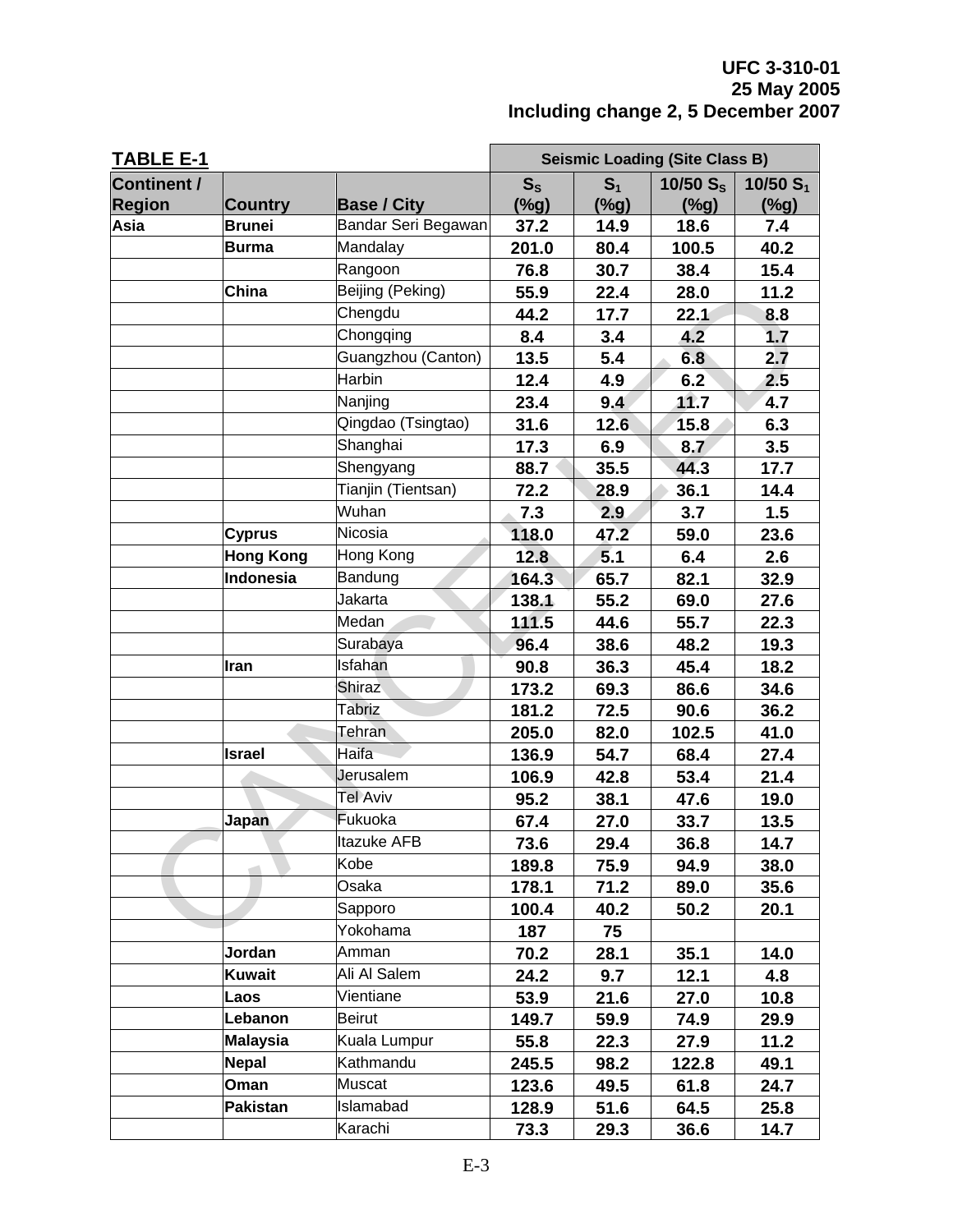| **TABLE E-1** | | | Seismic Loading (Site Class B) | | | |
|---|---|---|---|---|---|---|
| **Continent / Region** | **Country** | **Base / City** | $S_S$ (%g) | $S_1$ (%g) | 10/50 $S_S$ (%g) | 10/50 $S_1$ (%g) |
| **Asia** | **Brunei** | Bandar Seri Begawan | 37.2 | 14.9 | 18.6 | 7.4 |
| | **Burma** | Mandalay | 201.0 | 80.4 | 100.5 | 40.2 |
| | | Rangoon | 76.8 | 30.7 | 38.4 | 15.4 |
| | **China** | Beijing (Peking) | 55.9 | 22.4 | 28.0 | 11.2 |
| | | Chengdu | 44.2 | 17.7 | 22.1 | 8.8 |
| | | Chongqing | 8.4 | 3.4 | 4.2 | 1.7 |
| | | Guangzhou (Canton) | 13.5 | 5.4 | 6.8 | 2.7 |
| | | Harbin | 12.4 | 4.9 | 6.2 | 2.5 |
| | | Nanjing | 23.4 | 9.4 | 11.7 | 4.7 |
| | | Qingdao (Tsingtao) | 31.6 | 12.6 | 15.8 | 6.3 |
| | | Shanghai | 17.3 | 6.9 | 8.7 | 3.5 |
| | | Shengyang | 88.7 | 35.5 | 44.3 | 17.7 |
| | | Tianjin (Tientsan) | 72.2 | 28.9 | 36.1 | 14.4 |
| | | Wuhan | 7.3 | 2.9 | 3.7 | 1.5 |
| | **Cyprus** | Nicosia | 118.0 | 47.2 | 59.0 | 23.6 |
| | **Hong Kong** | Hong Kong | 12.8 | 5.1 | 6.4 | 2.6 |
| | **Indonesia** | Bandung | 164.3 | 65.7 | 82.1 | 32.9 |
| | | Jakarta | 138.1 | 55.2 | 69.0 | 27.6 |
| | | Medan | 111.5 | 44.6 | 55.7 | 22.3 |
| | | Surabaya | 96.4 | 38.6 | 48.2 | 19.3 |
| | **Iran** | Isfahan | 90.8 | 36.3 | 45.4 | 18.2 |
| | | Shiraz | 173.2 | 69.3 | 86.6 | 34.6 |
| | | Tabriz | 181.2 | 72.5 | 90.6 | 36.2 |
| | | Tehran | 205.0 | 82.0 | 102.5 | 41.0 |
| | **Israel** | Haifa | 136.9 | 54.7 | 68.4 | 27.4 |
| | | Jerusalem | 106.9 | 42.8 | 53.4 | 21.4 |
| | | Tel Aviv | 95.2 | 38.1 | 47.6 | 19.0 |
| | **Japan** | Fukuoka | 67.4 | 27.0 | 33.7 | 13.5 |
| | | Itazuke AFB | 73.6 | 29.4 | 36.8 | 14.7 |
| | | Kobe | 189.8 | 75.9 | 94.9 | 38.0 |
| | | Osaka | 178.1 | 71.2 | 89.0 | 35.6 |
| | | Sapporo | 100.4 | 40.2 | 50.2 | 20.1 |
| | | Yokohama | 187 | 75 | | |
| | **Jordan** | Amman | 70.2 | 28.1 | 35.1 | 14.0 |
| | **Kuwait** | Ali Al Salem | 24.2 | 9.7 | 12.1 | 4.8 |
| | **Laos** | Vientiane | 53.9 | 21.6 | 27.0 | 10.8 |
| | **Lebanon** | Beirut | 149.7 | 59.9 | 74.9 | 29.9 |
| | **Malaysia** | Kuala Lumpur | 55.8 | 22.3 | 27.9 | 11.2 |
| | **Nepal** | Kathmandu | 245.5 | 98.2 | 122.8 | 49.1 |
| | **Oman** | Muscat | 123.6 | 49.5 | 61.8 | 24.7 |
| | **Pakistan** | Islamabad | 128.9 | 51.6 | 64.5 | 25.8 |
| | | Karachi | 73.3 | 29.3 | 36.6 | 14.7 |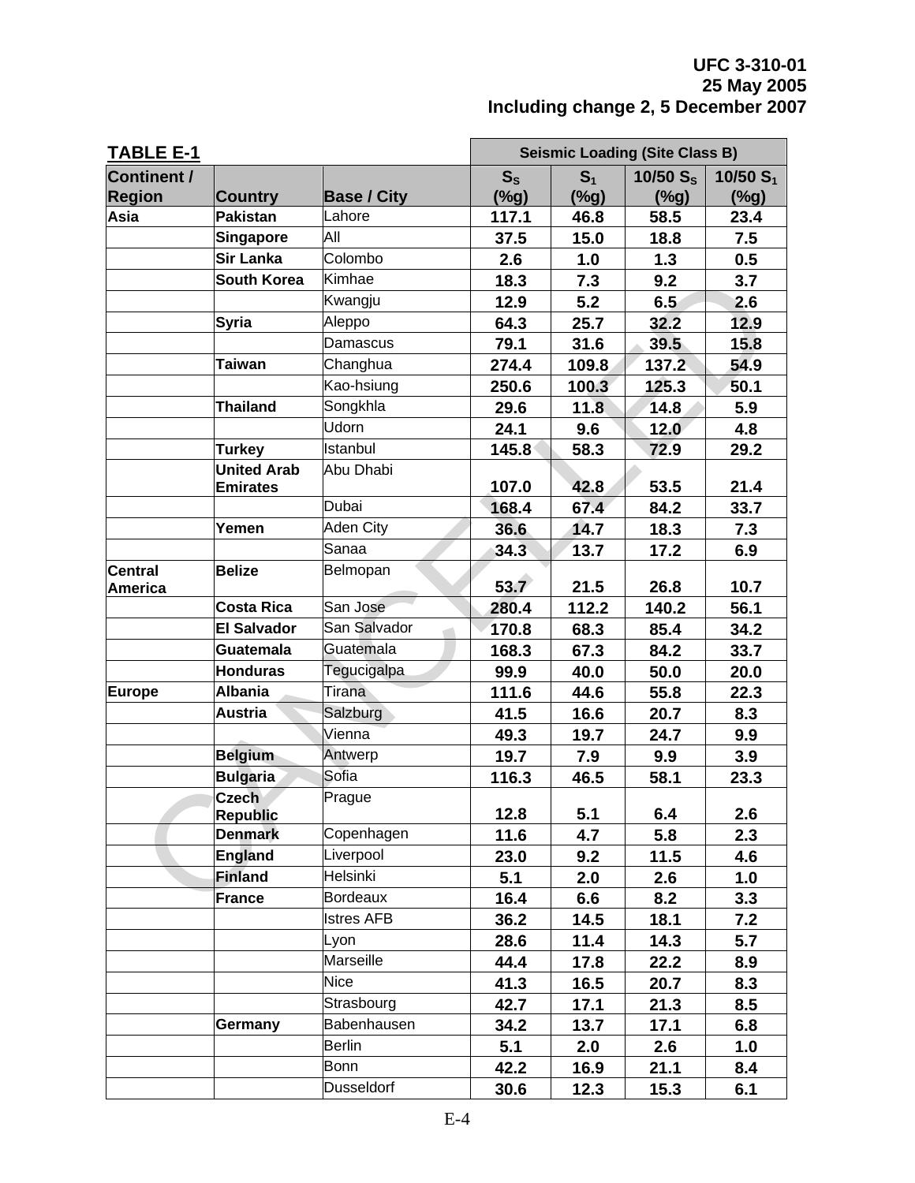**TABLE E-1**

| Continent / Region | Country | Base / City | Seismic Loading (Site Class B) $S_S$ (%g) | $S_1$ (%g) | 10/50 $S_S$ (%g) | 10/50 $S_1$ (%g) |
|---|---|---|---|---|---|---|
| **Asia** | **Pakistan** | Lahore | 117.1 | 46.8 | 58.5 | 23.4 |
| | **Singapore** | All | 37.5 | 15.0 | 18.8 | 7.5 |
| | **Sir Lanka** | Colombo | 2.6 | 1.0 | 1.3 | 0.5 |
| | **South Korea** | Kimhae | 18.3 | 7.3 | 9.2 | 3.7 |
| | | Kwangju | 12.9 | 5.2 | 6.5 | 2.6 |
| | **Syria** | Aleppo | 64.3 | 25.7 | 32.2 | 12.9 |
| | | Damascus | 79.1 | 31.6 | 39.5 | 15.8 |
| | **Taiwan** | Changhua | 274.4 | 109.8 | 137.2 | 54.9 |
| | | Kao-hsiung | 250.6 | 100.3 | 125.3 | 50.1 |
| | **Thailand** | Songkhla | 29.6 | 11.8 | 14.8 | 5.9 |
| | | Udorn | 24.1 | 9.6 | 12.0 | 4.8 |
| | **Turkey** | Istanbul | 145.8 | 58.3 | 72.9 | 29.2 |
| | **United Arab Emirates** | Abu Dhabi | 107.0 | 42.8 | 53.5 | 21.4 |
| | | Dubai | 168.4 | 67.4 | 84.2 | 33.7 |
| | **Yemen** | Aden City | 36.6 | 14.7 | 18.3 | 7.3 |
| | | Sanaa | 34.3 | 13.7 | 17.2 | 6.9 |
| **Central America** | **Belize** | Belmopan | 53.7 | 21.5 | 26.8 | 10.7 |
| | **Costa Rica** | San Jose | 280.4 | 112.2 | 140.2 | 56.1 |
| | **El Salvador** | San Salvador | 170.8 | 68.3 | 85.4 | 34.2 |
| | **Guatemala** | Guatemala | 168.3 | 67.3 | 84.2 | 33.7 |
| | **Honduras** | Tegucigalpa | 99.9 | 40.0 | 50.0 | 20.0 |
| **Europe** | **Albania** | Tirana | 111.6 | 44.6 | 55.8 | 22.3 |
| | **Austria** | Salzburg | 41.5 | 16.6 | 20.7 | 8.3 |
| | | Vienna | 49.3 | 19.7 | 24.7 | 9.9 |
| | **Belgium** | Antwerp | 19.7 | 7.9 | 9.9 | 3.9 |
| | **Bulgaria** | Sofia | 116.3 | 46.5 | 58.1 | 23.3 |
| | **Czech Republic** | Prague | 12.8 | 5.1 | 6.4 | 2.6 |
| | **Denmark** | Copenhagen | 11.6 | 4.7 | 5.8 | 2.3 |
| | **England** | Liverpool | 23.0 | 9.2 | 11.5 | 4.6 |
| | **Finland** | Helsinki | 5.1 | 2.0 | 2.6 | 1.0 |
| | **France** | Bordeaux | 16.4 | 6.6 | 8.2 | 3.3 |
| | | Istres AFB | 36.2 | 14.5 | 18.1 | 7.2 |
| | | Lyon | 28.6 | 11.4 | 14.3 | 5.7 |
| | | Marseille | 44.4 | 17.8 | 22.2 | 8.9 |
| | | Nice | 41.3 | 16.5 | 20.7 | 8.3 |
| | | Strasbourg | 42.7 | 17.1 | 21.3 | 8.5 |
| | **Germany** | Babenhausen | 34.2 | 13.7 | 17.1 | 6.8 |
| | | Berlin | 5.1 | 2.0 | 2.6 | 1.0 |
| | | Bonn | 42.2 | 16.9 | 21.1 | 8.4 |
| | | Dusseldorf | 30.6 | 12.3 | 15.3 | 6.1 |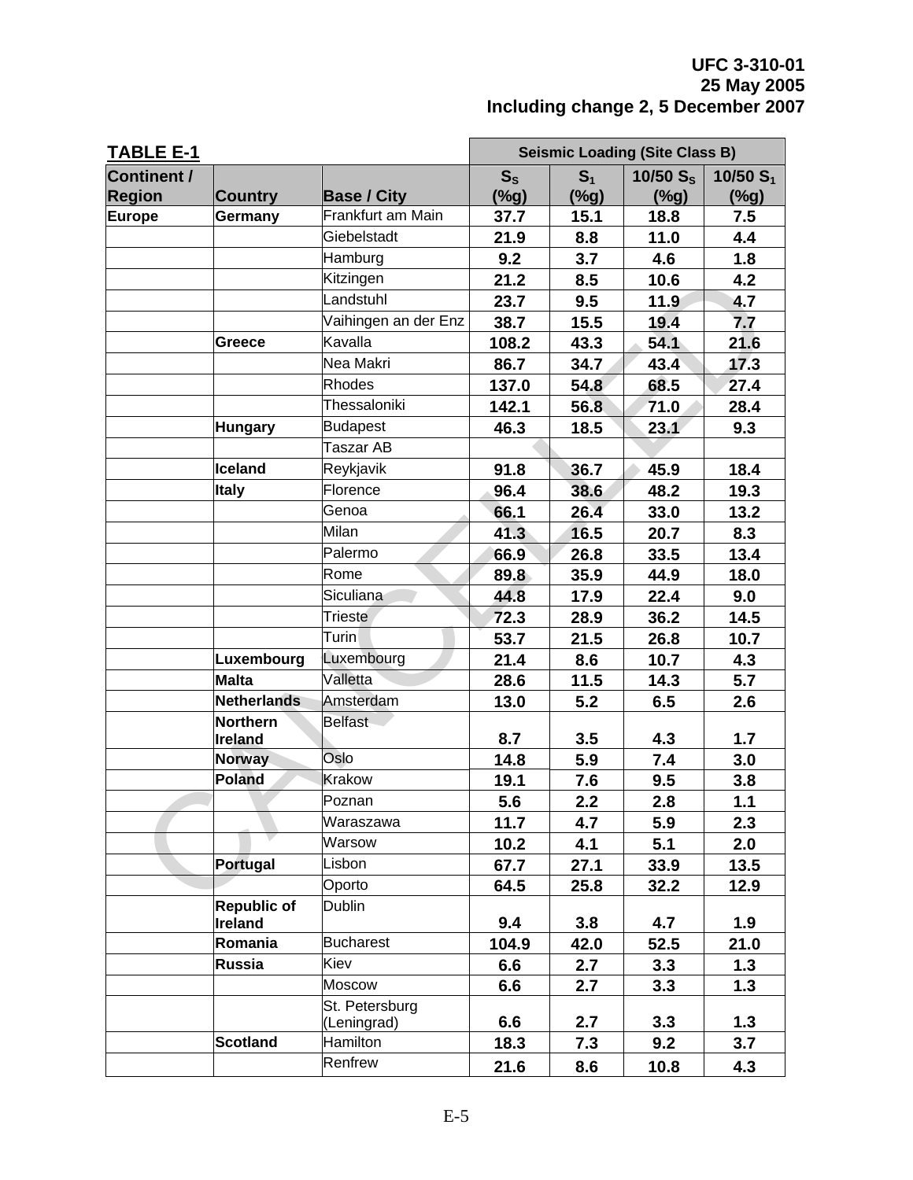**TABLE E-1**

| Continent / Region | Country | Base / City | Seismic Loading (Site Class B) $S_S$ (%g) | $S_1$ (%g) | 10/50 $S_S$ (%g) | 10/50 $S_1$ (%g) |
|---|---|---|---|---|---|---|
| Europe | Germany | Frankfurt am Main | 37.7 | 15.1 | 18.8 | 7.5 |
| | | Giebelstadt | 21.9 | 8.8 | 11.0 | 4.4 |
| | | Hamburg | 9.2 | 3.7 | 4.6 | 1.8 |
| | | Kitzingen | 21.2 | 8.5 | 10.6 | 4.2 |
| | | Landstuhl | 23.7 | 9.5 | 11.9 | 4.7 |
| | | Vaihingen an der Enz | 38.7 | 15.5 | 19.4 | 7.7 |
| | Greece | Kavalla | 108.2 | 43.3 | 54.1 | 21.6 |
| | | Nea Makri | 86.7 | 34.7 | 43.4 | 17.3 |
| | | Rhodes | 137.0 | 54.8 | 68.5 | 27.4 |
| | | Thessaloniki | 142.1 | 56.8 | 71.0 | 28.4 |
| | Hungary | Budapest | 46.3 | 18.5 | 23.1 | 9.3 |
| | | Taszar AB | | | | |
| | Iceland | Reykjavik | 91.8 | 36.7 | 45.9 | 18.4 |
| | Italy | Florence | 96.4 | 38.6 | 48.2 | 19.3 |
| | | Genoa | 66.1 | 26.4 | 33.0 | 13.2 |
| | | Milan | 41.3 | 16.5 | 20.7 | 8.3 |
| | | Palermo | 66.9 | 26.8 | 33.5 | 13.4 |
| | | Rome | 89.8 | 35.9 | 44.9 | 18.0 |
| | | Siculiana | 44.8 | 17.9 | 22.4 | 9.0 |
| | | Trieste | 72.3 | 28.9 | 36.2 | 14.5 |
| | | Turin | 53.7 | 21.5 | 26.8 | 10.7 |
| | Luxembourg | Luxembourg | 21.4 | 8.6 | 10.7 | 4.3 |
| | Malta | Valletta | 28.6 | 11.5 | 14.3 | 5.7 |
| | Netherlands | Amsterdam | 13.0 | 5.2 | 6.5 | 2.6 |
| | Northern Ireland | Belfast | 8.7 | 3.5 | 4.3 | 1.7 |
| | Norway | Oslo | 14.8 | 5.9 | 7.4 | 3.0 |
| | Poland | Krakow | 19.1 | 7.6 | 9.5 | 3.8 |
| | | Poznan | 5.6 | 2.2 | 2.8 | 1.1 |
| | | Waraszawa | 11.7 | 4.7 | 5.9 | 2.3 |
| | | Warsow | 10.2 | 4.1 | 5.1 | 2.0 |
| | Portugal | Lisbon | 67.7 | 27.1 | 33.9 | 13.5 |
| | | Oporto | 64.5 | 25.8 | 32.2 | 12.9 |
| | Republic of Ireland | Dublin | 9.4 | 3.8 | 4.7 | 1.9 |
| | Romania | Bucharest | 104.9 | 42.0 | 52.5 | 21.0 |
| | Russia | Kiev | 6.6 | 2.7 | 3.3 | 1.3 |
| | | Moscow | 6.6 | 2.7 | 3.3 | 1.3 |
| | | St. Petersburg (Leningrad) | 6.6 | 2.7 | 3.3 | 1.3 |
| | Scotland | Hamilton | 18.3 | 7.3 | 9.2 | 3.7 |
| | | Renfrew | 21.6 | 8.6 | 10.8 | 4.3 |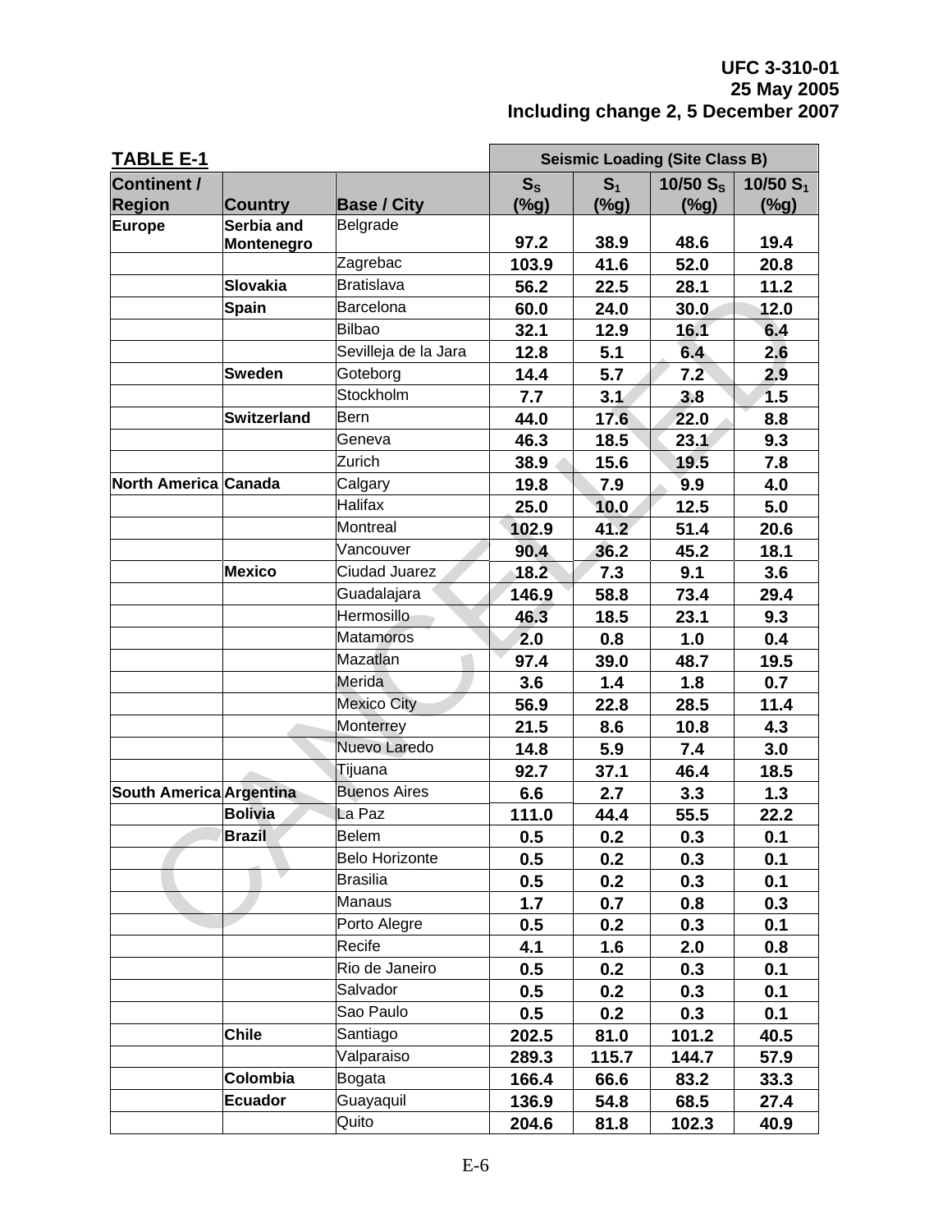**TABLE E-1**

| Continent / Region | Country | Base / City | Seismic Loading (Site Class B) $S_S$ (%g) | $S_1$ (%g) | 10/50 $S_S$ (%g) | 10/50 $S_1$ (%g) |
|---|---|---|---|---|---|---|
| Europe | Serbia and Montenegro | Belgrade | 97.2 | 38.9 | 48.6 | 19.4 |
| | | Zagrebac | 103.9 | 41.6 | 52.0 | 20.8 |
| | Slovakia | Bratislava | 56.2 | 22.5 | 28.1 | 11.2 |
| | Spain | Barcelona | 60.0 | 24.0 | 30.0 | 12.0 |
| | | Bilbao | 32.1 | 12.9 | 16.1 | 6.4 |
| | | Sevilleja de la Jara | 12.8 | 5.1 | 6.4 | 2.6 |
| | Sweden | Goteborg | 14.4 | 5.7 | 7.2 | 2.9 |
| | | Stockholm | 7.7 | 3.1 | 3.8 | 1.5 |
| | Switzerland | Bern | 44.0 | 17.6 | 22.0 | 8.8 |
| | | Geneva | 46.3 | 18.5 | 23.1 | 9.3 |
| | | Zurich | 38.9 | 15.6 | 19.5 | 7.8 |
| North America | Canada | Calgary | 19.8 | 7.9 | 9.9 | 4.0 |
| | | Halifax | 25.0 | 10.0 | 12.5 | 5.0 |
| | | Montreal | 102.9 | 41.2 | 51.4 | 20.6 |
| | | Vancouver | 90.4 | 36.2 | 45.2 | 18.1 |
| | Mexico | Ciudad Juarez | 18.2 | 7.3 | 9.1 | 3.6 |
| | | Guadalajara | 146.9 | 58.8 | 73.4 | 29.4 |
| | | Hermosillo | 46.3 | 18.5 | 23.1 | 9.3 |
| | | Matamoros | 2.0 | 0.8 | 1.0 | 0.4 |
| | | Mazatlan | 97.4 | 39.0 | 48.7 | 19.5 |
| | | Merida | 3.6 | 1.4 | 1.8 | 0.7 |
| | | Mexico City | 56.9 | 22.8 | 28.5 | 11.4 |
| | | Monterrey | 21.5 | 8.6 | 10.8 | 4.3 |
| | | Nuevo Laredo | 14.8 | 5.9 | 7.4 | 3.0 |
| | | Tijuana | 92.7 | 37.1 | 46.4 | 18.5 |
| South America | Argentina | Buenos Aires | 6.6 | 2.7 | 3.3 | 1.3 |
| | Bolivia | La Paz | 111.0 | 44.4 | 55.5 | 22.2 |
| | Brazil | Belem | 0.5 | 0.2 | 0.3 | 0.1 |
| | | Belo Horizonte | 0.5 | 0.2 | 0.3 | 0.1 |
| | | Brasilia | 0.5 | 0.2 | 0.3 | 0.1 |
| | | Manaus | 1.7 | 0.7 | 0.8 | 0.3 |
| | | Porto Alegre | 0.5 | 0.2 | 0.3 | 0.1 |
| | | Recife | 4.1 | 1.6 | 2.0 | 0.8 |
| | | Rio de Janeiro | 0.5 | 0.2 | 0.3 | 0.1 |
| | | Salvador | 0.5 | 0.2 | 0.3 | 0.1 |
| | | Sao Paulo | 0.5 | 0.2 | 0.3 | 0.1 |
| | Chile | Santiago | 202.5 | 81.0 | 101.2 | 40.5 |
| | | Valparaiso | 289.3 | 115.7 | 144.7 | 57.9 |
| | Colombia | Bogata | 166.4 | 66.6 | 83.2 | 33.3 |
| | Ecuador | Guayaquil | 136.9 | 54.8 | 68.5 | 27.4 |
| | | Quito | 204.6 | 81.8 | 102.3 | 40.9 |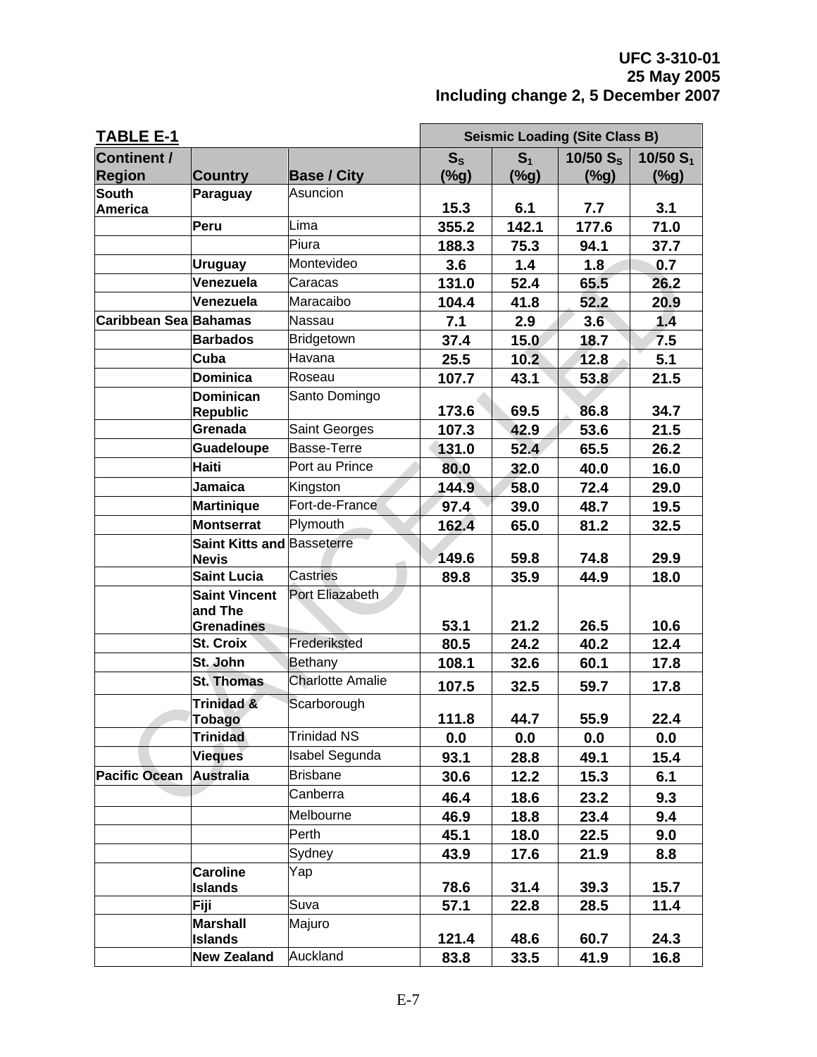**TABLE E-1**

| | | | Seismic Loading (Site Class B) | | | |
|---|---|---|---|---|---|---|
| **Continent / Region** | **Country** | **Base / City** | **$S_S$ (%g)** | **$S_1$ (%g)** | **10/50 $S_S$ (%g)** | **10/50 $S_1$ (%g)** |
| **South America** | **Paraguay** | Asuncion | **15.3** | **6.1** | **7.7** | **3.1** |
| | **Peru** | Lima | **355.2** | **142.1** | **177.6** | **71.0** |
| | | Piura | **188.3** | **75.3** | **94.1** | **37.7** |
| | **Uruguay** | Montevideo | **3.6** | **1.4** | **1.8** | **0.7** |
| | **Venezuela** | Caracas | **131.0** | **52.4** | **65.5** | **26.2** |
| | **Venezuela** | Maracaibo | **104.4** | **41.8** | **52.2** | **20.9** |
| **Caribbean Sea** | **Bahamas** | Nassau | **7.1** | **2.9** | **3.6** | **1.4** |
| | **Barbados** | Bridgetown | **37.4** | **15.0** | **18.7** | **7.5** |
| | **Cuba** | Havana | **25.5** | **10.2** | **12.8** | **5.1** |
| | **Dominica** | Roseau | **107.7** | **43.1** | **53.8** | **21.5** |
| | **Dominican Republic** | Santo Domingo | **173.6** | **69.5** | **86.8** | **34.7** |
| | **Grenada** | Saint Georges | **107.3** | **42.9** | **53.6** | **21.5** |
| | **Guadeloupe** | Basse-Terre | **131.0** | **52.4** | **65.5** | **26.2** |
| | **Haiti** | Port au Prince | **80.0** | **32.0** | **40.0** | **16.0** |
| | **Jamaica** | Kingston | **144.9** | **58.0** | **72.4** | **29.0** |
| | **Martinique** | Fort-de-France | **97.4** | **39.0** | **48.7** | **19.5** |
| | **Montserrat** | Plymouth | **162.4** | **65.0** | **81.2** | **32.5** |
| | **Saint Kitts and Nevis** | Basseterre | **149.6** | **59.8** | **74.8** | **29.9** |
| | **Saint Lucia** | Castries | **89.8** | **35.9** | **44.9** | **18.0** |
| | **Saint Vincent and The Grenadines** | Port Eliazabeth | **53.1** | **21.2** | **26.5** | **10.6** |
| | **St. Croix** | Frederiksted | **80.5** | **24.2** | **40.2** | **12.4** |
| | **St. John** | Bethany | **108.1** | **32.6** | **60.1** | **17.8** |
| | **St. Thomas** | Charlotte Amalie | **107.5** | **32.5** | **59.7** | **17.8** |
| | **Trinidad & Tobago** | Scarborough | **111.8** | **44.7** | **55.9** | **22.4** |
| | **Trinidad** | Trinidad NS | **0.0** | **0.0** | **0.0** | **0.0** |
| | **Vieques** | Isabel Segunda | **93.1** | **28.8** | **49.1** | **15.4** |
| **Pacific Ocean** | **Australia** | Brisbane | **30.6** | **12.2** | **15.3** | **6.1** |
| | | Canberra | **46.4** | **18.6** | **23.2** | **9.3** |
| | | Melbourne | **46.9** | **18.8** | **23.4** | **9.4** |
| | | Perth | **45.1** | **18.0** | **22.5** | **9.0** |
| | | Sydney | **43.9** | **17.6** | **21.9** | **8.8** |
| | **Caroline Islands** | Yap | **78.6** | **31.4** | **39.3** | **15.7** |
| | **Fiji** | Suva | **57.1** | **22.8** | **28.5** | **11.4** |
| | **Marshall Islands** | Majuro | **121.4** | **48.6** | **60.7** | **24.3** |
| | **New Zealand** | Auckland | **83.8** | **33.5** | **41.9** | **16.8** |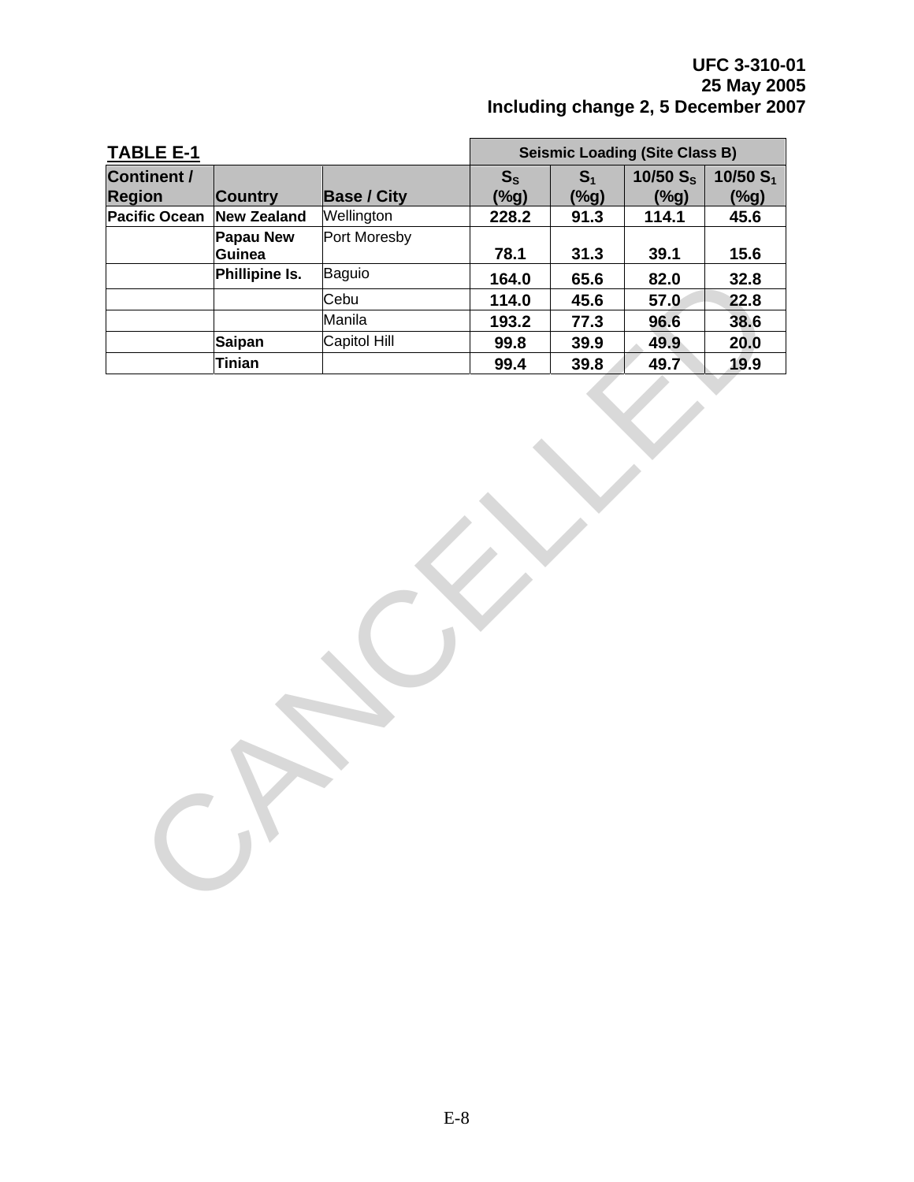**TABLE E-1**

| Continent / Region | Country | Base / City | Seismic Loading (Site Class B) $S_S$ (%g) | $S_1$ (%g) | 10/50 $S_S$ (%g) | 10/50 $S_1$ (%g) |
|---|---|---|---|---|---|---|
| Pacific Ocean | New Zealand | Wellington | 228.2 | 91.3 | 114.1 | 45.6 |
| | Papau New Guinea | Port Moresby | 78.1 | 31.3 | 39.1 | 15.6 |
| | Phillipine Is. | Baguio | 164.0 | 65.6 | 82.0 | 32.8 |
| | | Cebu | 114.0 | 45.6 | 57.0 | 22.8 |
| | | Manila | 193.2 | 77.3 | 96.6 | 38.6 |
| | Saipan | Capitol Hill | 99.8 | 39.9 | 49.9 | 20.0 |
| | Tinian | | 99.4 | 39.8 | 49.7 | 19.9 |